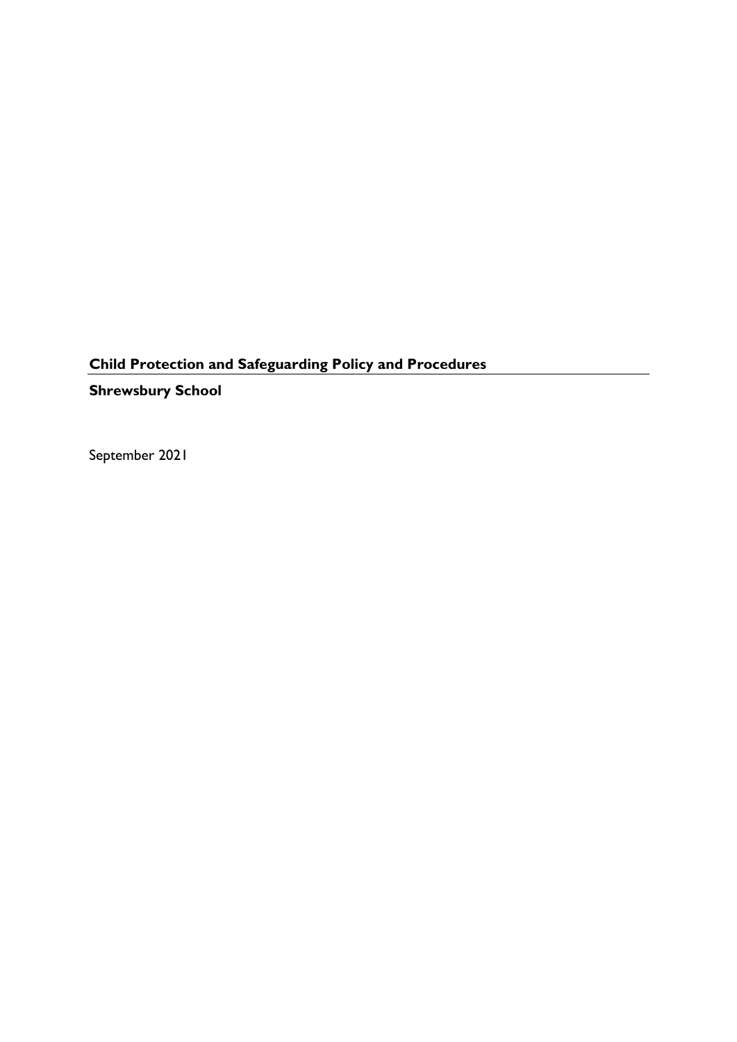**Child Protection and Safeguarding Policy and Procedures**

**Shrewsbury School**

September 2021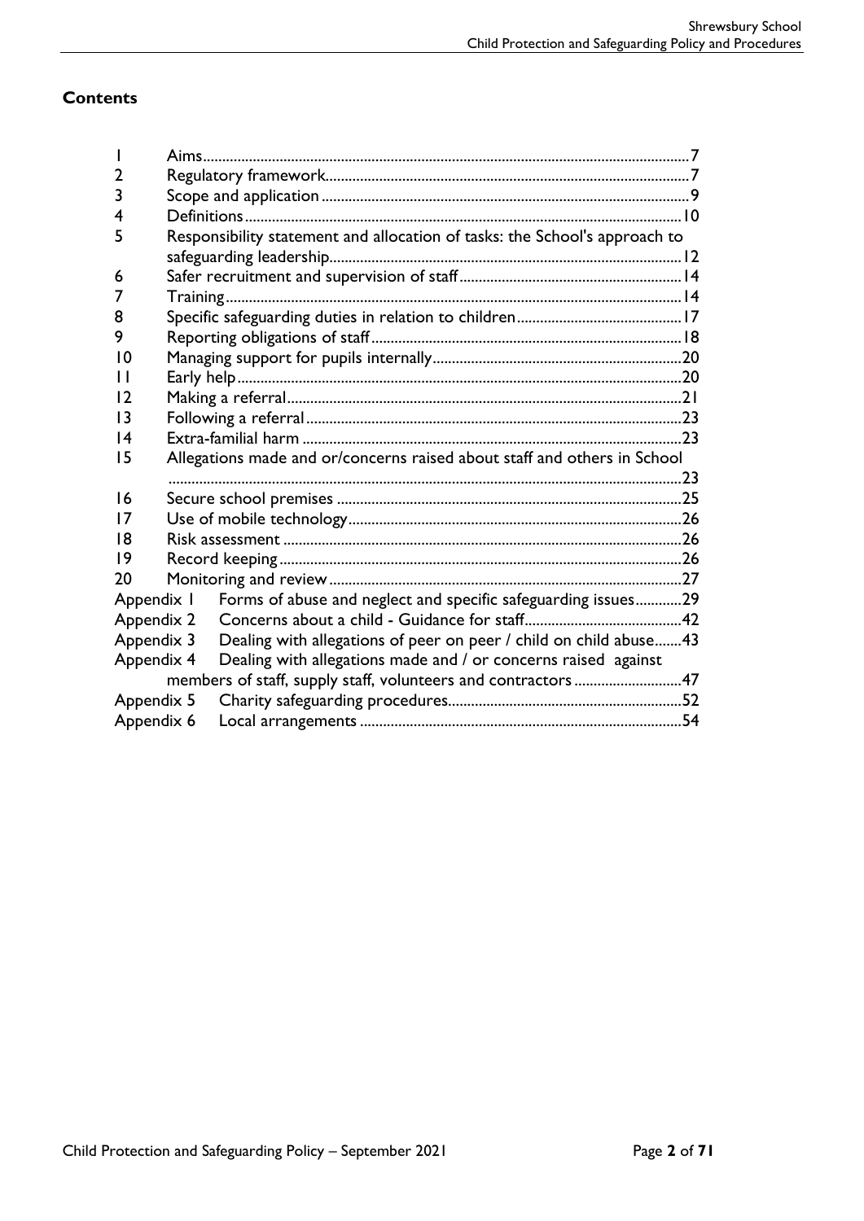## Contents

| | | |
|---|---|---|
| 1 | Aims | 7 |
| 2 | Regulatory framework | 7 |
| 3 | Scope and application | 9 |
| 4 | Definitions | 10 |
| 5 | Responsibility statement and allocation of tasks: the School's approach to safeguarding leadership | 12 |
| 6 | Safer recruitment and supervision of staff | 14 |
| 7 | Training | 14 |
| 8 | Specific safeguarding duties in relation to children | 17 |
| 9 | Reporting obligations of staff | 18 |
| 10 | Managing support for pupils internally | 20 |
| 11 | Early help | 20 |
| 12 | Making a referral | 21 |
| 13 | Following a referral | 23 |
| 14 | Extra-familial harm | 23 |
| 15 | Allegations made and or/concerns raised about staff and others in School | 23 |
| 16 | Secure school premises | 25 |
| 17 | Use of mobile technology | 26 |
| 18 | Risk assessment | 26 |
| 19 | Record keeping | 26 |
| 20 | Monitoring and review | 27 |
| Appendix 1 | Forms of abuse and neglect and specific safeguarding issues | 29 |
| Appendix 2 | Concerns about a child - Guidance for staff | 42 |
| Appendix 3 | Dealing with allegations of peer on peer / child on child abuse | 43 |
| Appendix 4 | Dealing with allegations made and / or concerns raised against members of staff, supply staff, volunteers and contractors | 47 |
| Appendix 5 | Charity safeguarding procedures | 52 |
| Appendix 6 | Local arrangements | 54 |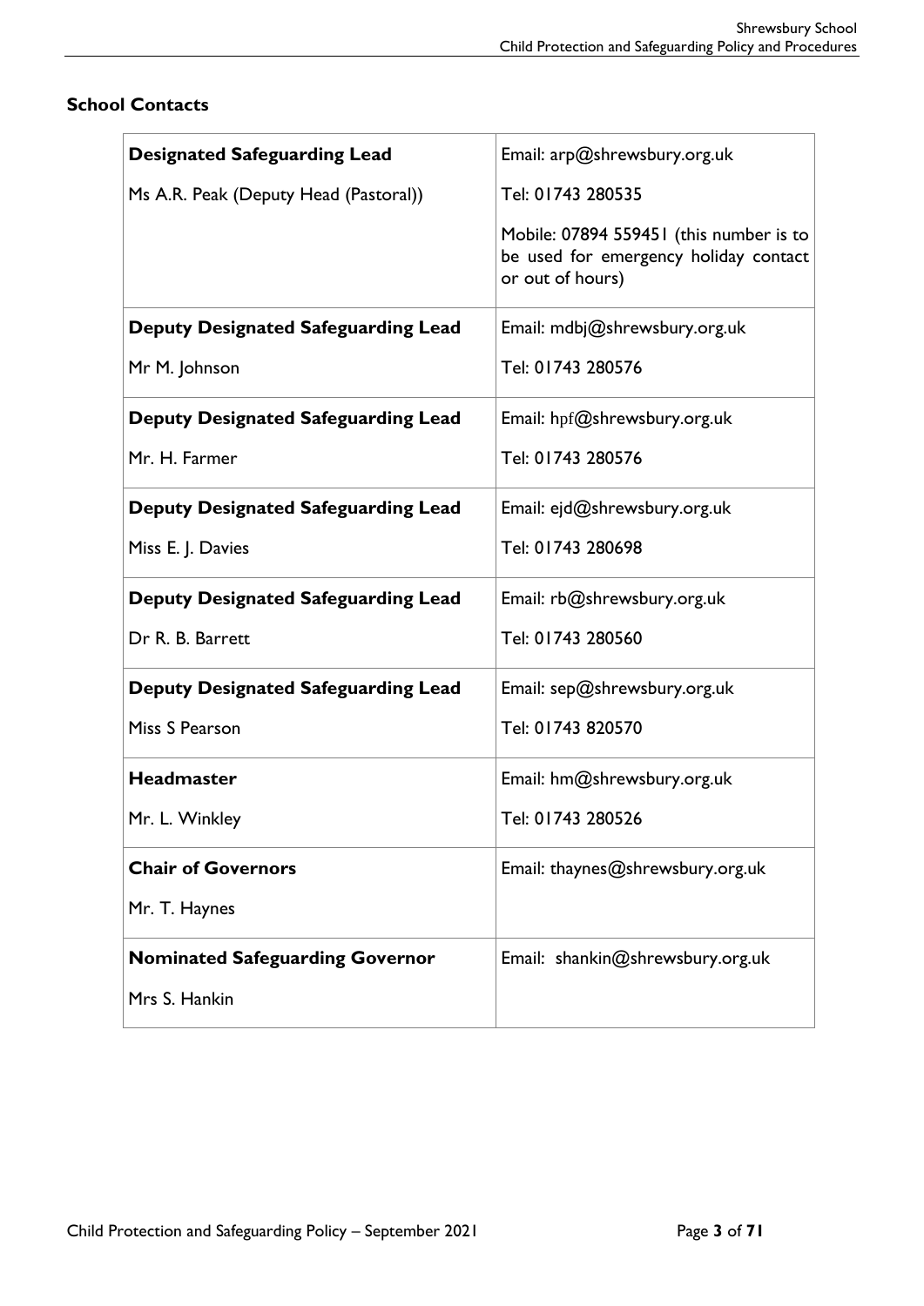## School Contacts

| | |
|---|---|
| **Designated Safeguarding Lead**<br><br>Ms A.R. Peak (Deputy Head (Pastoral)) | Email: arp@shrewsbury.org.uk<br><br>Tel: 01743 280535<br><br>Mobile: 07894 559451 (this number is to be used for emergency holiday contact or out of hours) |
| **Deputy Designated Safeguarding Lead**<br><br>Mr M. Johnson | Email: mdbj@shrewsbury.org.uk<br><br>Tel: 01743 280576 |
| **Deputy Designated Safeguarding Lead**<br><br>Mr. H. Farmer | Email: hpf@shrewsbury.org.uk<br><br>Tel: 01743 280576 |
| **Deputy Designated Safeguarding Lead**<br><br>Miss E. J. Davies | Email: ejd@shrewsbury.org.uk<br><br>Tel: 01743 280698 |
| **Deputy Designated Safeguarding Lead**<br><br>Dr R. B. Barrett | Email: rb@shrewsbury.org.uk<br><br>Tel: 01743 280560 |
| **Deputy Designated Safeguarding Lead**<br><br>Miss S Pearson | Email: sep@shrewsbury.org.uk<br><br>Tel: 01743 820570 |
| **Headmaster**<br><br>Mr. L. Winkley | Email: hm@shrewsbury.org.uk<br><br>Tel: 01743 280526 |
| **Chair of Governors**<br><br>Mr. T. Haynes | Email: thaynes@shrewsbury.org.uk |
| **Nominated Safeguarding Governor**<br><br>Mrs S. Hankin | Email: shankin@shrewsbury.org.uk |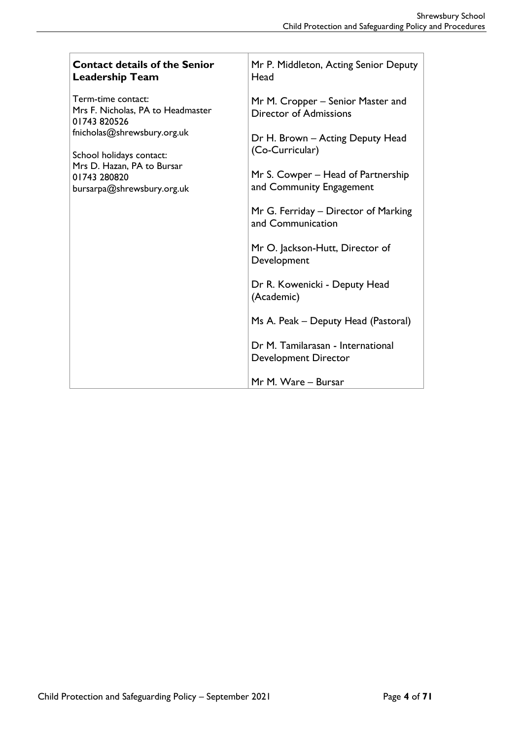| **Contact details of the Senior Leadership Team**<br><br>Term-time contact:<br>Mrs F. Nicholas, PA to Headmaster<br>01743 820526<br>fnicholas@shrewsbury.org.uk<br><br>School holidays contact:<br>Mrs D. Hazan, PA to Bursar<br>01743 280820<br>bursarpa@shrewsbury.org.uk | Mr P. Middleton, Acting Senior Deputy Head<br><br>Mr M. Cropper – Senior Master and Director of Admissions<br><br>Dr H. Brown – Acting Deputy Head (Co-Curricular)<br><br>Mr S. Cowper – Head of Partnership and Community Engagement<br><br>Mr G. Ferriday – Director of Marking and Communication<br><br>Mr O. Jackson-Hutt, Director of Development<br><br>Dr R. Kowenicki - Deputy Head (Academic)<br><br>Ms A. Peak – Deputy Head (Pastoral)<br><br>Dr M. Tamilarasan - International Development Director<br><br>Mr M. Ware – Bursar |
|---|---|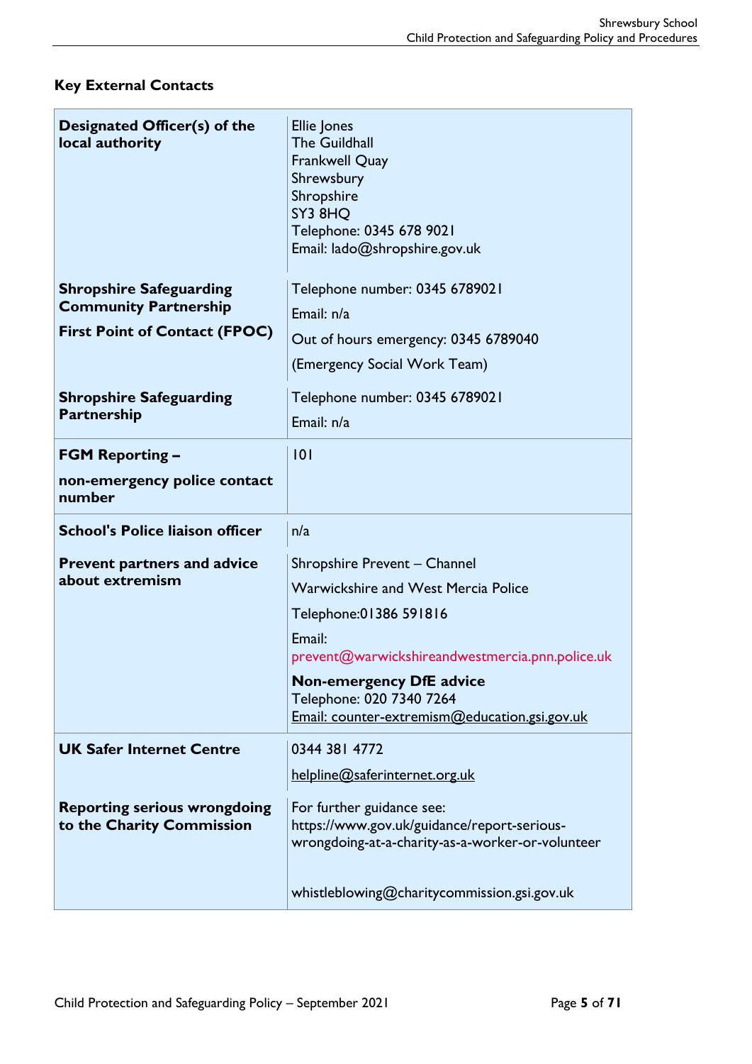### Key External Contacts

| | |
|---|---|
| **Designated Officer(s) of the local authority** | Ellie Jones<br>The Guildhall<br>Frankwell Quay<br>Shrewsbury<br>Shropshire<br>SY3 8HQ<br>Telephone: 0345 678 9021<br>Email: lado@shropshire.gov.uk |
| **Shropshire Safeguarding Community Partnership**<br>**First Point of Contact (FPOC)** | Telephone number: 0345 6789021<br>Email: n/a<br>Out of hours emergency: 0345 6789040<br>(Emergency Social Work Team) |
| **Shropshire Safeguarding Partnership** | Telephone number: 0345 6789021<br>Email: n/a |
| **FGM Reporting –**<br>**non-emergency police contact number** | 101 |
| **School's Police liaison officer** | n/a |
| **Prevent partners and advice about extremism** | Shropshire Prevent – Channel<br>Warwickshire and West Mercia Police<br>Telephone:01386 591816<br>Email:<br>prevent@warwickshireandwestmercia.pnn.police.uk<br>**Non-emergency DfE advice**<br>Telephone: 020 7340 7264<br>Email: counter-extremism@education.gsi.gov.uk |
| **UK Safer Internet Centre** | 0344 381 4772<br>helpline@saferinternet.org.uk |
| **Reporting serious wrongdoing to the Charity Commission** | For further guidance see:<br>https://www.gov.uk/guidance/report-serious-wrongdoing-at-a-charity-as-a-worker-or-volunteer<br><br>whistleblowing@charitycommission.gsi.gov.uk |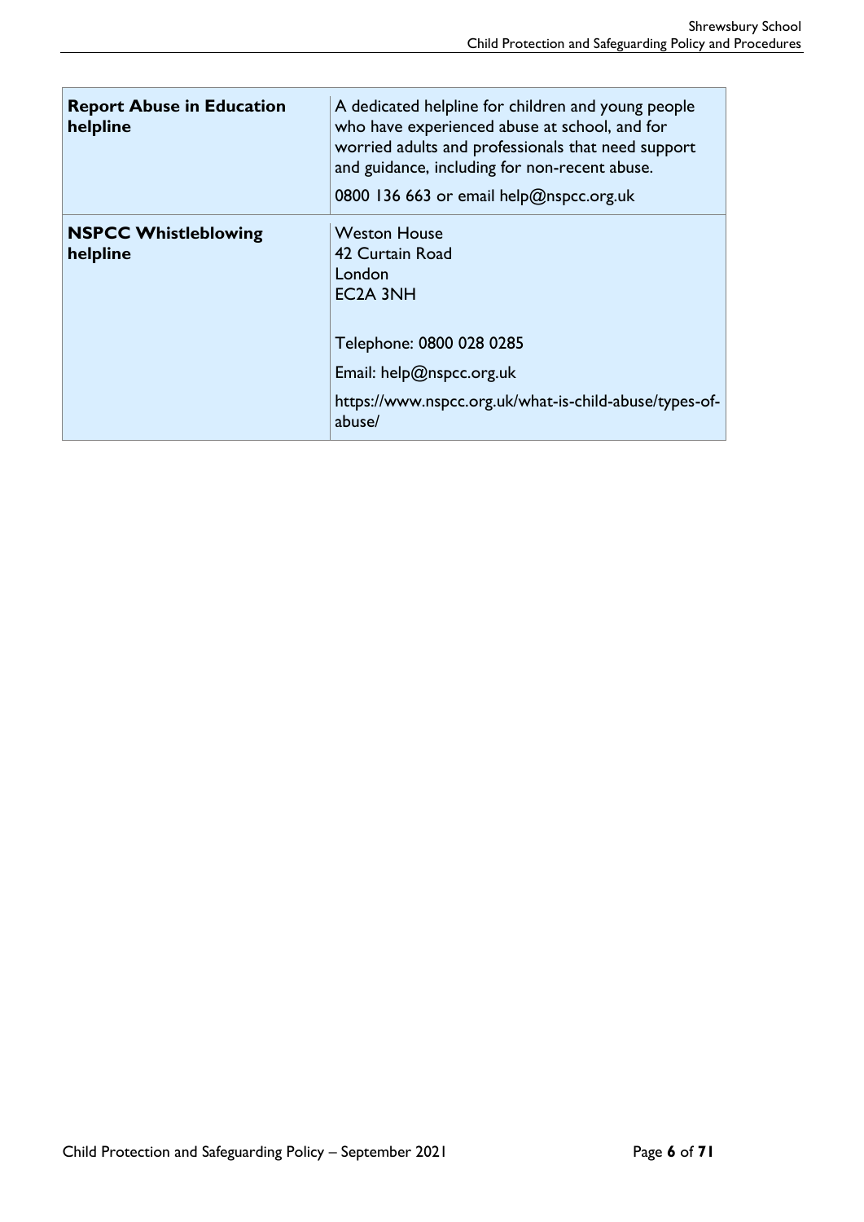| | |
|---|---|
| **Report Abuse in Education helpline** | A dedicated helpline for children and young people who have experienced abuse at school, and for worried adults and professionals that need support and guidance, including for non-recent abuse.<br><br>0800 136 663 or email help@nspcc.org.uk |
| **NSPCC Whistleblowing helpline** | Weston House<br>42 Curtain Road<br>London<br>EC2A 3NH<br><br>Telephone: 0800 028 0285<br><br>Email: help@nspcc.org.uk<br><br>https://www.nspcc.org.uk/what-is-child-abuse/types-of-abuse/ |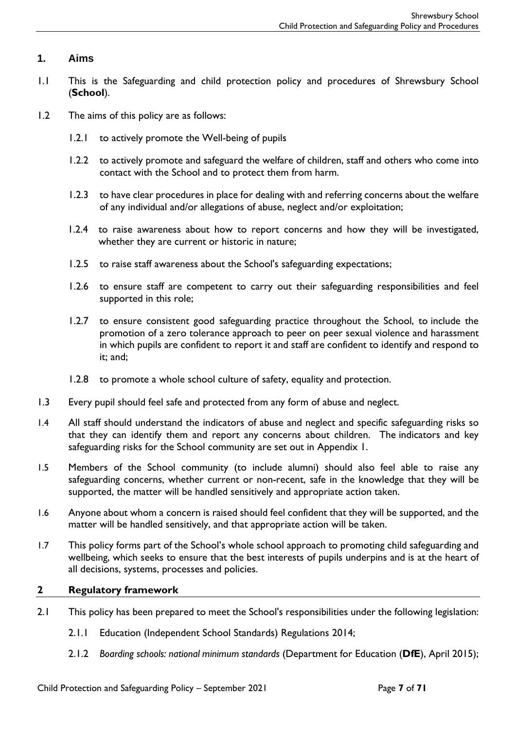## 1. Aims

1.1 This is the Safeguarding and child protection policy and procedures of Shrewsbury School (**School**).

1.2 The aims of this policy are as follows:

1.2.1 to actively promote the Well-being of pupils

1.2.2 to actively promote and safeguard the welfare of children, staff and others who come into contact with the School and to protect them from harm.

1.2.3 to have clear procedures in place for dealing with and referring concerns about the welfare of any individual and/or allegations of abuse, neglect and/or exploitation;

1.2.4 to raise awareness about how to report concerns and how they will be investigated, whether they are current or historic in nature;

1.2.5 to raise staff awareness about the School's safeguarding expectations;

1.2.6 to ensure staff are competent to carry out their safeguarding responsibilities and feel supported in this role;

1.2.7 to ensure consistent good safeguarding practice throughout the School, to include the promotion of a zero tolerance approach to peer on peer sexual violence and harassment in which pupils are confident to report it and staff are confident to identify and respond to it; and;

1.2.8 to promote a whole school culture of safety, equality and protection.

1.3 Every pupil should feel safe and protected from any form of abuse and neglect.

1.4 All staff should understand the indicators of abuse and neglect and specific safeguarding risks so that they can identify them and report any concerns about children. The indicators and key safeguarding risks for the School community are set out in Appendix 1.

1.5 Members of the School community (to include alumni) should also feel able to raise any safeguarding concerns, whether current or non-recent, safe in the knowledge that they will be supported, the matter will be handled sensitively and appropriate action taken.

1.6 Anyone about whom a concern is raised should feel confident that they will be supported, and the matter will be handled sensitively, and that appropriate action will be taken.

1.7 This policy forms part of the School's whole school approach to promoting child safeguarding and wellbeing, which seeks to ensure that the best interests of pupils underpins and is at the heart of all decisions, systems, processes and policies.

## 2 Regulatory framework

2.1 This policy has been prepared to meet the School's responsibilities under the following legislation:

2.1.1 Education (Independent School Standards) Regulations 2014;

2.1.2 *Boarding schools: national minimum standards* (Department for Education (**DfE**), April 2015);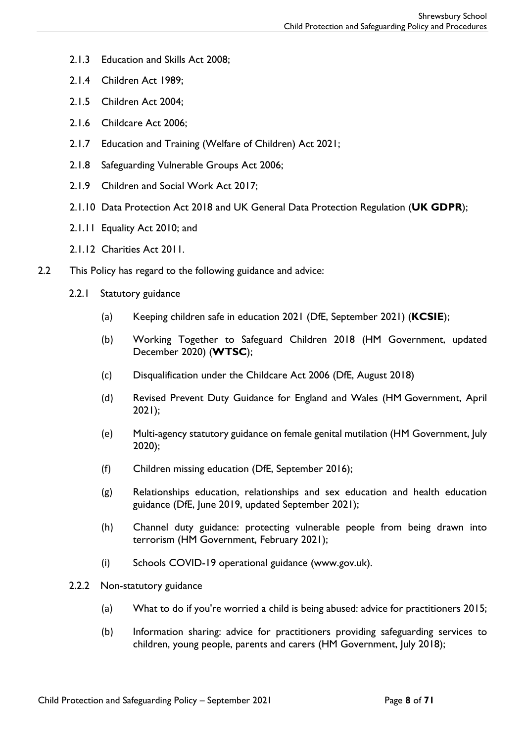2.1.3 Education and Skills Act 2008;

2.1.4 Children Act 1989;

2.1.5 Children Act 2004;

2.1.6 Childcare Act 2006;

2.1.7 Education and Training (Welfare of Children) Act 2021;

2.1.8 Safeguarding Vulnerable Groups Act 2006;

2.1.9 Children and Social Work Act 2017;

2.1.10 Data Protection Act 2018 and UK General Data Protection Regulation (**UK GDPR**);

2.1.11 Equality Act 2010; and

2.1.12 Charities Act 2011.

2.2 This Policy has regard to the following guidance and advice:

2.2.1 Statutory guidance

(a) Keeping children safe in education 2021 (DfE, September 2021) (**KCSIE**);

(b) Working Together to Safeguard Children 2018 (HM Government, updated December 2020) (**WTSC**);

(c) Disqualification under the Childcare Act 2006 (DfE, August 2018)

(d) Revised Prevent Duty Guidance for England and Wales (HM Government, April 2021);

(e) Multi-agency statutory guidance on female genital mutilation (HM Government, July 2020);

(f) Children missing education (DfE, September 2016);

(g) Relationships education, relationships and sex education and health education guidance (DfE, June 2019, updated September 2021);

(h) Channel duty guidance: protecting vulnerable people from being drawn into terrorism (HM Government, February 2021);

(i) Schools COVID-19 operational guidance (www.gov.uk).

2.2.2 Non-statutory guidance

(a) What to do if you're worried a child is being abused: advice for practitioners 2015;

(b) Information sharing: advice for practitioners providing safeguarding services to children, young people, parents and carers (HM Government, July 2018);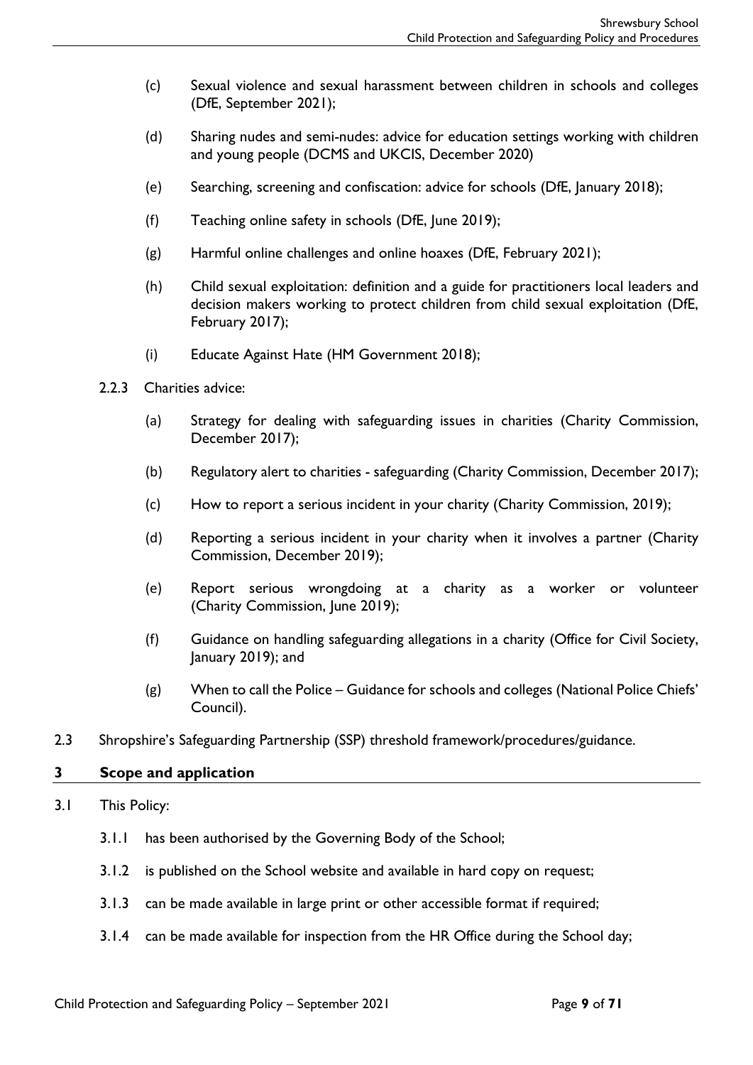(c) Sexual violence and sexual harassment between children in schools and colleges (DfE, September 2021);

(d) Sharing nudes and semi-nudes: advice for education settings working with children and young people (DCMS and UKCIS, December 2020)

(e) Searching, screening and confiscation: advice for schools (DfE, January 2018);

(f) Teaching online safety in schools (DfE, June 2019);

(g) Harmful online challenges and online hoaxes (DfE, February 2021);

(h) Child sexual exploitation: definition and a guide for practitioners local leaders and decision makers working to protect children from child sexual exploitation (DfE, February 2017);

(i) Educate Against Hate (HM Government 2018);

2.2.3 Charities advice:

(a) Strategy for dealing with safeguarding issues in charities (Charity Commission, December 2017);

(b) Regulatory alert to charities - safeguarding (Charity Commission, December 2017);

(c) How to report a serious incident in your charity (Charity Commission, 2019);

(d) Reporting a serious incident in your charity when it involves a partner (Charity Commission, December 2019);

(e) Report serious wrongdoing at a charity as a worker or volunteer (Charity Commission, June 2019);

(f) Guidance on handling safeguarding allegations in a charity (Office for Civil Society, January 2019); and

(g) When to call the Police – Guidance for schools and colleges (National Police Chiefs' Council).

2.3 Shropshire's Safeguarding Partnership (SSP) threshold framework/procedures/guidance.

## 3 Scope and application

3.1 This Policy:

3.1.1 has been authorised by the Governing Body of the School;

3.1.2 is published on the School website and available in hard copy on request;

3.1.3 can be made available in large print or other accessible format if required;

3.1.4 can be made available for inspection from the HR Office during the School day;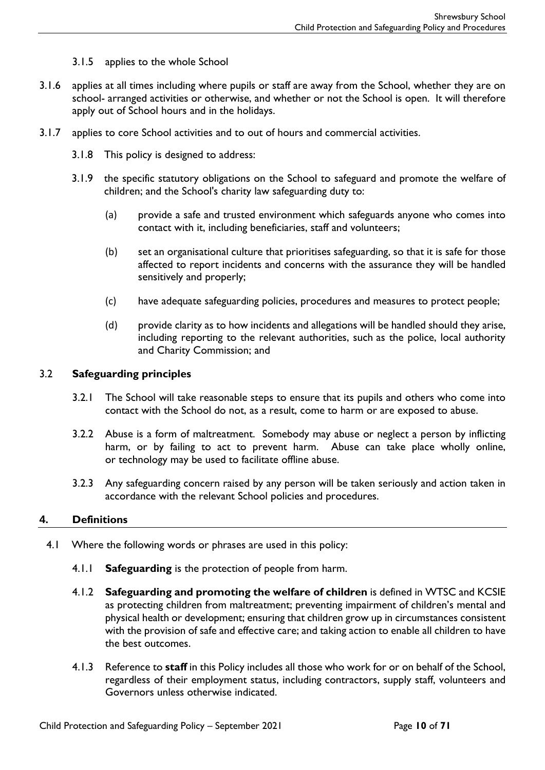3.1.5 applies to the whole School

3.1.6 applies at all times including where pupils or staff are away from the School, whether they are on school- arranged activities or otherwise, and whether or not the School is open. It will therefore apply out of School hours and in the holidays.

3.1.7 applies to core School activities and to out of hours and commercial activities.

3.1.8 This policy is designed to address:

3.1.9 the specific statutory obligations on the School to safeguard and promote the welfare of children; and the School's charity law safeguarding duty to:

(a) provide a safe and trusted environment which safeguards anyone who comes into contact with it, including beneficiaries, staff and volunteers;

(b) set an organisational culture that prioritises safeguarding, so that it is safe for those affected to report incidents and concerns with the assurance they will be handled sensitively and properly;

(c) have adequate safeguarding policies, procedures and measures to protect people;

(d) provide clarity as to how incidents and allegations will be handled should they arise, including reporting to the relevant authorities, such as the police, local authority and Charity Commission; and

### 3.2 Safeguarding principles

3.2.1 The School will take reasonable steps to ensure that its pupils and others who come into contact with the School do not, as a result, come to harm or are exposed to abuse.

3.2.2 Abuse is a form of maltreatment. Somebody may abuse or neglect a person by inflicting harm, or by failing to act to prevent harm. Abuse can take place wholly online, or technology may be used to facilitate offline abuse.

3.2.3 Any safeguarding concern raised by any person will be taken seriously and action taken in accordance with the relevant School policies and procedures.

## 4. Definitions

4.1 Where the following words or phrases are used in this policy:

4.1.1 **Safeguarding** is the protection of people from harm.

4.1.2 **Safeguarding and promoting the welfare of children** is defined in WTSC and KCSIE as protecting children from maltreatment; preventing impairment of children's mental and physical health or development; ensuring that children grow up in circumstances consistent with the provision of safe and effective care; and taking action to enable all children to have the best outcomes.

4.1.3 Reference to **staff** in this Policy includes all those who work for or on behalf of the School, regardless of their employment status, including contractors, supply staff, volunteers and Governors unless otherwise indicated.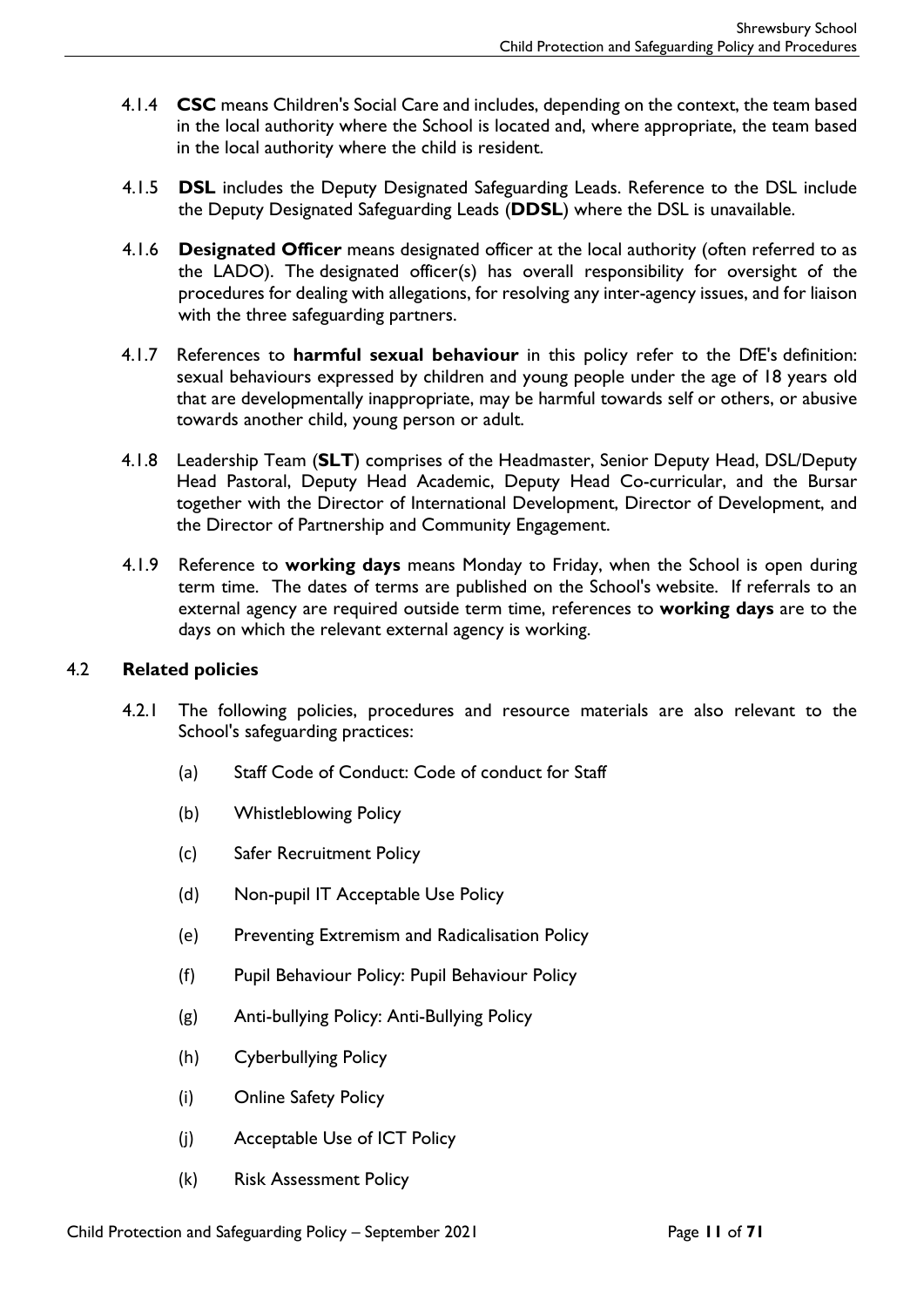4.1.4 **CSC** means Children's Social Care and includes, depending on the context, the team based in the local authority where the School is located and, where appropriate, the team based in the local authority where the child is resident.

4.1.5 **DSL** includes the Deputy Designated Safeguarding Leads. Reference to the DSL include the Deputy Designated Safeguarding Leads (**DDSL**) where the DSL is unavailable.

4.1.6 **Designated Officer** means designated officer at the local authority (often referred to as the LADO). The designated officer(s) has overall responsibility for oversight of the procedures for dealing with allegations, for resolving any inter-agency issues, and for liaison with the three safeguarding partners.

4.1.7 References to **harmful sexual behaviour** in this policy refer to the DfE's definition: sexual behaviours expressed by children and young people under the age of 18 years old that are developmentally inappropriate, may be harmful towards self or others, or abusive towards another child, young person or adult.

4.1.8 Leadership Team (**SLT**) comprises of the Headmaster, Senior Deputy Head, DSL/Deputy Head Pastoral, Deputy Head Academic, Deputy Head Co-curricular, and the Bursar together with the Director of International Development, Director of Development, and the Director of Partnership and Community Engagement.

4.1.9 Reference to **working days** means Monday to Friday, when the School is open during term time. The dates of terms are published on the School's website. If referrals to an external agency are required outside term time, references to **working days** are to the days on which the relevant external agency is working.

### 4.2 Related policies

4.2.1 The following policies, procedures and resource materials are also relevant to the School's safeguarding practices:

(a) Staff Code of Conduct: Code of conduct for Staff

(b) Whistleblowing Policy

(c) Safer Recruitment Policy

(d) Non-pupil IT Acceptable Use Policy

(e) Preventing Extremism and Radicalisation Policy

(f) Pupil Behaviour Policy: Pupil Behaviour Policy

(g) Anti-bullying Policy: Anti-Bullying Policy

(h) Cyberbullying Policy

(i) Online Safety Policy

(j) Acceptable Use of ICT Policy

(k) Risk Assessment Policy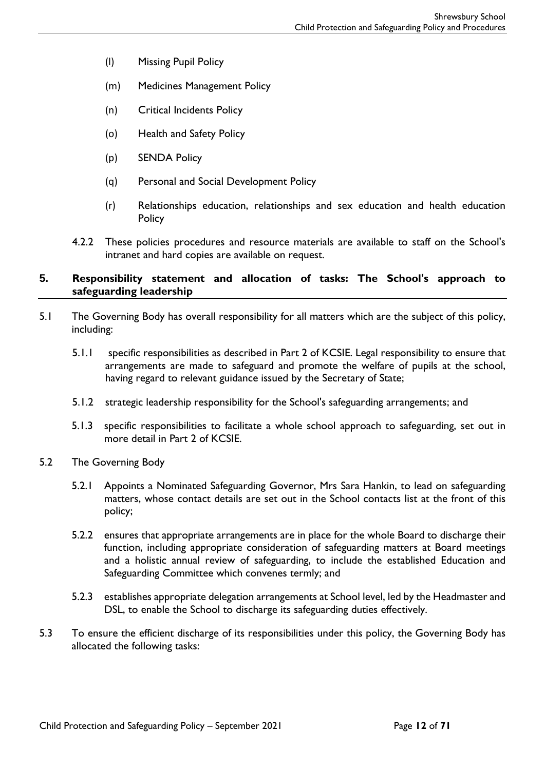(l) Missing Pupil Policy

(m) Medicines Management Policy

(n) Critical Incidents Policy

(o) Health and Safety Policy

(p) SENDA Policy

(q) Personal and Social Development Policy

(r) Relationships education, relationships and sex education and health education Policy

4.2.2 These policies procedures and resource materials are available to staff on the School's intranet and hard copies are available on request.

## 5. Responsibility statement and allocation of tasks: The School's approach to safeguarding leadership

5.1 The Governing Body has overall responsibility for all matters which are the subject of this policy, including:

5.1.1 specific responsibilities as described in Part 2 of KCSIE. Legal responsibility to ensure that arrangements are made to safeguard and promote the welfare of pupils at the school, having regard to relevant guidance issued by the Secretary of State;

5.1.2 strategic leadership responsibility for the School's safeguarding arrangements; and

5.1.3 specific responsibilities to facilitate a whole school approach to safeguarding, set out in more detail in Part 2 of KCSIE.

5.2 The Governing Body

5.2.1 Appoints a Nominated Safeguarding Governor, Mrs Sara Hankin, to lead on safeguarding matters, whose contact details are set out in the School contacts list at the front of this policy;

5.2.2 ensures that appropriate arrangements are in place for the whole Board to discharge their function, including appropriate consideration of safeguarding matters at Board meetings and a holistic annual review of safeguarding, to include the established Education and Safeguarding Committee which convenes termly; and

5.2.3 establishes appropriate delegation arrangements at School level, led by the Headmaster and DSL, to enable the School to discharge its safeguarding duties effectively.

5.3 To ensure the efficient discharge of its responsibilities under this policy, the Governing Body has allocated the following tasks: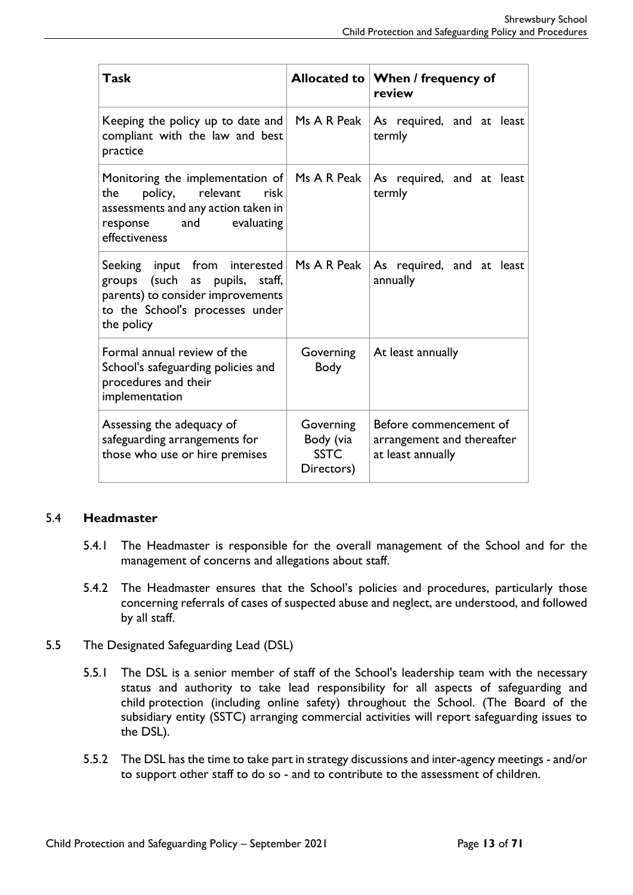| Task | Allocated to | When / frequency of review |
| --- | --- | --- |
| Keeping the policy up to date and compliant with the law and best practice | Ms A R Peak | As required, and at least termly |
| Monitoring the implementation of the policy, relevant risk assessments and any action taken in response and evaluating effectiveness | Ms A R Peak | As required, and at least termly |
| Seeking input from interested groups (such as pupils, staff, parents) to consider improvements to the School's processes under the policy | Ms A R Peak | As required, and at least annually |
| Formal annual review of the School's safeguarding policies and procedures and their implementation | Governing Body | At least annually |
| Assessing the adequacy of safeguarding arrangements for those who use or hire premises | Governing Body (via SSTC Directors) | Before commencement of arrangement and thereafter at least annually |

5.4 **Headmaster**

5.4.1 The Headmaster is responsible for the overall management of the School and for the management of concerns and allegations about staff.

5.4.2 The Headmaster ensures that the School's policies and procedures, particularly those concerning referrals of cases of suspected abuse and neglect, are understood, and followed by all staff.

5.5 The Designated Safeguarding Lead (DSL)

5.5.1 The DSL is a senior member of staff of the School's leadership team with the necessary status and authority to take lead responsibility for all aspects of safeguarding and child protection (including online safety) throughout the School. (The Board of the subsidiary entity (SSTC) arranging commercial activities will report safeguarding issues to the DSL).

5.5.2 The DSL has the time to take part in strategy discussions and inter-agency meetings - and/or to support other staff to do so - and to contribute to the assessment of children.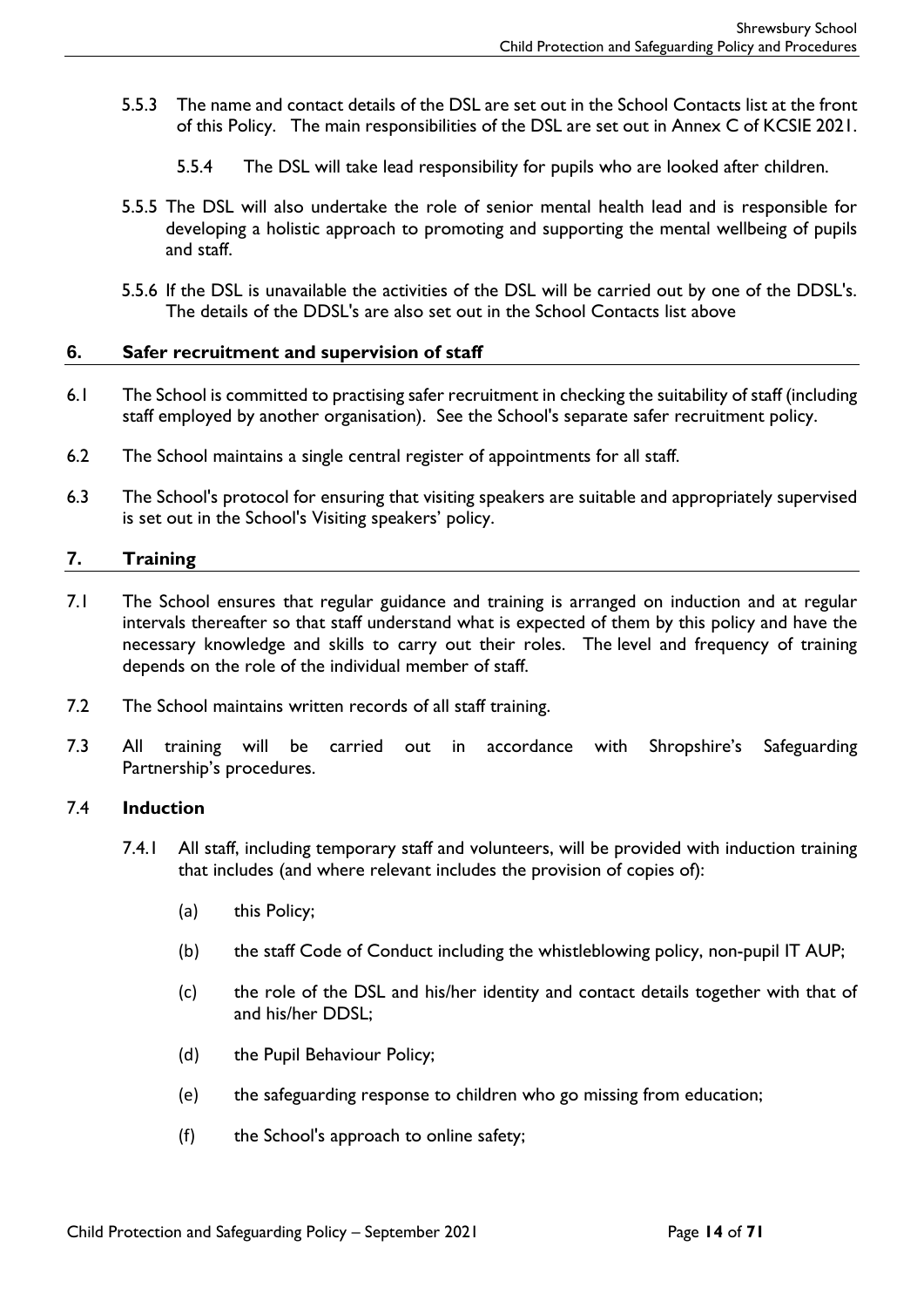5.5.3 The name and contact details of the DSL are set out in the School Contacts list at the front of this Policy. The main responsibilities of the DSL are set out in Annex C of KCSIE 2021.

5.5.4 The DSL will take lead responsibility for pupils who are looked after children.

5.5.5 The DSL will also undertake the role of senior mental health lead and is responsible for developing a holistic approach to promoting and supporting the mental wellbeing of pupils and staff.

5.5.6 If the DSL is unavailable the activities of the DSL will be carried out by one of the DDSL's. The details of the DDSL's are also set out in the School Contacts list above

## 6. Safer recruitment and supervision of staff

6.1 The School is committed to practising safer recruitment in checking the suitability of staff (including staff employed by another organisation). See the School's separate safer recruitment policy.

6.2 The School maintains a single central register of appointments for all staff.

6.3 The School's protocol for ensuring that visiting speakers are suitable and appropriately supervised is set out in the School's Visiting speakers' policy.

## 7. Training

7.1 The School ensures that regular guidance and training is arranged on induction and at regular intervals thereafter so that staff understand what is expected of them by this policy and have the necessary knowledge and skills to carry out their roles. The level and frequency of training depends on the role of the individual member of staff.

7.2 The School maintains written records of all staff training.

7.3 All training will be carried out in accordance with Shropshire's Safeguarding Partnership's procedures.

### 7.4 Induction

7.4.1 All staff, including temporary staff and volunteers, will be provided with induction training that includes (and where relevant includes the provision of copies of):

(a) this Policy;

(b) the staff Code of Conduct including the whistleblowing policy, non-pupil IT AUP;

(c) the role of the DSL and his/her identity and contact details together with that of and his/her DDSL;

(d) the Pupil Behaviour Policy;

(e) the safeguarding response to children who go missing from education;

(f) the School's approach to online safety;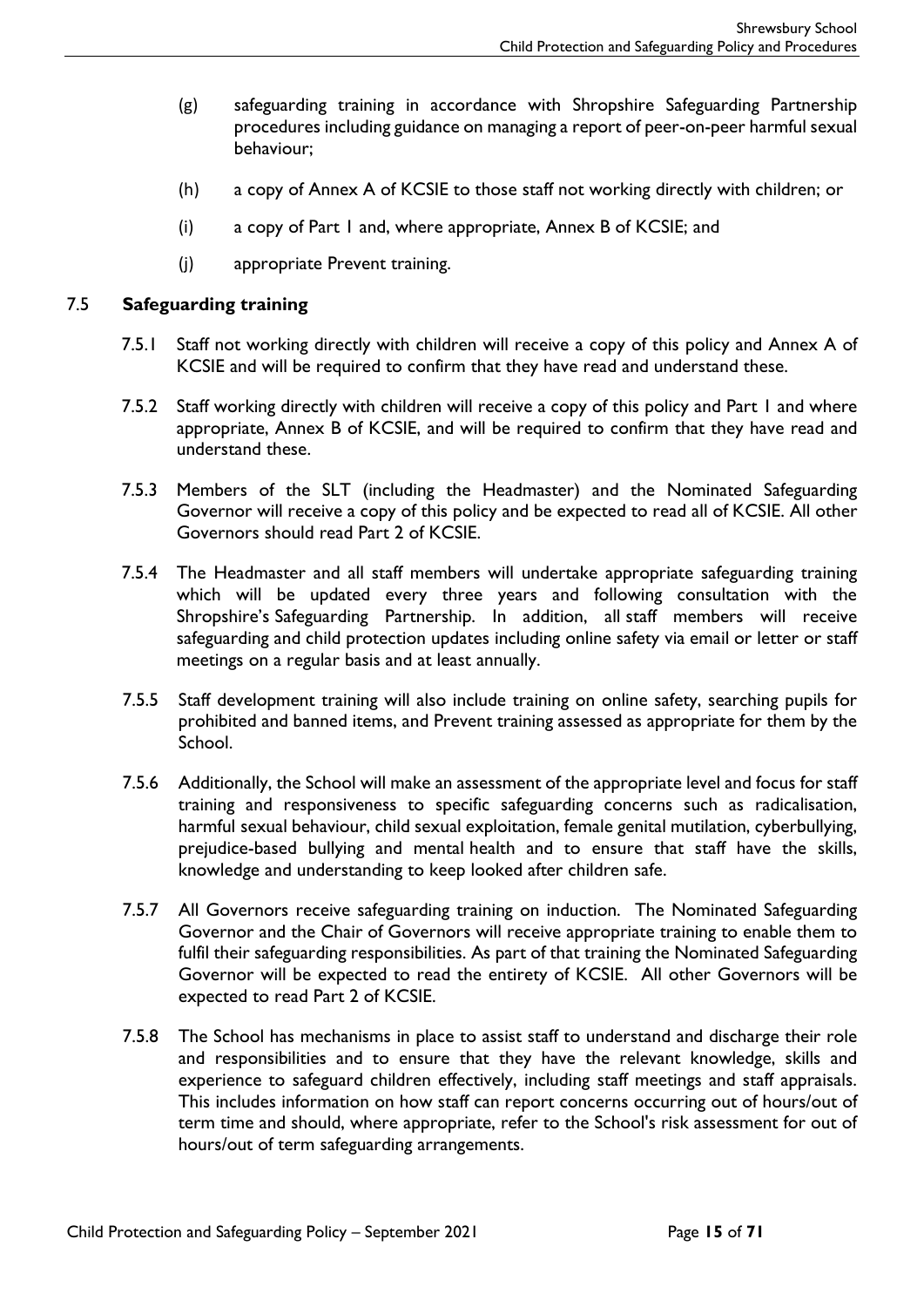(g) safeguarding training in accordance with Shropshire Safeguarding Partnership procedures including guidance on managing a report of peer-on-peer harmful sexual behaviour;

(h) a copy of Annex A of KCSIE to those staff not working directly with children; or

(i) a copy of Part 1 and, where appropriate, Annex B of KCSIE; and

(j) appropriate Prevent training.

## 7.5 Safeguarding training

7.5.1 Staff not working directly with children will receive a copy of this policy and Annex A of KCSIE and will be required to confirm that they have read and understand these.

7.5.2 Staff working directly with children will receive a copy of this policy and Part 1 and where appropriate, Annex B of KCSIE, and will be required to confirm that they have read and understand these.

7.5.3 Members of the SLT (including the Headmaster) and the Nominated Safeguarding Governor will receive a copy of this policy and be expected to read all of KCSIE. All other Governors should read Part 2 of KCSIE.

7.5.4 The Headmaster and all staff members will undertake appropriate safeguarding training which will be updated every three years and following consultation with the Shropshire's Safeguarding Partnership. In addition, all staff members will receive safeguarding and child protection updates including online safety via email or letter or staff meetings on a regular basis and at least annually.

7.5.5 Staff development training will also include training on online safety, searching pupils for prohibited and banned items, and Prevent training assessed as appropriate for them by the School.

7.5.6 Additionally, the School will make an assessment of the appropriate level and focus for staff training and responsiveness to specific safeguarding concerns such as radicalisation, harmful sexual behaviour, child sexual exploitation, female genital mutilation, cyberbullying, prejudice-based bullying and mental health and to ensure that staff have the skills, knowledge and understanding to keep looked after children safe.

7.5.7 All Governors receive safeguarding training on induction. The Nominated Safeguarding Governor and the Chair of Governors will receive appropriate training to enable them to fulfil their safeguarding responsibilities. As part of that training the Nominated Safeguarding Governor will be expected to read the entirety of KCSIE. All other Governors will be expected to read Part 2 of KCSIE.

7.5.8 The School has mechanisms in place to assist staff to understand and discharge their role and responsibilities and to ensure that they have the relevant knowledge, skills and experience to safeguard children effectively, including staff meetings and staff appraisals. This includes information on how staff can report concerns occurring out of hours/out of term time and should, where appropriate, refer to the School's risk assessment for out of hours/out of term safeguarding arrangements.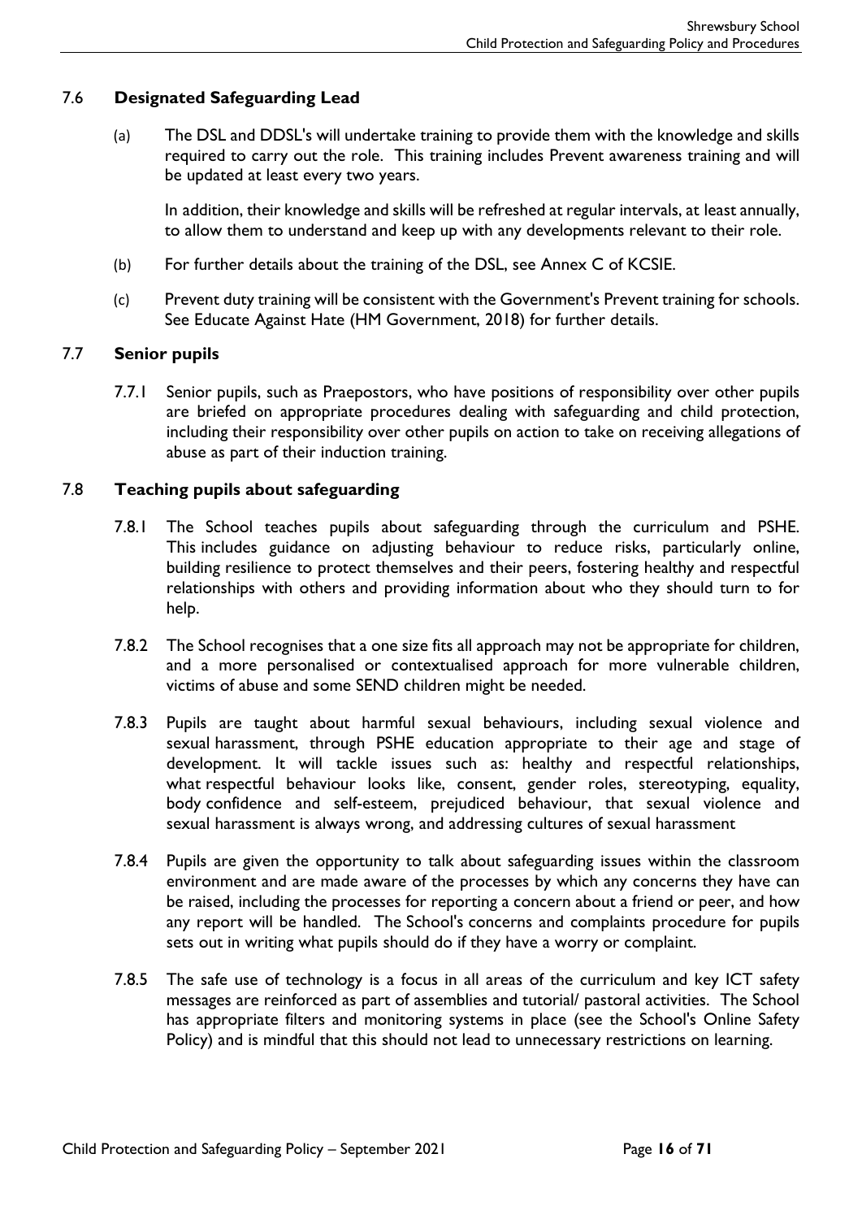## 7.6 **Designated Safeguarding Lead**

(a) The DSL and DDSL's will undertake training to provide them with the knowledge and skills required to carry out the role. This training includes Prevent awareness training and will be updated at least every two years.

In addition, their knowledge and skills will be refreshed at regular intervals, at least annually, to allow them to understand and keep up with any developments relevant to their role.

(b) For further details about the training of the DSL, see Annex C of KCSIE.

(c) Prevent duty training will be consistent with the Government's Prevent training for schools. See Educate Against Hate (HM Government, 2018) for further details.

## 7.7 **Senior pupils**

7.7.1 Senior pupils, such as Praepostors, who have positions of responsibility over other pupils are briefed on appropriate procedures dealing with safeguarding and child protection, including their responsibility over other pupils on action to take on receiving allegations of abuse as part of their induction training.

## 7.8 **Teaching pupils about safeguarding**

7.8.1 The School teaches pupils about safeguarding through the curriculum and PSHE. This includes guidance on adjusting behaviour to reduce risks, particularly online, building resilience to protect themselves and their peers, fostering healthy and respectful relationships with others and providing information about who they should turn to for help.

7.8.2 The School recognises that a one size fits all approach may not be appropriate for children, and a more personalised or contextualised approach for more vulnerable children, victims of abuse and some SEND children might be needed.

7.8.3 Pupils are taught about harmful sexual behaviours, including sexual violence and sexual harassment, through PSHE education appropriate to their age and stage of development. It will tackle issues such as: healthy and respectful relationships, what respectful behaviour looks like, consent, gender roles, stereotyping, equality, body confidence and self-esteem, prejudiced behaviour, that sexual violence and sexual harassment is always wrong, and addressing cultures of sexual harassment

7.8.4 Pupils are given the opportunity to talk about safeguarding issues within the classroom environment and are made aware of the processes by which any concerns they have can be raised, including the processes for reporting a concern about a friend or peer, and how any report will be handled. The School's concerns and complaints procedure for pupils sets out in writing what pupils should do if they have a worry or complaint.

7.8.5 The safe use of technology is a focus in all areas of the curriculum and key ICT safety messages are reinforced as part of assemblies and tutorial/ pastoral activities. The School has appropriate filters and monitoring systems in place (see the School's Online Safety Policy) and is mindful that this should not lead to unnecessary restrictions on learning.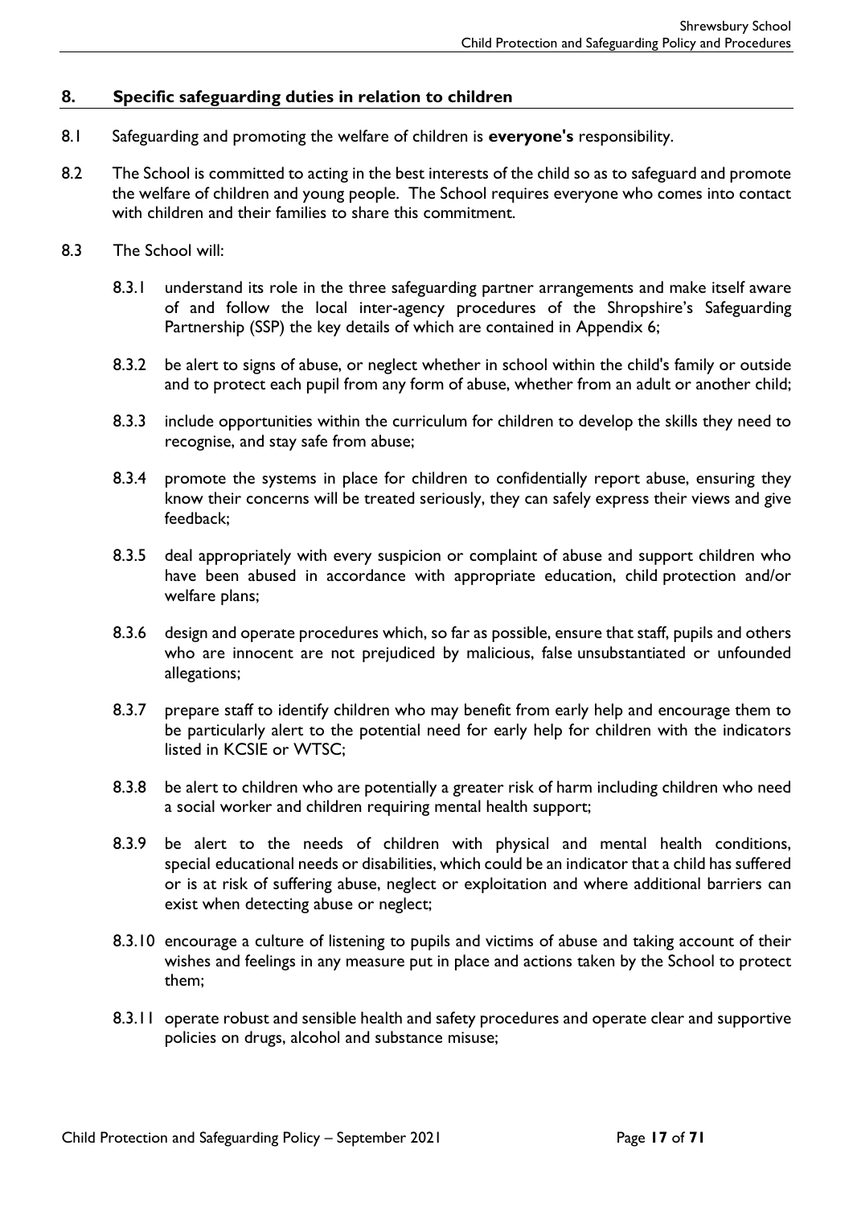## 8. Specific safeguarding duties in relation to children

8.1 Safeguarding and promoting the welfare of children is **everyone's** responsibility.

8.2 The School is committed to acting in the best interests of the child so as to safeguard and promote the welfare of children and young people. The School requires everyone who comes into contact with children and their families to share this commitment.

8.3 The School will:

8.3.1 understand its role in the three safeguarding partner arrangements and make itself aware of and follow the local inter-agency procedures of the Shropshire's Safeguarding Partnership (SSP) the key details of which are contained in Appendix 6;

8.3.2 be alert to signs of abuse, or neglect whether in school within the child's family or outside and to protect each pupil from any form of abuse, whether from an adult or another child;

8.3.3 include opportunities within the curriculum for children to develop the skills they need to recognise, and stay safe from abuse;

8.3.4 promote the systems in place for children to confidentially report abuse, ensuring they know their concerns will be treated seriously, they can safely express their views and give feedback;

8.3.5 deal appropriately with every suspicion or complaint of abuse and support children who have been abused in accordance with appropriate education, child protection and/or welfare plans;

8.3.6 design and operate procedures which, so far as possible, ensure that staff, pupils and others who are innocent are not prejudiced by malicious, false unsubstantiated or unfounded allegations;

8.3.7 prepare staff to identify children who may benefit from early help and encourage them to be particularly alert to the potential need for early help for children with the indicators listed in KCSIE or WTSC;

8.3.8 be alert to children who are potentially a greater risk of harm including children who need a social worker and children requiring mental health support;

8.3.9 be alert to the needs of children with physical and mental health conditions, special educational needs or disabilities, which could be an indicator that a child has suffered or is at risk of suffering abuse, neglect or exploitation and where additional barriers can exist when detecting abuse or neglect;

8.3.10 encourage a culture of listening to pupils and victims of abuse and taking account of their wishes and feelings in any measure put in place and actions taken by the School to protect them;

8.3.11 operate robust and sensible health and safety procedures and operate clear and supportive policies on drugs, alcohol and substance misuse;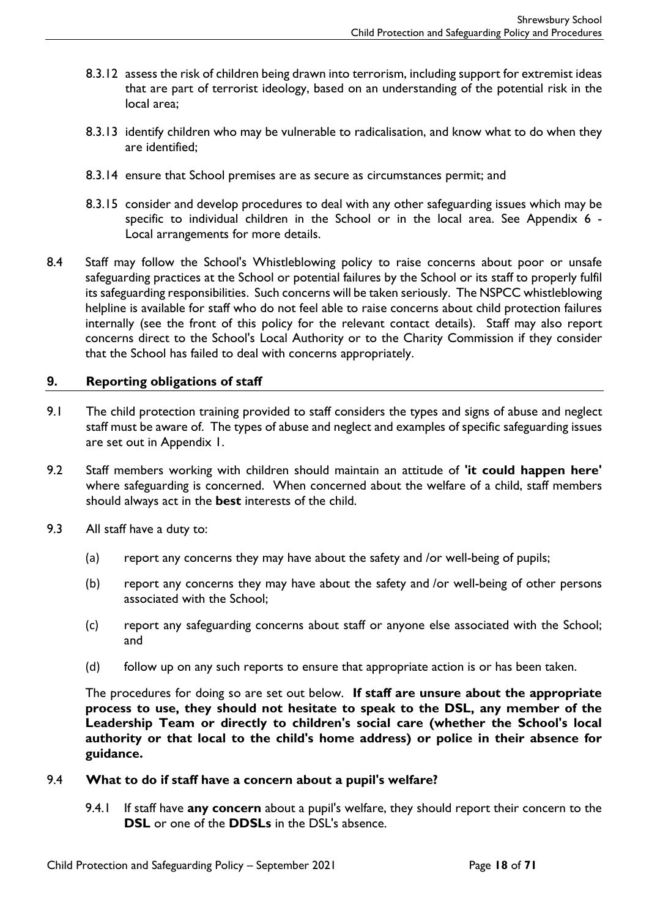8.3.12 assess the risk of children being drawn into terrorism, including support for extremist ideas that are part of terrorist ideology, based on an understanding of the potential risk in the local area;

8.3.13 identify children who may be vulnerable to radicalisation, and know what to do when they are identified;

8.3.14 ensure that School premises are as secure as circumstances permit; and

8.3.15 consider and develop procedures to deal with any other safeguarding issues which may be specific to individual children in the School or in the local area. See Appendix 6 - Local arrangements for more details.

8.4 Staff may follow the School's Whistleblowing policy to raise concerns about poor or unsafe safeguarding practices at the School or potential failures by the School or its staff to properly fulfil its safeguarding responsibilities. Such concerns will be taken seriously. The NSPCC whistleblowing helpline is available for staff who do not feel able to raise concerns about child protection failures internally (see the front of this policy for the relevant contact details). Staff may also report concerns direct to the School's Local Authority or to the Charity Commission if they consider that the School has failed to deal with concerns appropriately.

## 9. Reporting obligations of staff

9.1 The child protection training provided to staff considers the types and signs of abuse and neglect staff must be aware of. The types of abuse and neglect and examples of specific safeguarding issues are set out in Appendix 1.

9.2 Staff members working with children should maintain an attitude of **'it could happen here'** where safeguarding is concerned. When concerned about the welfare of a child, staff members should always act in the **best** interests of the child.

9.3 All staff have a duty to:

(a) report any concerns they may have about the safety and /or well-being of pupils;

(b) report any concerns they may have about the safety and /or well-being of other persons associated with the School;

(c) report any safeguarding concerns about staff or anyone else associated with the School; and

(d) follow up on any such reports to ensure that appropriate action is or has been taken.

The procedures for doing so are set out below. **If staff are unsure about the appropriate process to use, they should not hesitate to speak to the DSL, any member of the Leadership Team or directly to children's social care (whether the School's local authority or that local to the child's home address) or police in their absence for guidance.**

### 9.4 What to do if staff have a concern about a pupil's welfare?

9.4.1 If staff have **any concern** about a pupil's welfare, they should report their concern to the **DSL** or one of the **DDSLs** in the DSL's absence.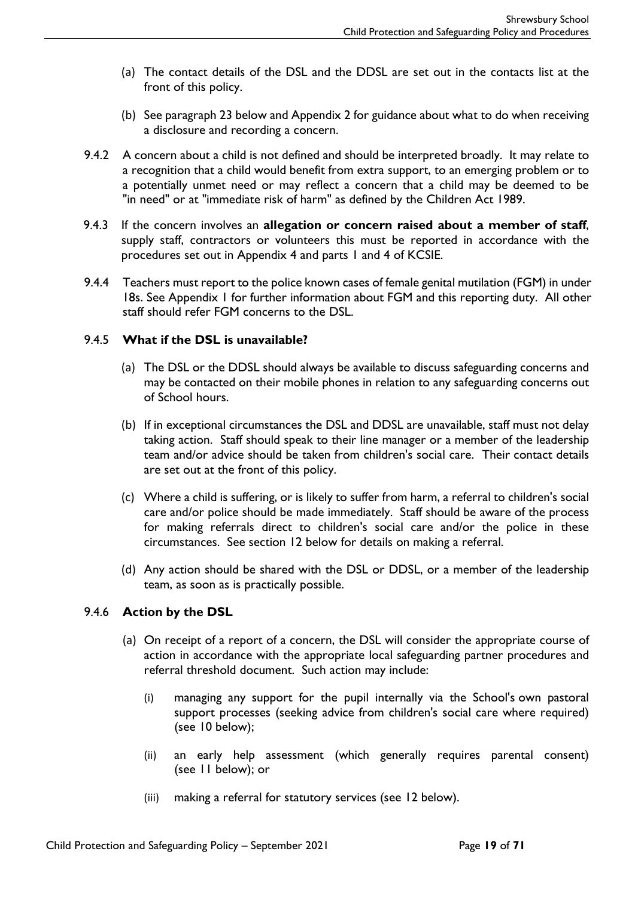(a) The contact details of the DSL and the DDSL are set out in the contacts list at the front of this policy.

(b) See paragraph 23 below and Appendix 2 for guidance about what to do when receiving a disclosure and recording a concern.

9.4.2 A concern about a child is not defined and should be interpreted broadly. It may relate to a recognition that a child would benefit from extra support, to an emerging problem or to a potentially unmet need or may reflect a concern that a child may be deemed to be "in need" or at "immediate risk of harm" as defined by the Children Act 1989.

9.4.3 If the concern involves an **allegation or concern raised about a member of staff**, supply staff, contractors or volunteers this must be reported in accordance with the procedures set out in Appendix 4 and parts 1 and 4 of KCSIE.

9.4.4 Teachers must report to the police known cases of female genital mutilation (FGM) in under 18s. See Appendix 1 for further information about FGM and this reporting duty. All other staff should refer FGM concerns to the DSL.

### 9.4.5 What if the DSL is unavailable?

(a) The DSL or the DDSL should always be available to discuss safeguarding concerns and may be contacted on their mobile phones in relation to any safeguarding concerns out of School hours.

(b) If in exceptional circumstances the DSL and DDSL are unavailable, staff must not delay taking action. Staff should speak to their line manager or a member of the leadership team and/or advice should be taken from children's social care. Their contact details are set out at the front of this policy.

(c) Where a child is suffering, or is likely to suffer from harm, a referral to children's social care and/or police should be made immediately. Staff should be aware of the process for making referrals direct to children's social care and/or the police in these circumstances. See section 12 below for details on making a referral.

(d) Any action should be shared with the DSL or DDSL, or a member of the leadership team, as soon as is practically possible.

### 9.4.6 Action by the DSL

(a) On receipt of a report of a concern, the DSL will consider the appropriate course of action in accordance with the appropriate local safeguarding partner procedures and referral threshold document. Such action may include:

(i) managing any support for the pupil internally via the School's own pastoral support processes (seeking advice from children's social care where required) (see 10 below);

(ii) an early help assessment (which generally requires parental consent) (see 11 below); or

(iii) making a referral for statutory services (see 12 below).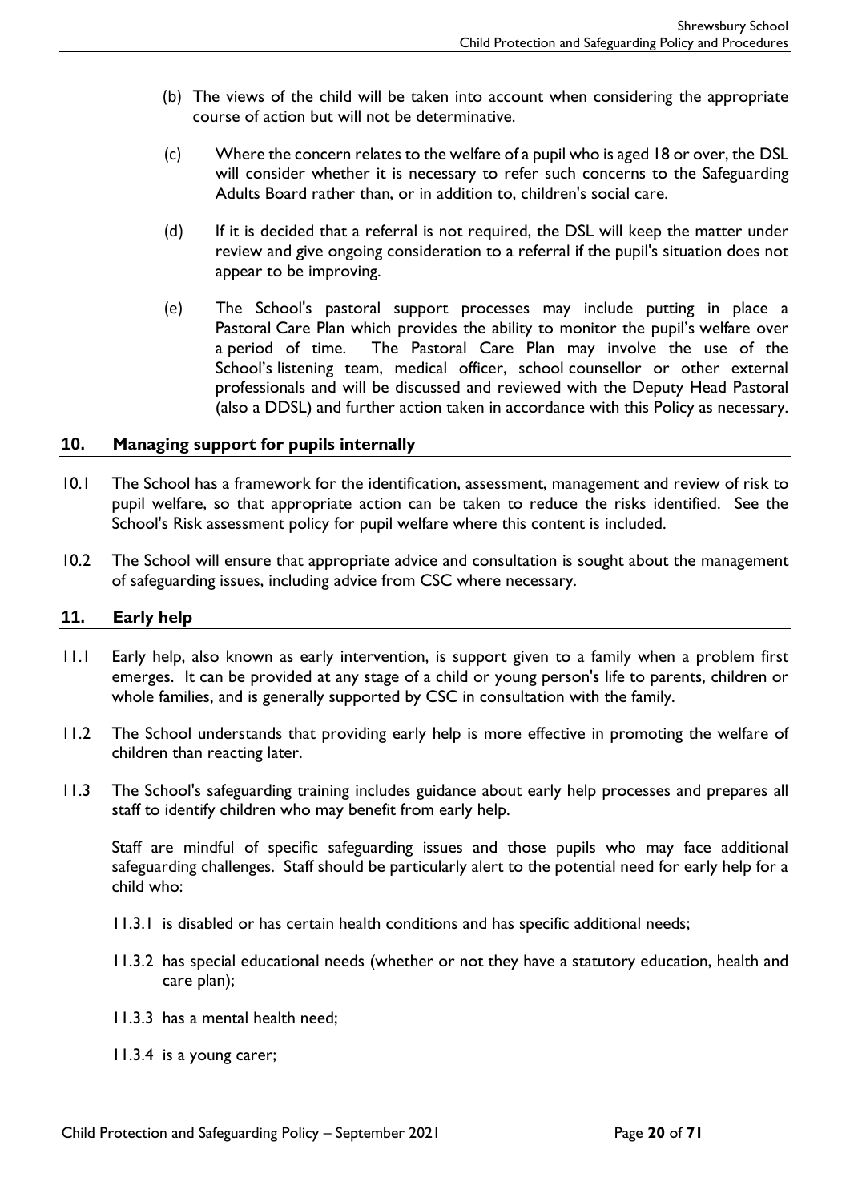(b) The views of the child will be taken into account when considering the appropriate course of action but will not be determinative.

(c) Where the concern relates to the welfare of a pupil who is aged 18 or over, the DSL will consider whether it is necessary to refer such concerns to the Safeguarding Adults Board rather than, or in addition to, children's social care.

(d) If it is decided that a referral is not required, the DSL will keep the matter under review and give ongoing consideration to a referral if the pupil's situation does not appear to be improving.

(e) The School's pastoral support processes may include putting in place a Pastoral Care Plan which provides the ability to monitor the pupil's welfare over a period of time. The Pastoral Care Plan may involve the use of the School's listening team, medical officer, school counsellor or other external professionals and will be discussed and reviewed with the Deputy Head Pastoral (also a DDSL) and further action taken in accordance with this Policy as necessary.

## 10. Managing support for pupils internally

10.1 The School has a framework for the identification, assessment, management and review of risk to pupil welfare, so that appropriate action can be taken to reduce the risks identified. See the School's Risk assessment policy for pupil welfare where this content is included.

10.2 The School will ensure that appropriate advice and consultation is sought about the management of safeguarding issues, including advice from CSC where necessary.

## 11. Early help

11.1 Early help, also known as early intervention, is support given to a family when a problem first emerges. It can be provided at any stage of a child or young person's life to parents, children or whole families, and is generally supported by CSC in consultation with the family.

11.2 The School understands that providing early help is more effective in promoting the welfare of children than reacting later.

11.3 The School's safeguarding training includes guidance about early help processes and prepares all staff to identify children who may benefit from early help.

Staff are mindful of specific safeguarding issues and those pupils who may face additional safeguarding challenges. Staff should be particularly alert to the potential need for early help for a child who:

11.3.1 is disabled or has certain health conditions and has specific additional needs;

11.3.2 has special educational needs (whether or not they have a statutory education, health and care plan);

11.3.3 has a mental health need;

11.3.4 is a young carer;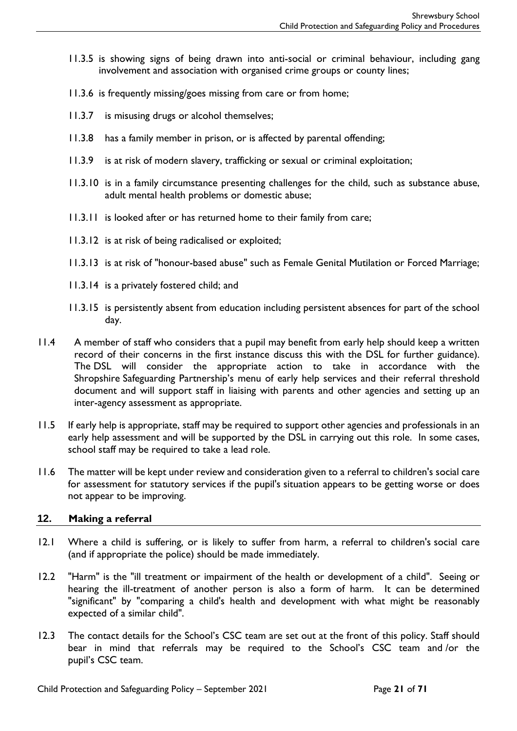11.3.5 is showing signs of being drawn into anti-social or criminal behaviour, including gang involvement and association with organised crime groups or county lines;

11.3.6 is frequently missing/goes missing from care or from home;

11.3.7 is misusing drugs or alcohol themselves;

11.3.8 has a family member in prison, or is affected by parental offending;

11.3.9 is at risk of modern slavery, trafficking or sexual or criminal exploitation;

11.3.10 is in a family circumstance presenting challenges for the child, such as substance abuse, adult mental health problems or domestic abuse;

11.3.11 is looked after or has returned home to their family from care;

11.3.12 is at risk of being radicalised or exploited;

11.3.13 is at risk of "honour-based abuse" such as Female Genital Mutilation or Forced Marriage;

11.3.14 is a privately fostered child; and

11.3.15 is persistently absent from education including persistent absences for part of the school day.

11.4 A member of staff who considers that a pupil may benefit from early help should keep a written record of their concerns in the first instance discuss this with the DSL for further guidance). The DSL will consider the appropriate action to take in accordance with the Shropshire Safeguarding Partnership's menu of early help services and their referral threshold document and will support staff in liaising with parents and other agencies and setting up an inter-agency assessment as appropriate.

11.5 If early help is appropriate, staff may be required to support other agencies and professionals in an early help assessment and will be supported by the DSL in carrying out this role. In some cases, school staff may be required to take a lead role.

11.6 The matter will be kept under review and consideration given to a referral to children's social care for assessment for statutory services if the pupil's situation appears to be getting worse or does not appear to be improving.

## 12. Making a referral

12.1 Where a child is suffering, or is likely to suffer from harm, a referral to children's social care (and if appropriate the police) should be made immediately.

12.2 "Harm" is the "ill treatment or impairment of the health or development of a child". Seeing or hearing the ill-treatment of another person is also a form of harm. It can be determined "significant" by "comparing a child's health and development with what might be reasonably expected of a similar child".

12.3 The contact details for the School's CSC team are set out at the front of this policy. Staff should bear in mind that referrals may be required to the School's CSC team and /or the pupil's CSC team.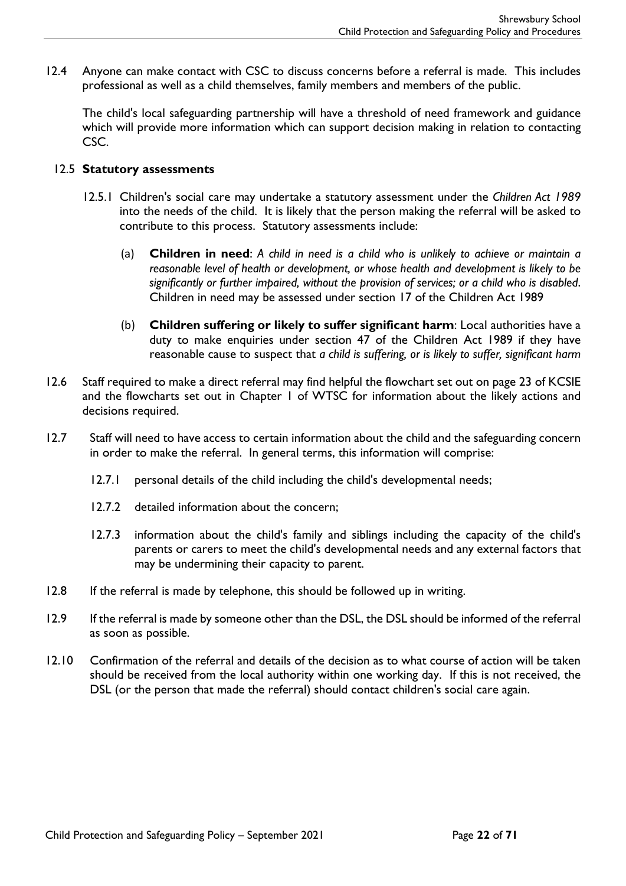12.4 Anyone can make contact with CSC to discuss concerns before a referral is made. This includes professional as well as a child themselves, family members and members of the public.

The child's local safeguarding partnership will have a threshold of need framework and guidance which will provide more information which can support decision making in relation to contacting CSC.

12.5 **Statutory assessments**

12.5.1 Children's social care may undertake a statutory assessment under the *Children Act 1989* into the needs of the child. It is likely that the person making the referral will be asked to contribute to this process. Statutory assessments include:

(a) **Children in need**: *A child in need is a child who is unlikely to achieve or maintain a reasonable level of health or development, or whose health and development is likely to be significantly or further impaired, without the provision of services; or a child who is disabled*. Children in need may be assessed under section 17 of the Children Act 1989

(b) **Children suffering or likely to suffer significant harm**: Local authorities have a duty to make enquiries under section 47 of the Children Act 1989 if they have reasonable cause to suspect that *a child is suffering, or is likely to suffer, significant harm*

12.6 Staff required to make a direct referral may find helpful the flowchart set out on page 23 of KCSIE and the flowcharts set out in Chapter 1 of WTSC for information about the likely actions and decisions required.

12.7 Staff will need to have access to certain information about the child and the safeguarding concern in order to make the referral. In general terms, this information will comprise:

12.7.1 personal details of the child including the child's developmental needs;

12.7.2 detailed information about the concern;

12.7.3 information about the child's family and siblings including the capacity of the child's parents or carers to meet the child's developmental needs and any external factors that may be undermining their capacity to parent.

12.8 If the referral is made by telephone, this should be followed up in writing.

12.9 If the referral is made by someone other than the DSL, the DSL should be informed of the referral as soon as possible.

12.10 Confirmation of the referral and details of the decision as to what course of action will be taken should be received from the local authority within one working day. If this is not received, the DSL (or the person that made the referral) should contact children's social care again.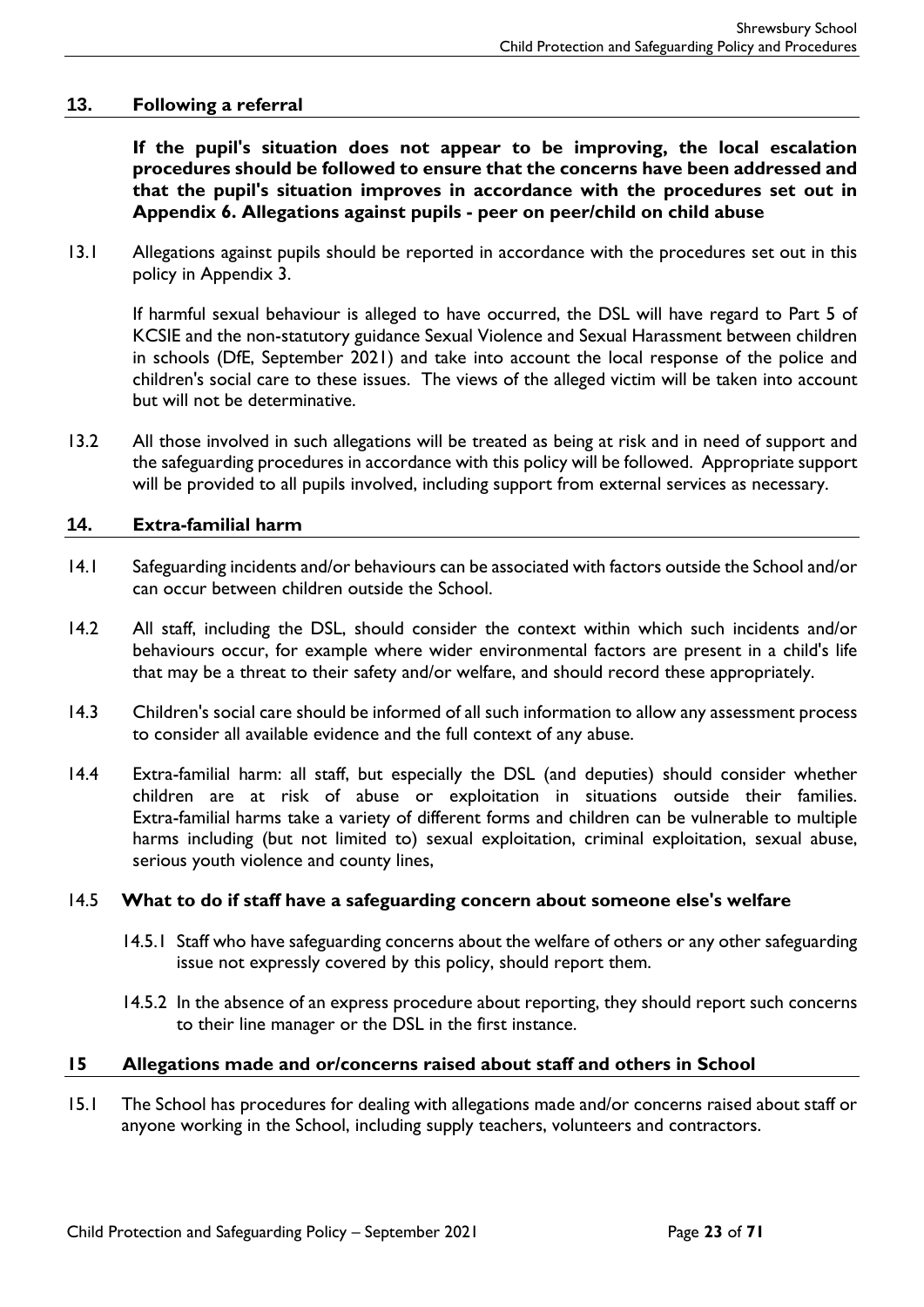## 13. Following a referral

**If the pupil's situation does not appear to be improving, the local escalation procedures should be followed to ensure that the concerns have been addressed and that the pupil's situation improves in accordance with the procedures set out in Appendix 6. Allegations against pupils - peer on peer/child on child abuse**

13.1 Allegations against pupils should be reported in accordance with the procedures set out in this policy in Appendix 3.

If harmful sexual behaviour is alleged to have occurred, the DSL will have regard to Part 5 of KCSIE and the non-statutory guidance Sexual Violence and Sexual Harassment between children in schools (DfE, September 2021) and take into account the local response of the police and children's social care to these issues. The views of the alleged victim will be taken into account but will not be determinative.

13.2 All those involved in such allegations will be treated as being at risk and in need of support and the safeguarding procedures in accordance with this policy will be followed. Appropriate support will be provided to all pupils involved, including support from external services as necessary.

## 14. Extra-familial harm

14.1 Safeguarding incidents and/or behaviours can be associated with factors outside the School and/or can occur between children outside the School.

14.2 All staff, including the DSL, should consider the context within which such incidents and/or behaviours occur, for example where wider environmental factors are present in a child's life that may be a threat to their safety and/or welfare, and should record these appropriately.

14.3 Children's social care should be informed of all such information to allow any assessment process to consider all available evidence and the full context of any abuse.

14.4 Extra-familial harm: all staff, but especially the DSL (and deputies) should consider whether children are at risk of abuse or exploitation in situations outside their families. Extra-familial harms take a variety of different forms and children can be vulnerable to multiple harms including (but not limited to) sexual exploitation, criminal exploitation, sexual abuse, serious youth violence and county lines,

### 14.5 What to do if staff have a safeguarding concern about someone else's welfare

14.5.1 Staff who have safeguarding concerns about the welfare of others or any other safeguarding issue not expressly covered by this policy, should report them.

14.5.2 In the absence of an express procedure about reporting, they should report such concerns to their line manager or the DSL in the first instance.

## 15 Allegations made and or/concerns raised about staff and others in School

15.1 The School has procedures for dealing with allegations made and/or concerns raised about staff or anyone working in the School, including supply teachers, volunteers and contractors.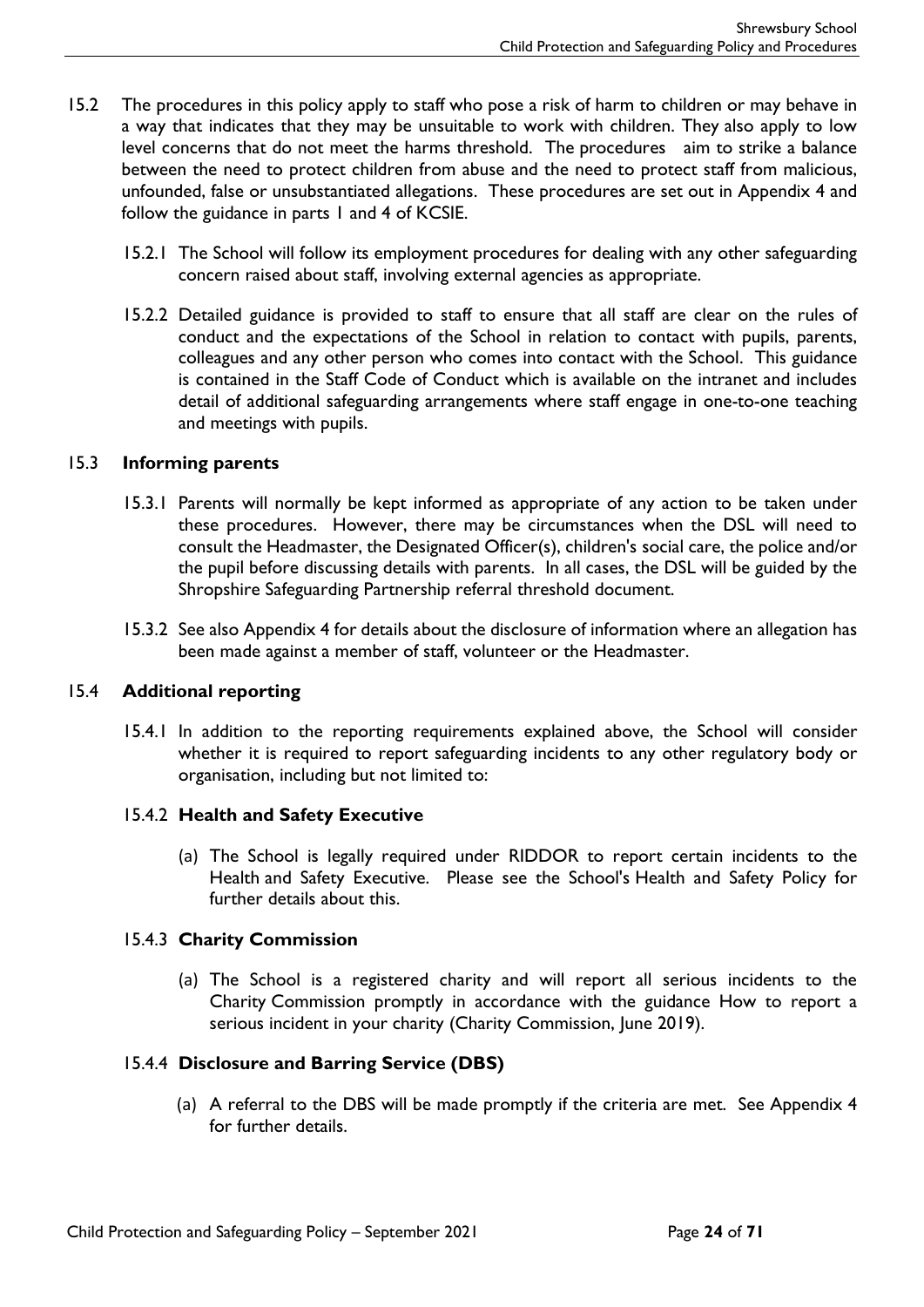15.2 The procedures in this policy apply to staff who pose a risk of harm to children or may behave in a way that indicates that they may be unsuitable to work with children. They also apply to low level concerns that do not meet the harms threshold. The procedures aim to strike a balance between the need to protect children from abuse and the need to protect staff from malicious, unfounded, false or unsubstantiated allegations. These procedures are set out in Appendix 4 and follow the guidance in parts 1 and 4 of KCSIE.

15.2.1 The School will follow its employment procedures for dealing with any other safeguarding concern raised about staff, involving external agencies as appropriate.

15.2.2 Detailed guidance is provided to staff to ensure that all staff are clear on the rules of conduct and the expectations of the School in relation to contact with pupils, parents, colleagues and any other person who comes into contact with the School. This guidance is contained in the Staff Code of Conduct which is available on the intranet and includes detail of additional safeguarding arrangements where staff engage in one-to-one teaching and meetings with pupils.

## 15.3 Informing parents

15.3.1 Parents will normally be kept informed as appropriate of any action to be taken under these procedures. However, there may be circumstances when the DSL will need to consult the Headmaster, the Designated Officer(s), children's social care, the police and/or the pupil before discussing details with parents. In all cases, the DSL will be guided by the Shropshire Safeguarding Partnership referral threshold document.

15.3.2 See also Appendix 4 for details about the disclosure of information where an allegation has been made against a member of staff, volunteer or the Headmaster.

## 15.4 Additional reporting

15.4.1 In addition to the reporting requirements explained above, the School will consider whether it is required to report safeguarding incidents to any other regulatory body or organisation, including but not limited to:

### 15.4.2 Health and Safety Executive

(a) The School is legally required under RIDDOR to report certain incidents to the Health and Safety Executive. Please see the School's Health and Safety Policy for further details about this.

### 15.4.3 Charity Commission

(a) The School is a registered charity and will report all serious incidents to the Charity Commission promptly in accordance with the guidance How to report a serious incident in your charity (Charity Commission, June 2019).

### 15.4.4 Disclosure and Barring Service (DBS)

(a) A referral to the DBS will be made promptly if the criteria are met. See Appendix 4 for further details.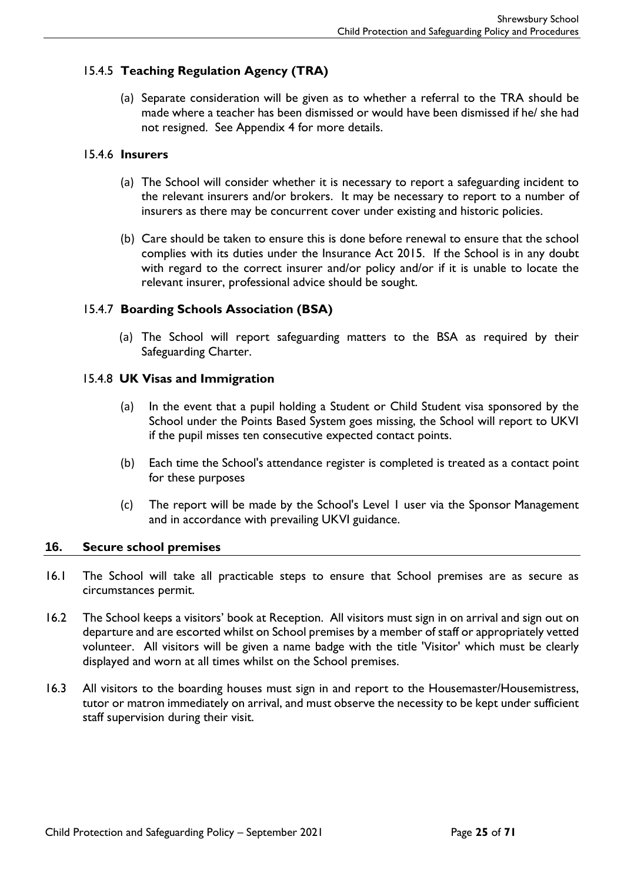#### 15.4.5 **Teaching Regulation Agency (TRA)**

(a) Separate consideration will be given as to whether a referral to the TRA should be made where a teacher has been dismissed or would have been dismissed if he/ she had not resigned. See Appendix 4 for more details.

#### 15.4.6 **Insurers**

(a) The School will consider whether it is necessary to report a safeguarding incident to the relevant insurers and/or brokers. It may be necessary to report to a number of insurers as there may be concurrent cover under existing and historic policies.

(b) Care should be taken to ensure this is done before renewal to ensure that the school complies with its duties under the Insurance Act 2015. If the School is in any doubt with regard to the correct insurer and/or policy and/or if it is unable to locate the relevant insurer, professional advice should be sought.

#### 15.4.7 **Boarding Schools Association (BSA)**

(a) The School will report safeguarding matters to the BSA as required by their Safeguarding Charter.

#### 15.4.8 **UK Visas and Immigration**

(a) In the event that a pupil holding a Student or Child Student visa sponsored by the School under the Points Based System goes missing, the School will report to UKVI if the pupil misses ten consecutive expected contact points.

(b) Each time the School's attendance register is completed is treated as a contact point for these purposes

(c) The report will be made by the School's Level 1 user via the Sponsor Management and in accordance with prevailing UKVI guidance.

## 16. Secure school premises

16.1 The School will take all practicable steps to ensure that School premises are as secure as circumstances permit.

16.2 The School keeps a visitors' book at Reception. All visitors must sign in on arrival and sign out on departure and are escorted whilst on School premises by a member of staff or appropriately vetted volunteer. All visitors will be given a name badge with the title 'Visitor' which must be clearly displayed and worn at all times whilst on the School premises.

16.3 All visitors to the boarding houses must sign in and report to the Housemaster/Housemistress, tutor or matron immediately on arrival, and must observe the necessity to be kept under sufficient staff supervision during their visit.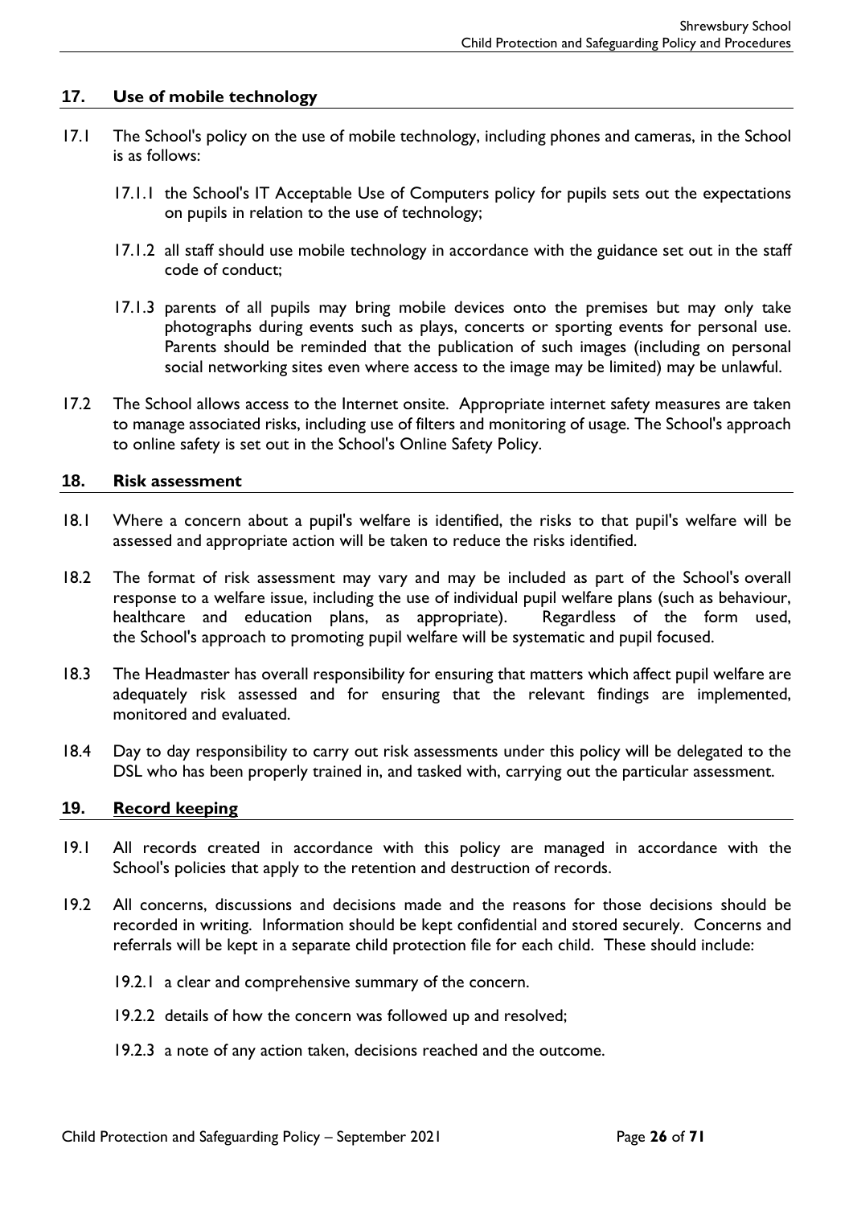## 17. Use of mobile technology

17.1 The School's policy on the use of mobile technology, including phones and cameras, in the School is as follows:

17.1.1 the School's IT Acceptable Use of Computers policy for pupils sets out the expectations on pupils in relation to the use of technology;

17.1.2 all staff should use mobile technology in accordance with the guidance set out in the staff code of conduct;

17.1.3 parents of all pupils may bring mobile devices onto the premises but may only take photographs during events such as plays, concerts or sporting events for personal use. Parents should be reminded that the publication of such images (including on personal social networking sites even where access to the image may be limited) may be unlawful.

17.2 The School allows access to the Internet onsite. Appropriate internet safety measures are taken to manage associated risks, including use of filters and monitoring of usage. The School's approach to online safety is set out in the School's Online Safety Policy.

## 18. Risk assessment

18.1 Where a concern about a pupil's welfare is identified, the risks to that pupil's welfare will be assessed and appropriate action will be taken to reduce the risks identified.

18.2 The format of risk assessment may vary and may be included as part of the School's overall response to a welfare issue, including the use of individual pupil welfare plans (such as behaviour, healthcare and education plans, as appropriate). Regardless of the form used, the School's approach to promoting pupil welfare will be systematic and pupil focused.

18.3 The Headmaster has overall responsibility for ensuring that matters which affect pupil welfare are adequately risk assessed and for ensuring that the relevant findings are implemented, monitored and evaluated.

18.4 Day to day responsibility to carry out risk assessments under this policy will be delegated to the DSL who has been properly trained in, and tasked with, carrying out the particular assessment.

## 19. Record keeping

19.1 All records created in accordance with this policy are managed in accordance with the School's policies that apply to the retention and destruction of records.

19.2 All concerns, discussions and decisions made and the reasons for those decisions should be recorded in writing. Information should be kept confidential and stored securely. Concerns and referrals will be kept in a separate child protection file for each child. These should include:

19.2.1 a clear and comprehensive summary of the concern.

19.2.2 details of how the concern was followed up and resolved;

19.2.3 a note of any action taken, decisions reached and the outcome.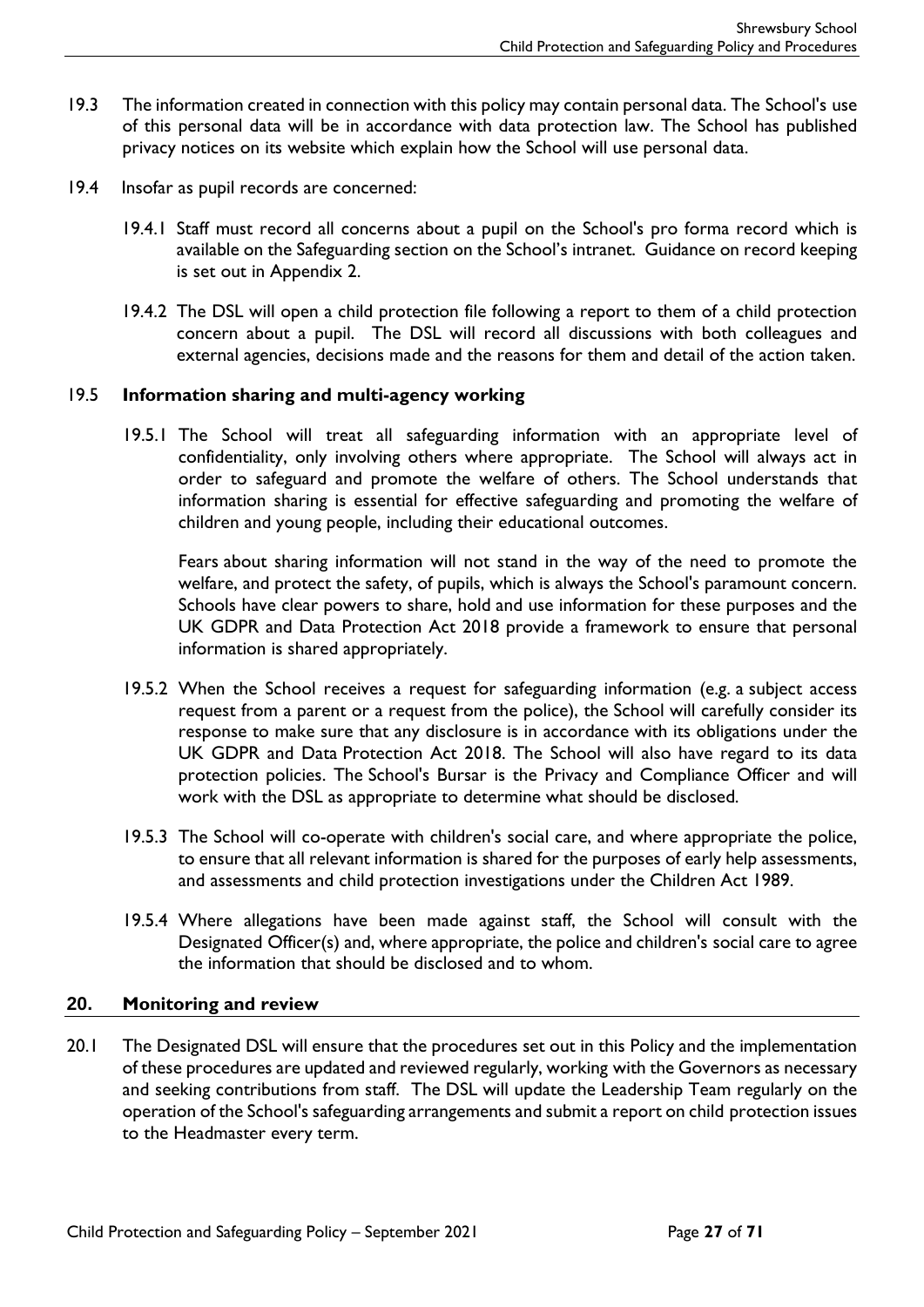19.3 The information created in connection with this policy may contain personal data. The School's use of this personal data will be in accordance with data protection law. The School has published privacy notices on its website which explain how the School will use personal data.

19.4 Insofar as pupil records are concerned:

19.4.1 Staff must record all concerns about a pupil on the School's pro forma record which is available on the Safeguarding section on the School's intranet. Guidance on record keeping is set out in Appendix 2.

19.4.2 The DSL will open a child protection file following a report to them of a child protection concern about a pupil. The DSL will record all discussions with both colleagues and external agencies, decisions made and the reasons for them and detail of the action taken.

19.5 **Information sharing and multi-agency working**

19.5.1 The School will treat all safeguarding information with an appropriate level of confidentiality, only involving others where appropriate. The School will always act in order to safeguard and promote the welfare of others. The School understands that information sharing is essential for effective safeguarding and promoting the welfare of children and young people, including their educational outcomes.

Fears about sharing information will not stand in the way of the need to promote the welfare, and protect the safety, of pupils, which is always the School's paramount concern. Schools have clear powers to share, hold and use information for these purposes and the UK GDPR and Data Protection Act 2018 provide a framework to ensure that personal information is shared appropriately.

19.5.2 When the School receives a request for safeguarding information (e.g. a subject access request from a parent or a request from the police), the School will carefully consider its response to make sure that any disclosure is in accordance with its obligations under the UK GDPR and Data Protection Act 2018. The School will also have regard to its data protection policies. The School's Bursar is the Privacy and Compliance Officer and will work with the DSL as appropriate to determine what should be disclosed.

19.5.3 The School will co-operate with children's social care, and where appropriate the police, to ensure that all relevant information is shared for the purposes of early help assessments, and assessments and child protection investigations under the Children Act 1989.

19.5.4 Where allegations have been made against staff, the School will consult with the Designated Officer(s) and, where appropriate, the police and children's social care to agree the information that should be disclosed and to whom.

## 20. Monitoring and review

20.1 The Designated DSL will ensure that the procedures set out in this Policy and the implementation of these procedures are updated and reviewed regularly, working with the Governors as necessary and seeking contributions from staff. The DSL will update the Leadership Team regularly on the operation of the School's safeguarding arrangements and submit a report on child protection issues to the Headmaster every term.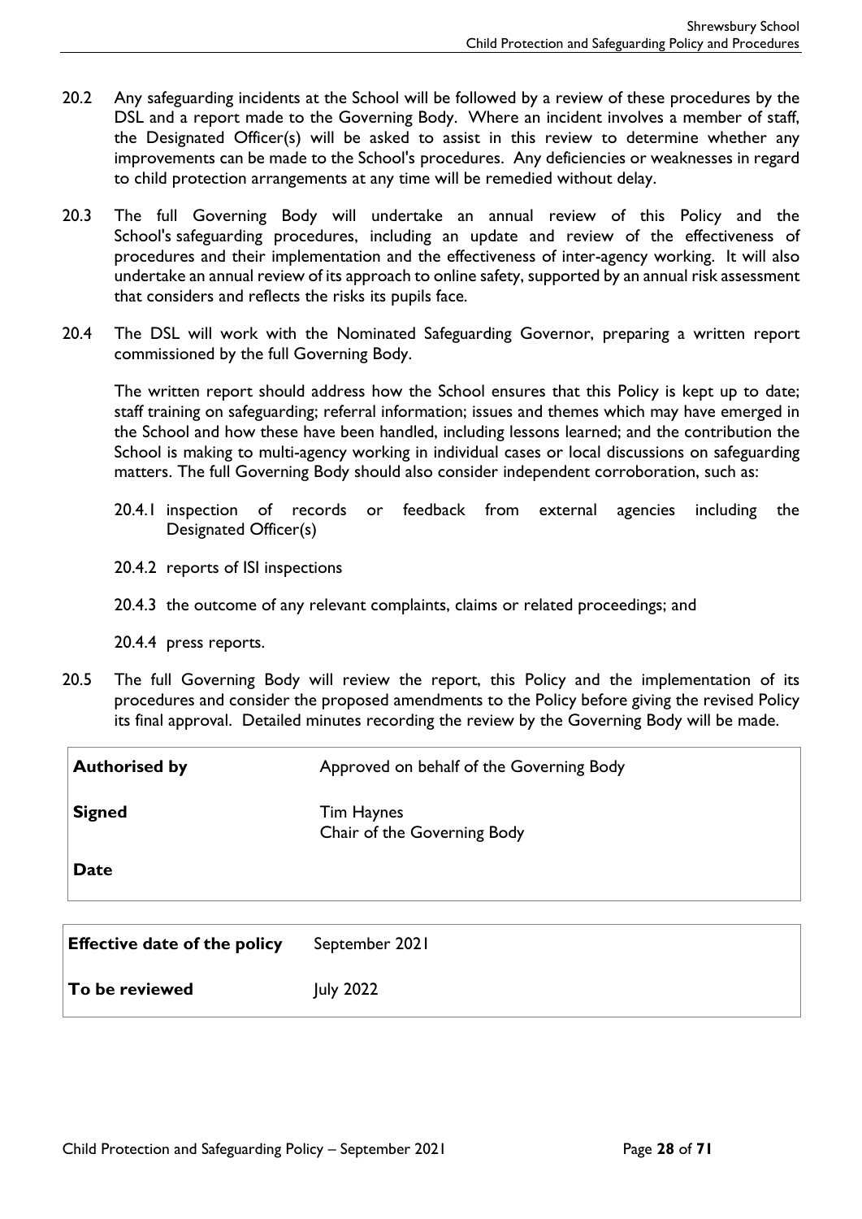20.2 Any safeguarding incidents at the School will be followed by a review of these procedures by the DSL and a report made to the Governing Body. Where an incident involves a member of staff, the Designated Officer(s) will be asked to assist in this review to determine whether any improvements can be made to the School's procedures. Any deficiencies or weaknesses in regard to child protection arrangements at any time will be remedied without delay.

20.3 The full Governing Body will undertake an annual review of this Policy and the School's safeguarding procedures, including an update and review of the effectiveness of procedures and their implementation and the effectiveness of inter-agency working. It will also undertake an annual review of its approach to online safety, supported by an annual risk assessment that considers and reflects the risks its pupils face.

20.4 The DSL will work with the Nominated Safeguarding Governor, preparing a written report commissioned by the full Governing Body.

The written report should address how the School ensures that this Policy is kept up to date; staff training on safeguarding; referral information; issues and themes which may have emerged in the School and how these have been handled, including lessons learned; and the contribution the School is making to multi-agency working in individual cases or local discussions on safeguarding matters. The full Governing Body should also consider independent corroboration, such as:

20.4.1 inspection of records or feedback from external agencies including the Designated Officer(s)

20.4.2 reports of ISI inspections

20.4.3 the outcome of any relevant complaints, claims or related proceedings; and

20.4.4 press reports.

20.5 The full Governing Body will review the report, this Policy and the implementation of its procedures and consider the proposed amendments to the Policy before giving the revised Policy its final approval. Detailed minutes recording the review by the Governing Body will be made.

| | |
|---|---|
| **Authorised by** | Approved on behalf of the Governing Body |
| **Signed** | Tim Haynes<br>Chair of the Governing Body |
| **Date** | |

| | |
|---|---|
| **Effective date of the policy** | September 2021 |
| **To be reviewed** | July 2022 |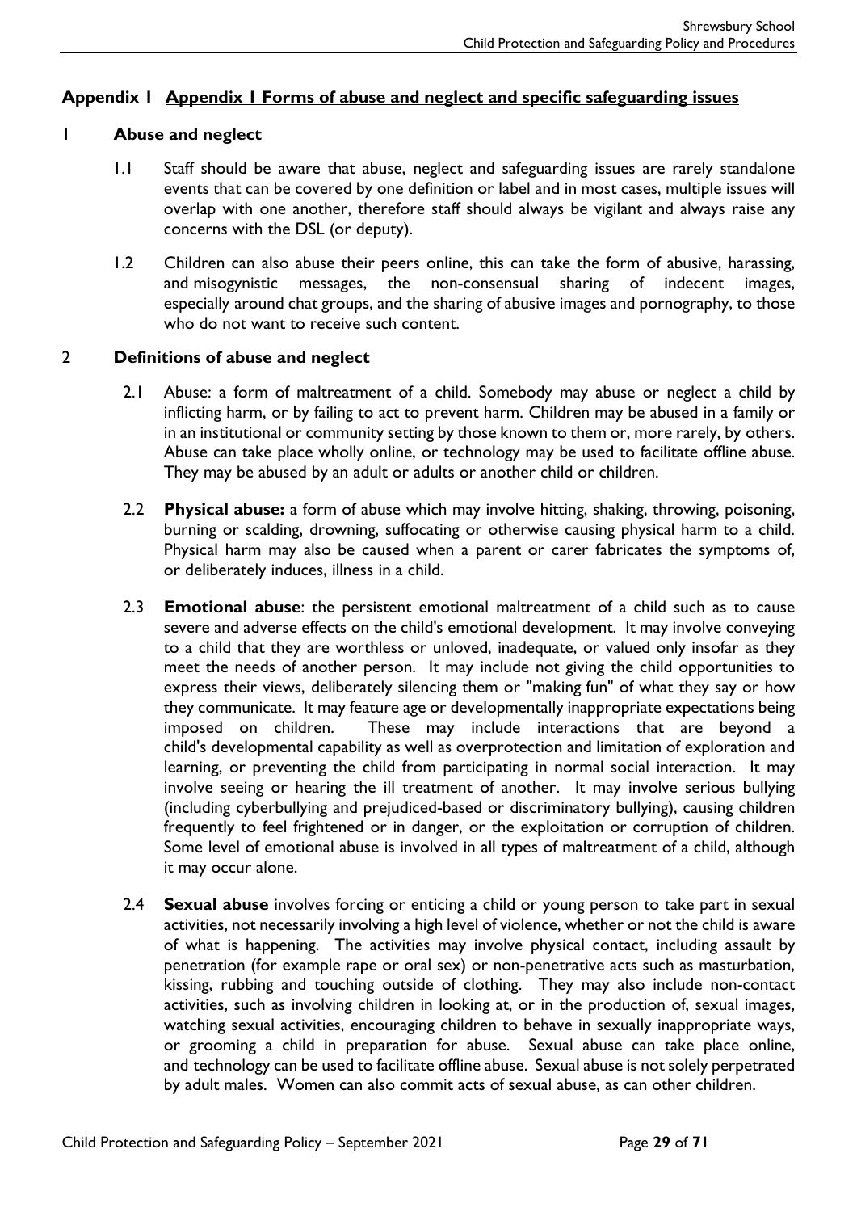## Appendix 1 Appendix 1 Forms of abuse and neglect and specific safeguarding issues

### 1 Abuse and neglect

1.1 Staff should be aware that abuse, neglect and safeguarding issues are rarely standalone events that can be covered by one definition or label and in most cases, multiple issues will overlap with one another, therefore staff should always be vigilant and always raise any concerns with the DSL (or deputy).

1.2 Children can also abuse their peers online, this can take the form of abusive, harassing, and misogynistic messages, the non-consensual sharing of indecent images, especially around chat groups, and the sharing of abusive images and pornography, to those who do not want to receive such content.

### 2 Definitions of abuse and neglect

2.1 Abuse: a form of maltreatment of a child. Somebody may abuse or neglect a child by inflicting harm, or by failing to act to prevent harm. Children may be abused in a family or in an institutional or community setting by those known to them or, more rarely, by others. Abuse can take place wholly online, or technology may be used to facilitate offline abuse. They may be abused by an adult or adults or another child or children.

2.2 **Physical abuse:** a form of abuse which may involve hitting, shaking, throwing, poisoning, burning or scalding, drowning, suffocating or otherwise causing physical harm to a child. Physical harm may also be caused when a parent or carer fabricates the symptoms of, or deliberately induces, illness in a child.

2.3 **Emotional abuse**: the persistent emotional maltreatment of a child such as to cause severe and adverse effects on the child's emotional development. It may involve conveying to a child that they are worthless or unloved, inadequate, or valued only insofar as they meet the needs of another person. It may include not giving the child opportunities to express their views, deliberately silencing them or "making fun" of what they say or how they communicate. It may feature age or developmentally inappropriate expectations being imposed on children. These may include interactions that are beyond a child's developmental capability as well as overprotection and limitation of exploration and learning, or preventing the child from participating in normal social interaction. It may involve seeing or hearing the ill treatment of another. It may involve serious bullying (including cyberbullying and prejudiced-based or discriminatory bullying), causing children frequently to feel frightened or in danger, or the exploitation or corruption of children. Some level of emotional abuse is involved in all types of maltreatment of a child, although it may occur alone.

2.4 **Sexual abuse** involves forcing or enticing a child or young person to take part in sexual activities, not necessarily involving a high level of violence, whether or not the child is aware of what is happening. The activities may involve physical contact, including assault by penetration (for example rape or oral sex) or non-penetrative acts such as masturbation, kissing, rubbing and touching outside of clothing. They may also include non-contact activities, such as involving children in looking at, or in the production of, sexual images, watching sexual activities, encouraging children to behave in sexually inappropriate ways, or grooming a child in preparation for abuse. Sexual abuse can take place online, and technology can be used to facilitate offline abuse. Sexual abuse is not solely perpetrated by adult males. Women can also commit acts of sexual abuse, as can other children.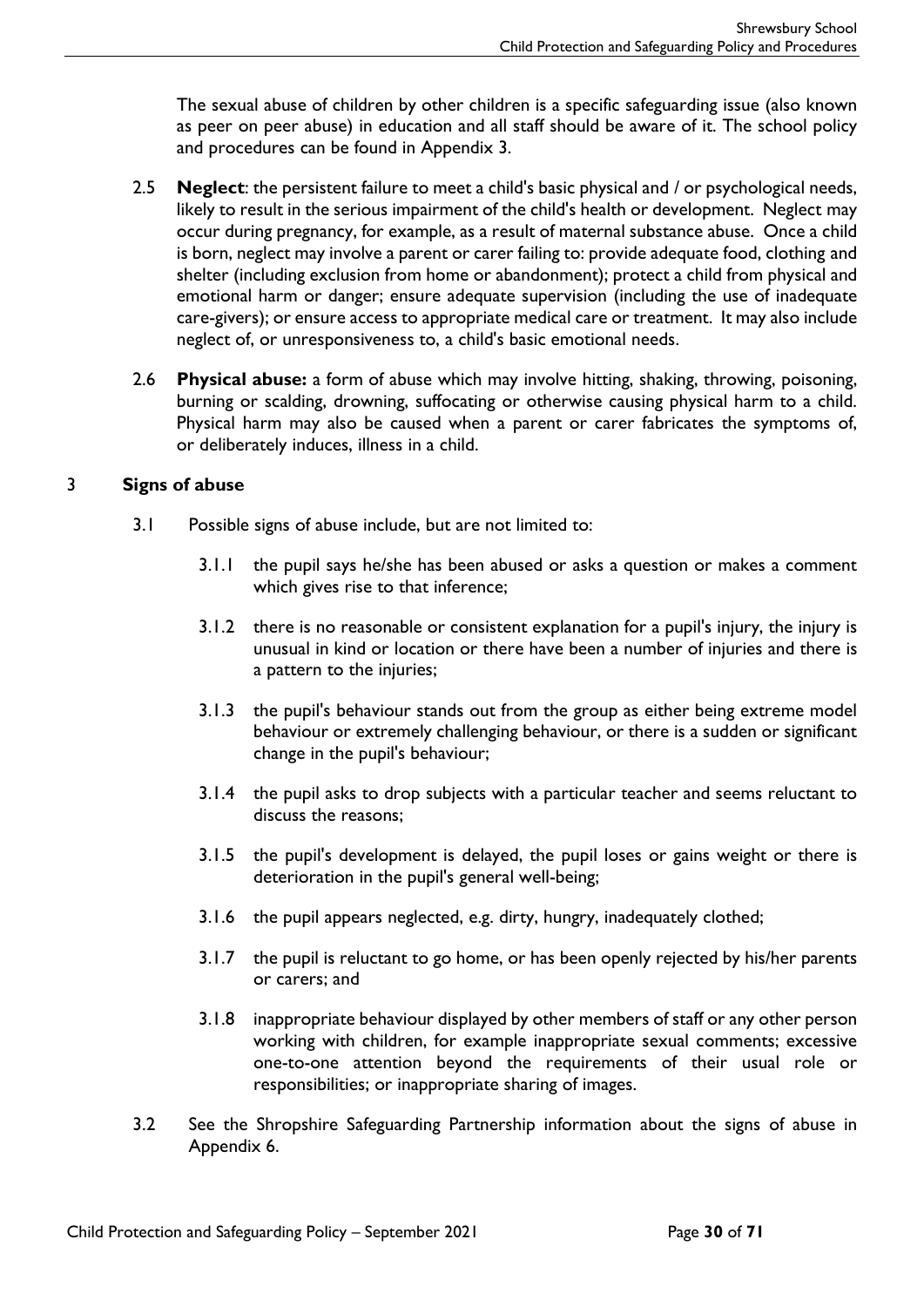The sexual abuse of children by other children is a specific safeguarding issue (also known as peer on peer abuse) in education and all staff should be aware of it. The school policy and procedures can be found in Appendix 3.

2.5 **Neglect**: the persistent failure to meet a child's basic physical and / or psychological needs, likely to result in the serious impairment of the child's health or development. Neglect may occur during pregnancy, for example, as a result of maternal substance abuse. Once a child is born, neglect may involve a parent or carer failing to: provide adequate food, clothing and shelter (including exclusion from home or abandonment); protect a child from physical and emotional harm or danger; ensure adequate supervision (including the use of inadequate care-givers); or ensure access to appropriate medical care or treatment. It may also include neglect of, or unresponsiveness to, a child's basic emotional needs.

2.6 **Physical abuse:** a form of abuse which may involve hitting, shaking, throwing, poisoning, burning or scalding, drowning, suffocating or otherwise causing physical harm to a child. Physical harm may also be caused when a parent or carer fabricates the symptoms of, or deliberately induces, illness in a child.

## 3 Signs of abuse

3.1 Possible signs of abuse include, but are not limited to:

3.1.1 the pupil says he/she has been abused or asks a question or makes a comment which gives rise to that inference;

3.1.2 there is no reasonable or consistent explanation for a pupil's injury, the injury is unusual in kind or location or there have been a number of injuries and there is a pattern to the injuries;

3.1.3 the pupil's behaviour stands out from the group as either being extreme model behaviour or extremely challenging behaviour, or there is a sudden or significant change in the pupil's behaviour;

3.1.4 the pupil asks to drop subjects with a particular teacher and seems reluctant to discuss the reasons;

3.1.5 the pupil's development is delayed, the pupil loses or gains weight or there is deterioration in the pupil's general well-being;

3.1.6 the pupil appears neglected, e.g. dirty, hungry, inadequately clothed;

3.1.7 the pupil is reluctant to go home, or has been openly rejected by his/her parents or carers; and

3.1.8 inappropriate behaviour displayed by other members of staff or any other person working with children, for example inappropriate sexual comments; excessive one-to-one attention beyond the requirements of their usual role or responsibilities; or inappropriate sharing of images.

3.2 See the Shropshire Safeguarding Partnership information about the signs of abuse in Appendix 6.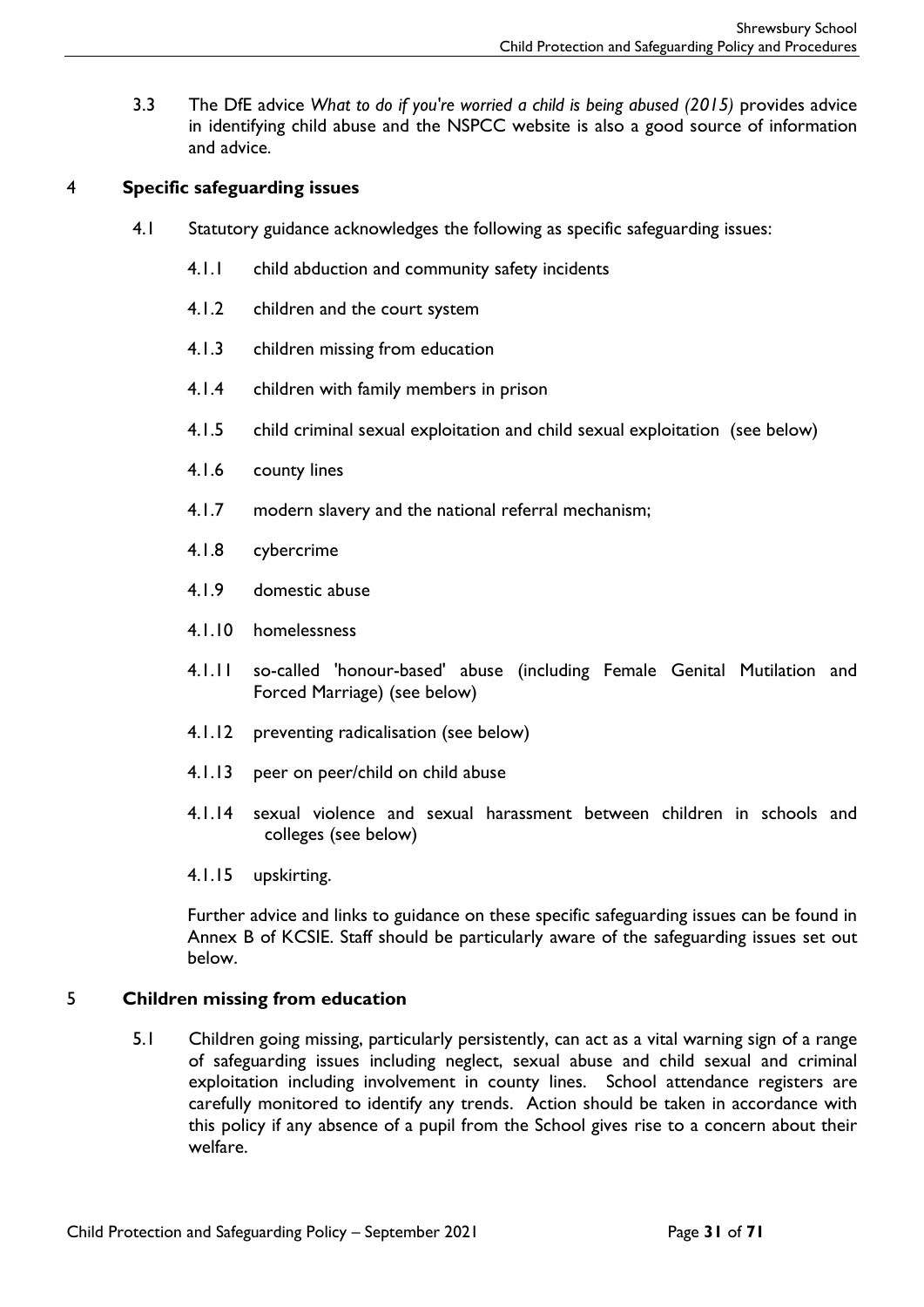3.3 The DfE advice *What to do if you're worried a child is being abused (2015)* provides advice in identifying child abuse and the NSPCC website is also a good source of information and advice.

## 4 Specific safeguarding issues

4.1 Statutory guidance acknowledges the following as specific safeguarding issues:

4.1.1 child abduction and community safety incidents

4.1.2 children and the court system

4.1.3 children missing from education

4.1.4 children with family members in prison

4.1.5 child criminal sexual exploitation and child sexual exploitation (see below)

4.1.6 county lines

4.1.7 modern slavery and the national referral mechanism;

4.1.8 cybercrime

4.1.9 domestic abuse

4.1.10 homelessness

4.1.11 so-called 'honour-based' abuse (including Female Genital Mutilation and Forced Marriage) (see below)

4.1.12 preventing radicalisation (see below)

4.1.13 peer on peer/child on child abuse

4.1.14 sexual violence and sexual harassment between children in schools and colleges (see below)

4.1.15 upskirting.

Further advice and links to guidance on these specific safeguarding issues can be found in Annex B of KCSIE. Staff should be particularly aware of the safeguarding issues set out below.

## 5 Children missing from education

5.1 Children going missing, particularly persistently, can act as a vital warning sign of a range of safeguarding issues including neglect, sexual abuse and child sexual and criminal exploitation including involvement in county lines. School attendance registers are carefully monitored to identify any trends. Action should be taken in accordance with this policy if any absence of a pupil from the School gives rise to a concern about their welfare.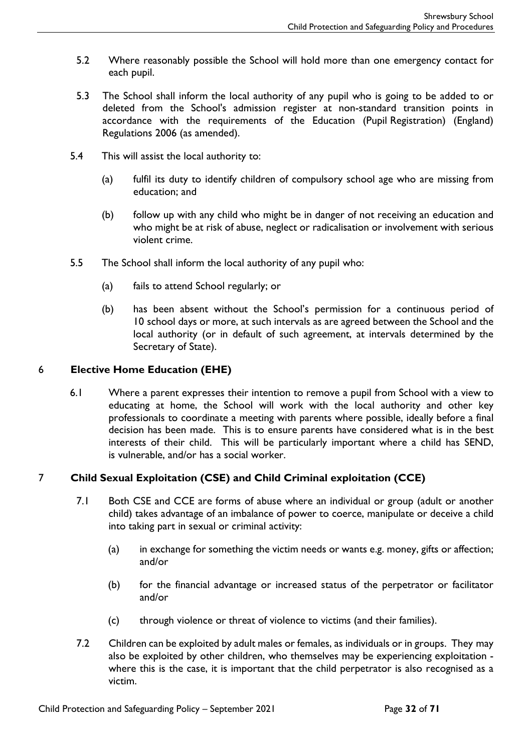5.2 Where reasonably possible the School will hold more than one emergency contact for each pupil.

5.3 The School shall inform the local authority of any pupil who is going to be added to or deleted from the School's admission register at non-standard transition points in accordance with the requirements of the Education (Pupil Registration) (England) Regulations 2006 (as amended).

5.4 This will assist the local authority to:

(a) fulfil its duty to identify children of compulsory school age who are missing from education; and

(b) follow up with any child who might be in danger of not receiving an education and who might be at risk of abuse, neglect or radicalisation or involvement with serious violent crime.

5.5 The School shall inform the local authority of any pupil who:

(a) fails to attend School regularly; or

(b) has been absent without the School's permission for a continuous period of 10 school days or more, at such intervals as are agreed between the School and the local authority (or in default of such agreement, at intervals determined by the Secretary of State).

## 6 Elective Home Education (EHE)

6.1 Where a parent expresses their intention to remove a pupil from School with a view to educating at home, the School will work with the local authority and other key professionals to coordinate a meeting with parents where possible, ideally before a final decision has been made. This is to ensure parents have considered what is in the best interests of their child. This will be particularly important where a child has SEND, is vulnerable, and/or has a social worker.

## 7 Child Sexual Exploitation (CSE) and Child Criminal exploitation (CCE)

7.1 Both CSE and CCE are forms of abuse where an individual or group (adult or another child) takes advantage of an imbalance of power to coerce, manipulate or deceive a child into taking part in sexual or criminal activity:

(a) in exchange for something the victim needs or wants e.g. money, gifts or affection; and/or

(b) for the financial advantage or increased status of the perpetrator or facilitator and/or

(c) through violence or threat of violence to victims (and their families).

7.2 Children can be exploited by adult males or females, as individuals or in groups. They may also be exploited by other children, who themselves may be experiencing exploitation - where this is the case, it is important that the child perpetrator is also recognised as a victim.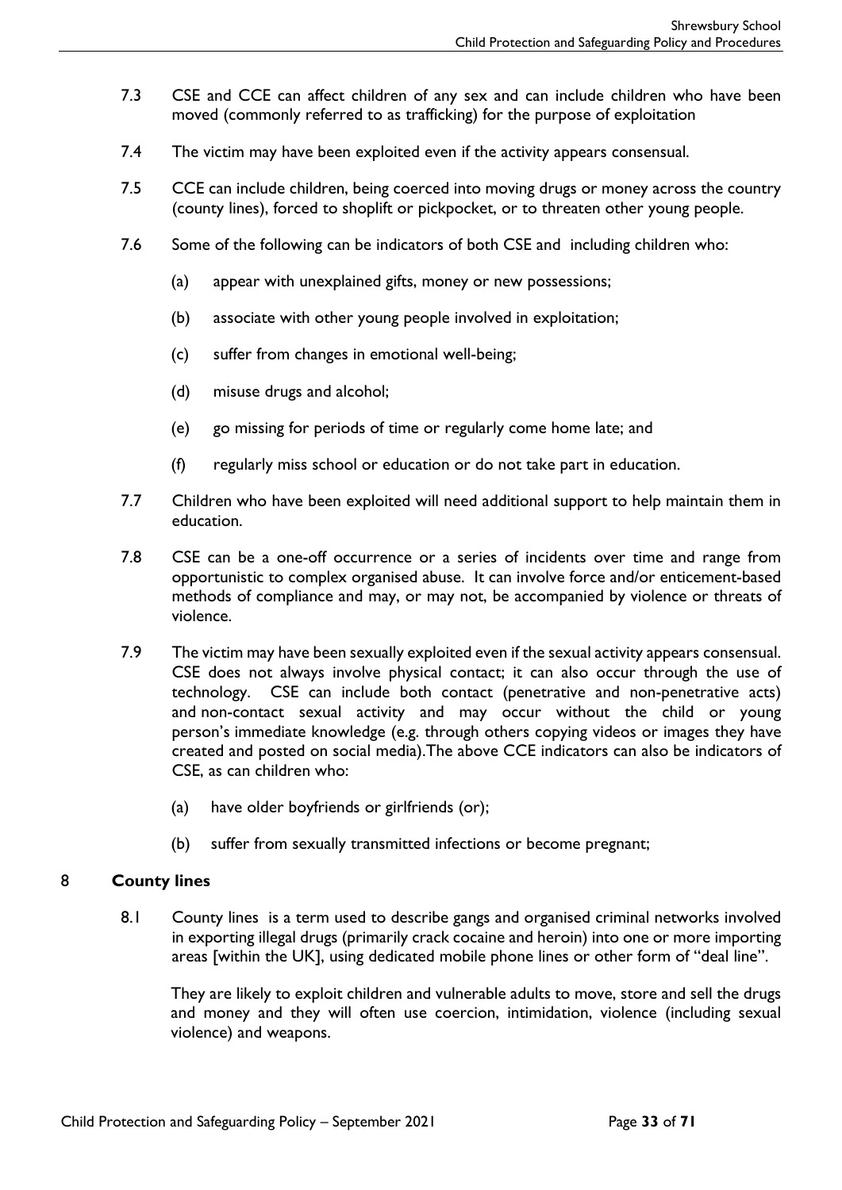7.3 CSE and CCE can affect children of any sex and can include children who have been moved (commonly referred to as trafficking) for the purpose of exploitation

7.4 The victim may have been exploited even if the activity appears consensual.

7.5 CCE can include children, being coerced into moving drugs or money across the country (county lines), forced to shoplift or pickpocket, or to threaten other young people.

7.6 Some of the following can be indicators of both CSE and including children who:

(a) appear with unexplained gifts, money or new possessions;

(b) associate with other young people involved in exploitation;

(c) suffer from changes in emotional well-being;

(d) misuse drugs and alcohol;

(e) go missing for periods of time or regularly come home late; and

(f) regularly miss school or education or do not take part in education.

7.7 Children who have been exploited will need additional support to help maintain them in education.

7.8 CSE can be a one-off occurrence or a series of incidents over time and range from opportunistic to complex organised abuse. It can involve force and/or enticement-based methods of compliance and may, or may not, be accompanied by violence or threats of violence.

7.9 The victim may have been sexually exploited even if the sexual activity appears consensual. CSE does not always involve physical contact; it can also occur through the use of technology. CSE can include both contact (penetrative and non-penetrative acts) and non-contact sexual activity and may occur without the child or young person's immediate knowledge (e.g. through others copying videos or images they have created and posted on social media).The above CCE indicators can also be indicators of CSE, as can children who:

(a) have older boyfriends or girlfriends (or);

(b) suffer from sexually transmitted infections or become pregnant;

## 8 County lines

8.1 County lines is a term used to describe gangs and organised criminal networks involved in exporting illegal drugs (primarily crack cocaine and heroin) into one or more importing areas [within the UK], using dedicated mobile phone lines or other form of "deal line".

They are likely to exploit children and vulnerable adults to move, store and sell the drugs and money and they will often use coercion, intimidation, violence (including sexual violence) and weapons.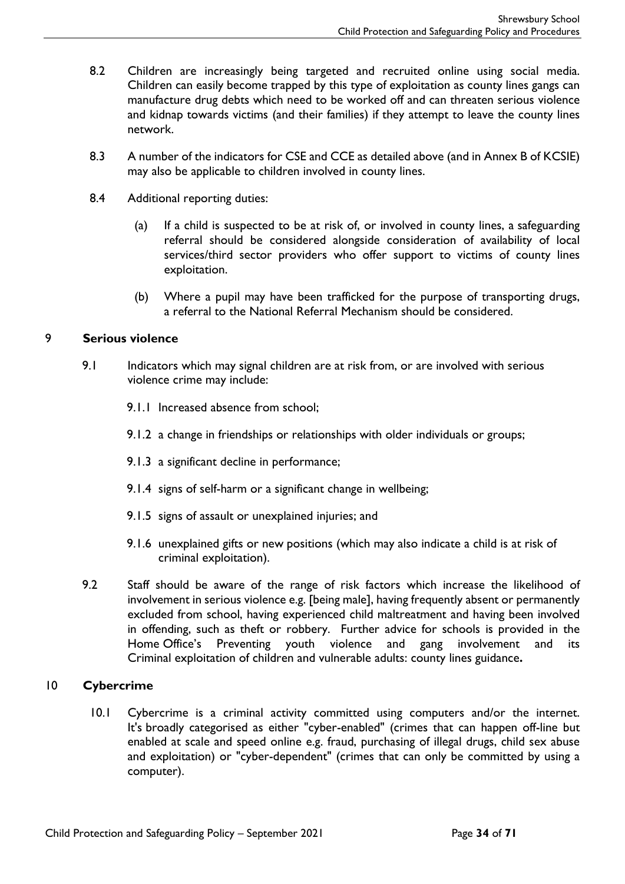8.2 Children are increasingly being targeted and recruited online using social media. Children can easily become trapped by this type of exploitation as county lines gangs can manufacture drug debts which need to be worked off and can threaten serious violence and kidnap towards victims (and their families) if they attempt to leave the county lines network.

8.3 A number of the indicators for CSE and CCE as detailed above (and in Annex B of KCSIE) may also be applicable to children involved in county lines.

8.4 Additional reporting duties:

(a) If a child is suspected to be at risk of, or involved in county lines, a safeguarding referral should be considered alongside consideration of availability of local services/third sector providers who offer support to victims of county lines exploitation.

(b) Where a pupil may have been trafficked for the purpose of transporting drugs, a referral to the National Referral Mechanism should be considered.

## 9 Serious violence

9.1 Indicators which may signal children are at risk from, or are involved with serious violence crime may include:

9.1.1 Increased absence from school;

9.1.2 a change in friendships or relationships with older individuals or groups;

9.1.3 a significant decline in performance;

9.1.4 signs of self-harm or a significant change in wellbeing;

9.1.5 signs of assault or unexplained injuries; and

9.1.6 unexplained gifts or new positions (which may also indicate a child is at risk of criminal exploitation).

9.2 Staff should be aware of the range of risk factors which increase the likelihood of involvement in serious violence e.g. [being male], having frequently absent or permanently excluded from school, having experienced child maltreatment and having been involved in offending, such as theft or robbery. Further advice for schools is provided in the Home Office's Preventing youth violence and gang involvement and its Criminal exploitation of children and vulnerable adults: county lines guidance**.**

## 10 Cybercrime

10.1 Cybercrime is a criminal activity committed using computers and/or the internet. It's broadly categorised as either "cyber-enabled" (crimes that can happen off-line but enabled at scale and speed online e.g. fraud, purchasing of illegal drugs, child sex abuse and exploitation) or "cyber-dependent" (crimes that can only be committed by using a computer).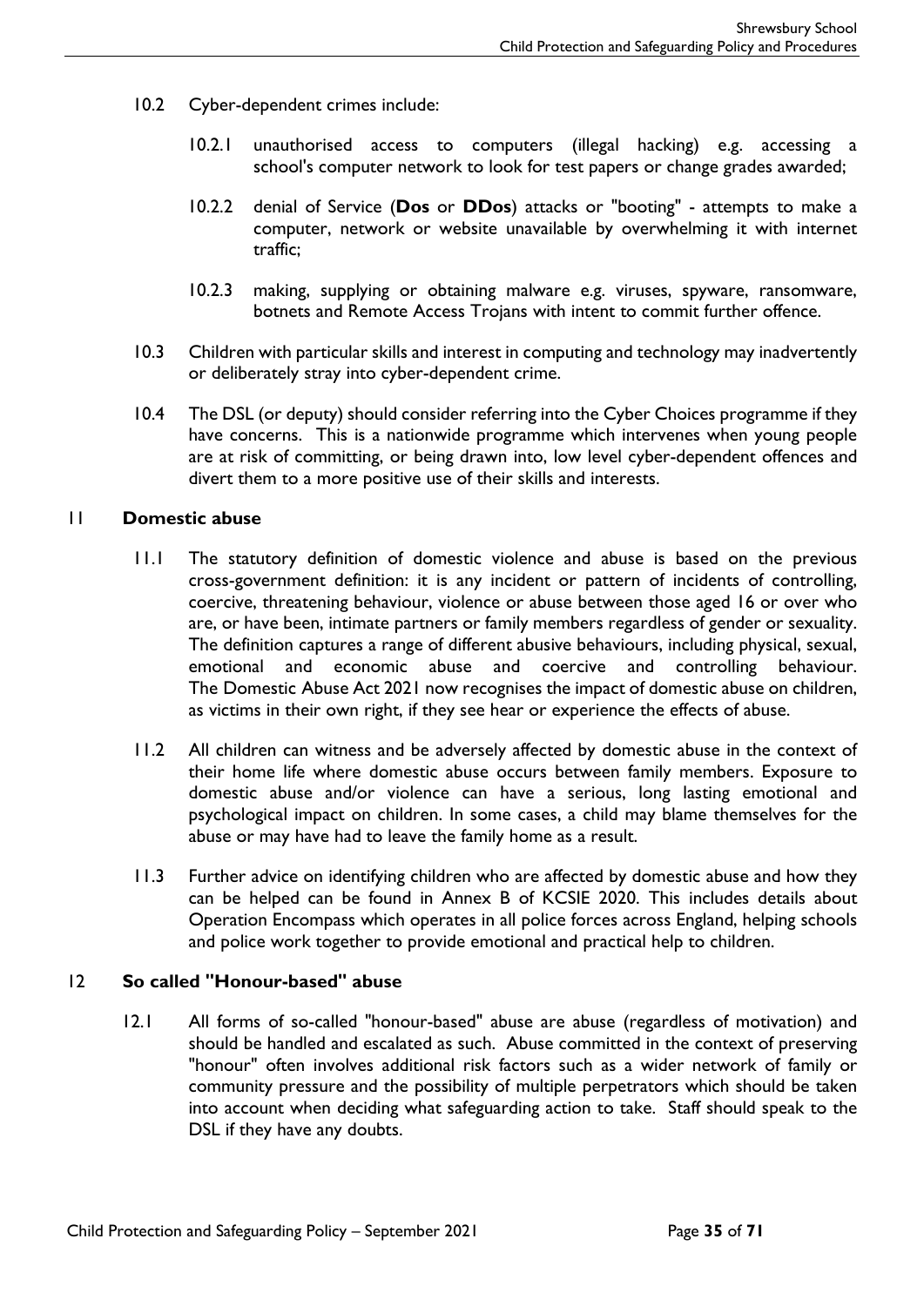10.2 Cyber-dependent crimes include:

10.2.1 unauthorised access to computers (illegal hacking) e.g. accessing a school's computer network to look for test papers or change grades awarded;

10.2.2 denial of Service (**Dos** or **DDos**) attacks or "booting" - attempts to make a computer, network or website unavailable by overwhelming it with internet traffic;

10.2.3 making, supplying or obtaining malware e.g. viruses, spyware, ransomware, botnets and Remote Access Trojans with intent to commit further offence.

10.3 Children with particular skills and interest in computing and technology may inadvertently or deliberately stray into cyber-dependent crime.

10.4 The DSL (or deputy) should consider referring into the Cyber Choices programme if they have concerns. This is a nationwide programme which intervenes when young people are at risk of committing, or being drawn into, low level cyber-dependent offences and divert them to a more positive use of their skills and interests.

## 11 Domestic abuse

11.1 The statutory definition of domestic violence and abuse is based on the previous cross-government definition: it is any incident or pattern of incidents of controlling, coercive, threatening behaviour, violence or abuse between those aged 16 or over who are, or have been, intimate partners or family members regardless of gender or sexuality. The definition captures a range of different abusive behaviours, including physical, sexual, emotional and economic abuse and coercive and controlling behaviour. The Domestic Abuse Act 2021 now recognises the impact of domestic abuse on children, as victims in their own right, if they see hear or experience the effects of abuse.

11.2 All children can witness and be adversely affected by domestic abuse in the context of their home life where domestic abuse occurs between family members. Exposure to domestic abuse and/or violence can have a serious, long lasting emotional and psychological impact on children. In some cases, a child may blame themselves for the abuse or may have had to leave the family home as a result.

11.3 Further advice on identifying children who are affected by domestic abuse and how they can be helped can be found in Annex B of KCSIE 2020. This includes details about Operation Encompass which operates in all police forces across England, helping schools and police work together to provide emotional and practical help to children.

## 12 So called "Honour-based" abuse

12.1 All forms of so-called "honour-based" abuse are abuse (regardless of motivation) and should be handled and escalated as such. Abuse committed in the context of preserving "honour" often involves additional risk factors such as a wider network of family or community pressure and the possibility of multiple perpetrators which should be taken into account when deciding what safeguarding action to take. Staff should speak to the DSL if they have any doubts.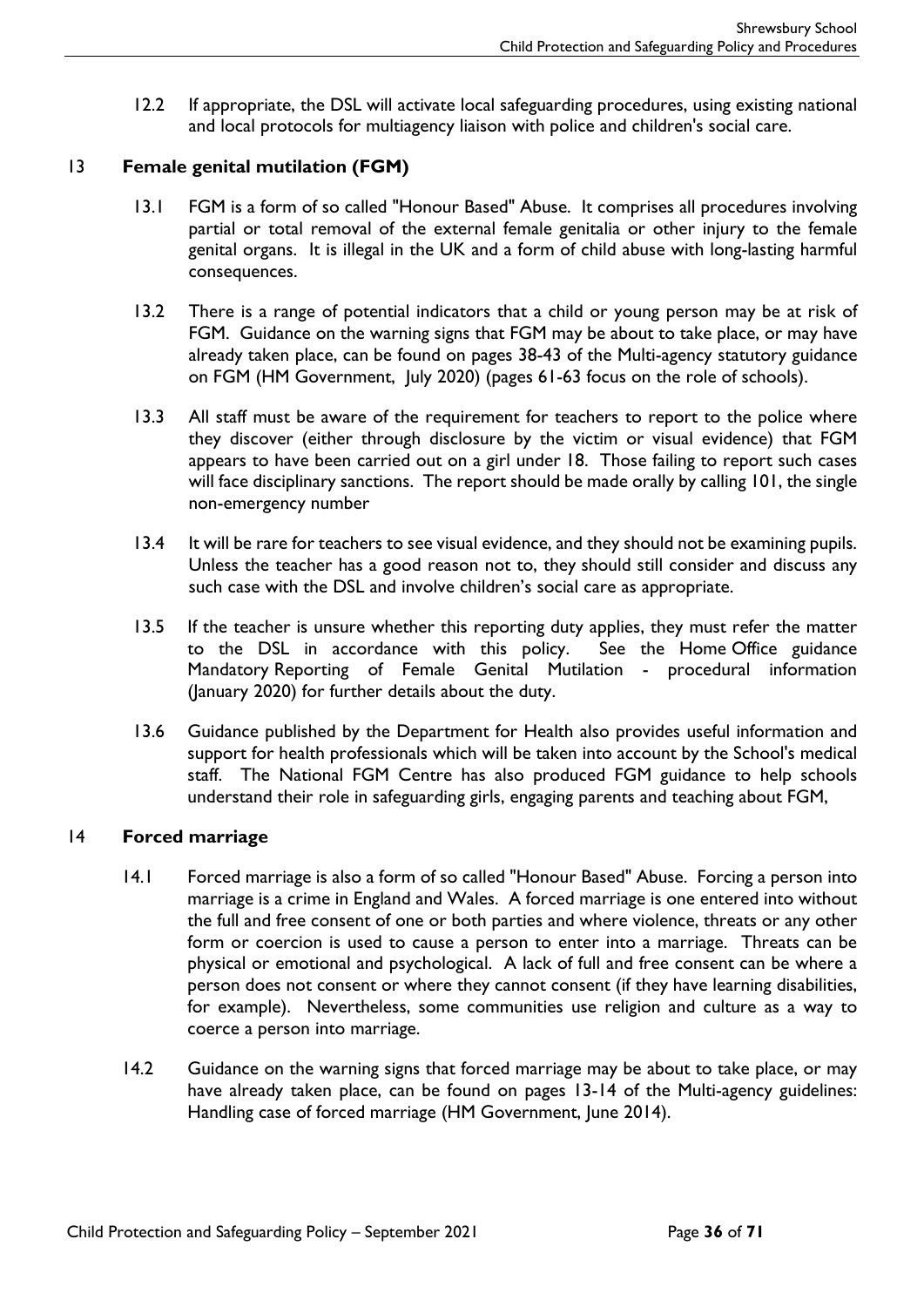12.2 If appropriate, the DSL will activate local safeguarding procedures, using existing national and local protocols for multiagency liaison with police and children's social care.

## 13 Female genital mutilation (FGM)

13.1 FGM is a form of so called "Honour Based" Abuse. It comprises all procedures involving partial or total removal of the external female genitalia or other injury to the female genital organs. It is illegal in the UK and a form of child abuse with long-lasting harmful consequences.

13.2 There is a range of potential indicators that a child or young person may be at risk of FGM. Guidance on the warning signs that FGM may be about to take place, or may have already taken place, can be found on pages 38-43 of the Multi-agency statutory guidance on FGM (HM Government, July 2020) (pages 61-63 focus on the role of schools).

13.3 All staff must be aware of the requirement for teachers to report to the police where they discover (either through disclosure by the victim or visual evidence) that FGM appears to have been carried out on a girl under 18. Those failing to report such cases will face disciplinary sanctions. The report should be made orally by calling 101, the single non-emergency number

13.4 It will be rare for teachers to see visual evidence, and they should not be examining pupils. Unless the teacher has a good reason not to, they should still consider and discuss any such case with the DSL and involve children's social care as appropriate.

13.5 If the teacher is unsure whether this reporting duty applies, they must refer the matter to the DSL in accordance with this policy. See the Home Office guidance Mandatory Reporting of Female Genital Mutilation - procedural information (January 2020) for further details about the duty.

13.6 Guidance published by the Department for Health also provides useful information and support for health professionals which will be taken into account by the School's medical staff. The National FGM Centre has also produced FGM guidance to help schools understand their role in safeguarding girls, engaging parents and teaching about FGM,

## 14 Forced marriage

14.1 Forced marriage is also a form of so called "Honour Based" Abuse. Forcing a person into marriage is a crime in England and Wales. A forced marriage is one entered into without the full and free consent of one or both parties and where violence, threats or any other form or coercion is used to cause a person to enter into a marriage. Threats can be physical or emotional and psychological. A lack of full and free consent can be where a person does not consent or where they cannot consent (if they have learning disabilities, for example). Nevertheless, some communities use religion and culture as a way to coerce a person into marriage.

14.2 Guidance on the warning signs that forced marriage may be about to take place, or may have already taken place, can be found on pages 13-14 of the Multi-agency guidelines: Handling case of forced marriage (HM Government, June 2014).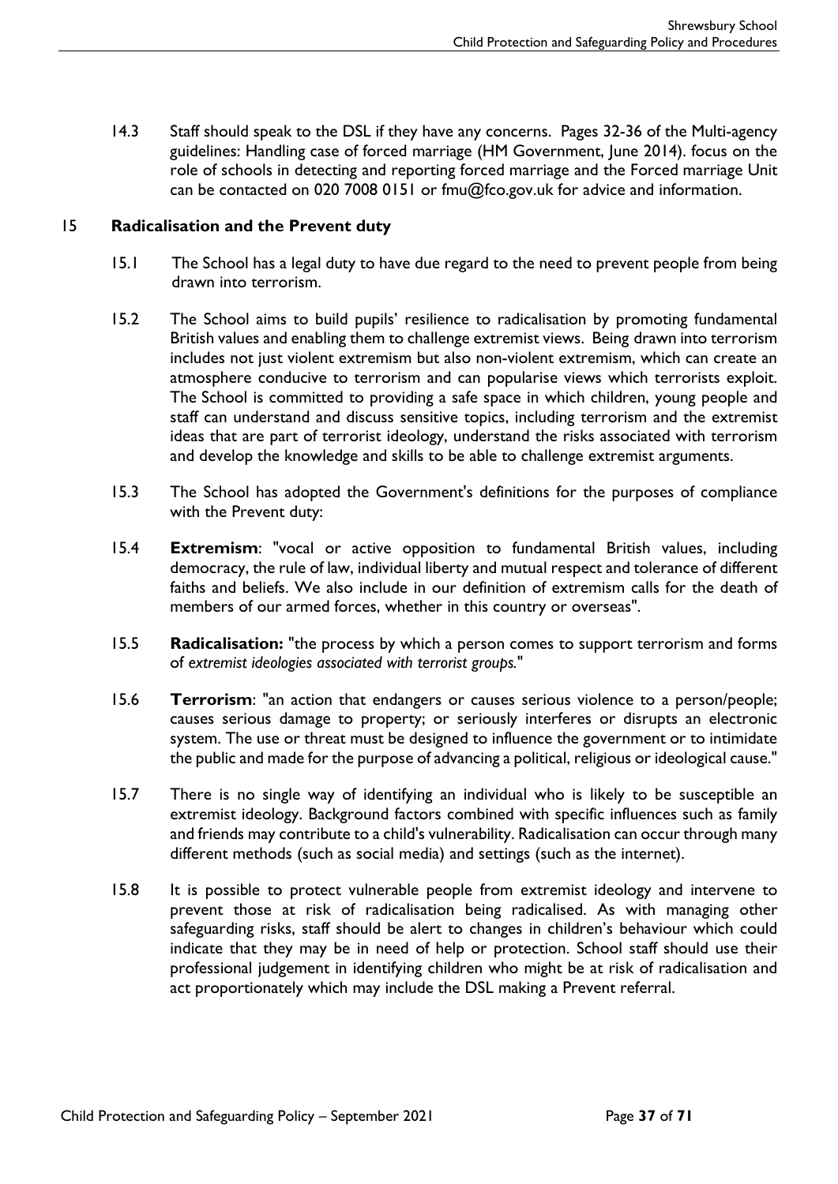14.3 Staff should speak to the DSL if they have any concerns. Pages 32-36 of the Multi-agency guidelines: Handling case of forced marriage (HM Government, June 2014). focus on the role of schools in detecting and reporting forced marriage and the Forced marriage Unit can be contacted on 020 7008 0151 or fmu@fco.gov.uk for advice and information.

## 15 Radicalisation and the Prevent duty

15.1 The School has a legal duty to have due regard to the need to prevent people from being drawn into terrorism.

15.2 The School aims to build pupils' resilience to radicalisation by promoting fundamental British values and enabling them to challenge extremist views. Being drawn into terrorism includes not just violent extremism but also non-violent extremism, which can create an atmosphere conducive to terrorism and can popularise views which terrorists exploit. The School is committed to providing a safe space in which children, young people and staff can understand and discuss sensitive topics, including terrorism and the extremist ideas that are part of terrorist ideology, understand the risks associated with terrorism and develop the knowledge and skills to be able to challenge extremist arguments.

15.3 The School has adopted the Government's definitions for the purposes of compliance with the Prevent duty:

15.4 **Extremism**: "vocal or active opposition to fundamental British values, including democracy, the rule of law, individual liberty and mutual respect and tolerance of different faiths and beliefs. We also include in our definition of extremism calls for the death of members of our armed forces, whether in this country or overseas".

15.5 **Radicalisation:** "the process by which a person comes to support terrorism and forms of *extremist ideologies associated with terrorist groups.*"

15.6 **Terrorism**: "an action that endangers or causes serious violence to a person/people; causes serious damage to property; or seriously interferes or disrupts an electronic system. The use or threat must be designed to influence the government or to intimidate the public and made for the purpose of advancing a political, religious or ideological cause."

15.7 There is no single way of identifying an individual who is likely to be susceptible an extremist ideology. Background factors combined with specific influences such as family and friends may contribute to a child's vulnerability. Radicalisation can occur through many different methods (such as social media) and settings (such as the internet).

15.8 It is possible to protect vulnerable people from extremist ideology and intervene to prevent those at risk of radicalisation being radicalised. As with managing other safeguarding risks, staff should be alert to changes in children's behaviour which could indicate that they may be in need of help or protection. School staff should use their professional judgement in identifying children who might be at risk of radicalisation and act proportionately which may include the DSL making a Prevent referral.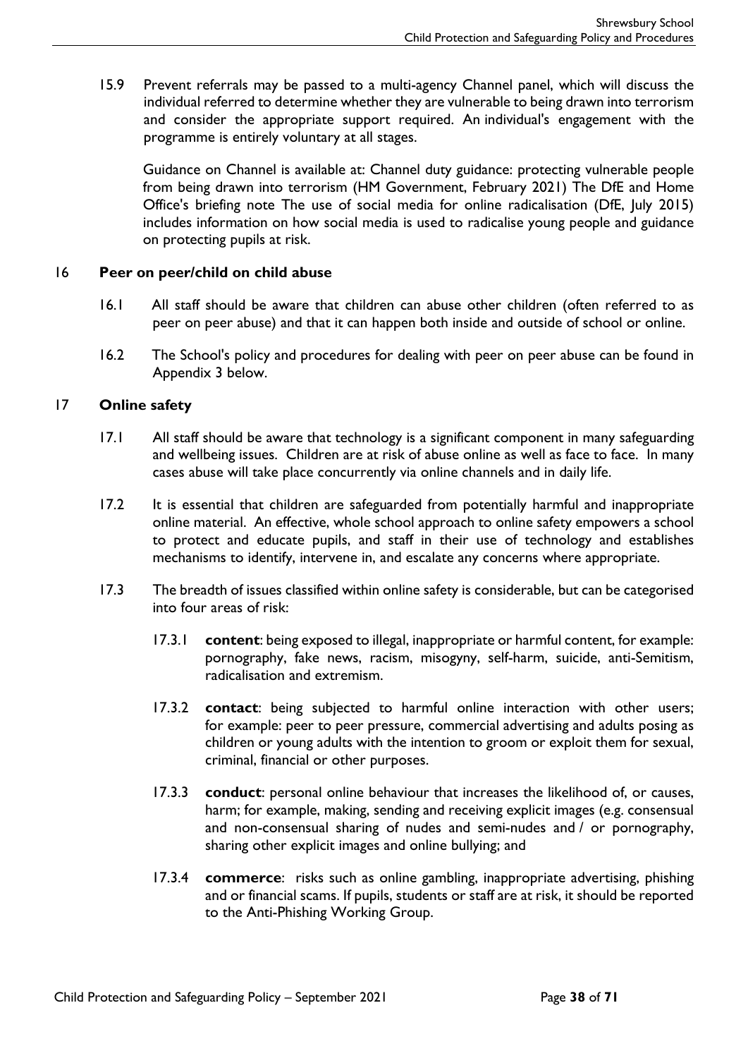15.9 Prevent referrals may be passed to a multi-agency Channel panel, which will discuss the individual referred to determine whether they are vulnerable to being drawn into terrorism and consider the appropriate support required. An individual's engagement with the programme is entirely voluntary at all stages.

Guidance on Channel is available at: Channel duty guidance: protecting vulnerable people from being drawn into terrorism (HM Government, February 2021) The DfE and Home Office's briefing note The use of social media for online radicalisation (DfE, July 2015) includes information on how social media is used to radicalise young people and guidance on protecting pupils at risk.

## 16 Peer on peer/child on child abuse

16.1 All staff should be aware that children can abuse other children (often referred to as peer on peer abuse) and that it can happen both inside and outside of school or online.

16.2 The School's policy and procedures for dealing with peer on peer abuse can be found in Appendix 3 below.

## 17 Online safety

17.1 All staff should be aware that technology is a significant component in many safeguarding and wellbeing issues. Children are at risk of abuse online as well as face to face. In many cases abuse will take place concurrently via online channels and in daily life.

17.2 It is essential that children are safeguarded from potentially harmful and inappropriate online material. An effective, whole school approach to online safety empowers a school to protect and educate pupils, and staff in their use of technology and establishes mechanisms to identify, intervene in, and escalate any concerns where appropriate.

17.3 The breadth of issues classified within online safety is considerable, but can be categorised into four areas of risk:

17.3.1 **content**: being exposed to illegal, inappropriate or harmful content, for example: pornography, fake news, racism, misogyny, self-harm, suicide, anti-Semitism, radicalisation and extremism.

17.3.2 **contact**: being subjected to harmful online interaction with other users; for example: peer to peer pressure, commercial advertising and adults posing as children or young adults with the intention to groom or exploit them for sexual, criminal, financial or other purposes.

17.3.3 **conduct**: personal online behaviour that increases the likelihood of, or causes, harm; for example, making, sending and receiving explicit images (e.g. consensual and non-consensual sharing of nudes and semi-nudes and / or pornography, sharing other explicit images and online bullying; and

17.3.4 **commerce**: risks such as online gambling, inappropriate advertising, phishing and or financial scams. If pupils, students or staff are at risk, it should be reported to the Anti-Phishing Working Group.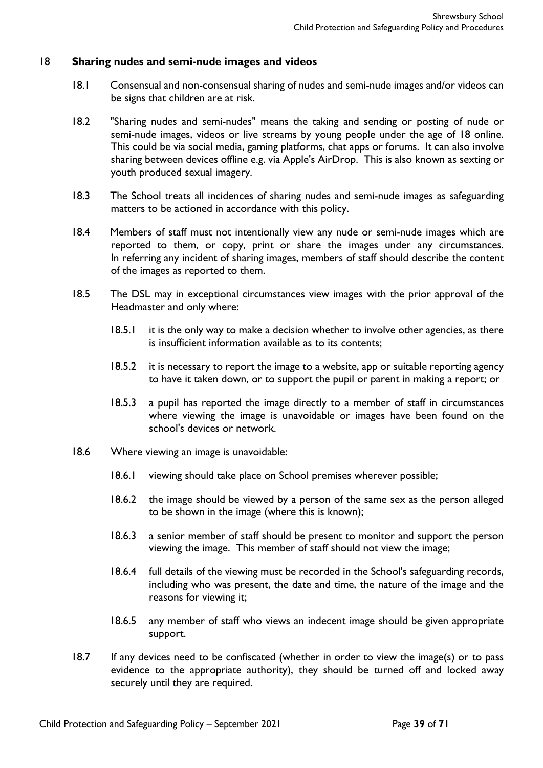## 18 Sharing nudes and semi-nude images and videos

18.1 Consensual and non-consensual sharing of nudes and semi-nude images and/or videos can be signs that children are at risk.

18.2 "Sharing nudes and semi-nudes" means the taking and sending or posting of nude or semi-nude images, videos or live streams by young people under the age of 18 online. This could be via social media, gaming platforms, chat apps or forums. It can also involve sharing between devices offline e.g. via Apple's AirDrop. This is also known as sexting or youth produced sexual imagery.

18.3 The School treats all incidences of sharing nudes and semi-nude images as safeguarding matters to be actioned in accordance with this policy.

18.4 Members of staff must not intentionally view any nude or semi-nude images which are reported to them, or copy, print or share the images under any circumstances. In referring any incident of sharing images, members of staff should describe the content of the images as reported to them.

18.5 The DSL may in exceptional circumstances view images with the prior approval of the Headmaster and only where:

18.5.1 it is the only way to make a decision whether to involve other agencies, as there is insufficient information available as to its contents;

18.5.2 it is necessary to report the image to a website, app or suitable reporting agency to have it taken down, or to support the pupil or parent in making a report; or

18.5.3 a pupil has reported the image directly to a member of staff in circumstances where viewing the image is unavoidable or images have been found on the school's devices or network.

18.6 Where viewing an image is unavoidable:

18.6.1 viewing should take place on School premises wherever possible;

18.6.2 the image should be viewed by a person of the same sex as the person alleged to be shown in the image (where this is known);

18.6.3 a senior member of staff should be present to monitor and support the person viewing the image. This member of staff should not view the image;

18.6.4 full details of the viewing must be recorded in the School's safeguarding records, including who was present, the date and time, the nature of the image and the reasons for viewing it;

18.6.5 any member of staff who views an indecent image should be given appropriate support.

18.7 If any devices need to be confiscated (whether in order to view the image(s) or to pass evidence to the appropriate authority), they should be turned off and locked away securely until they are required.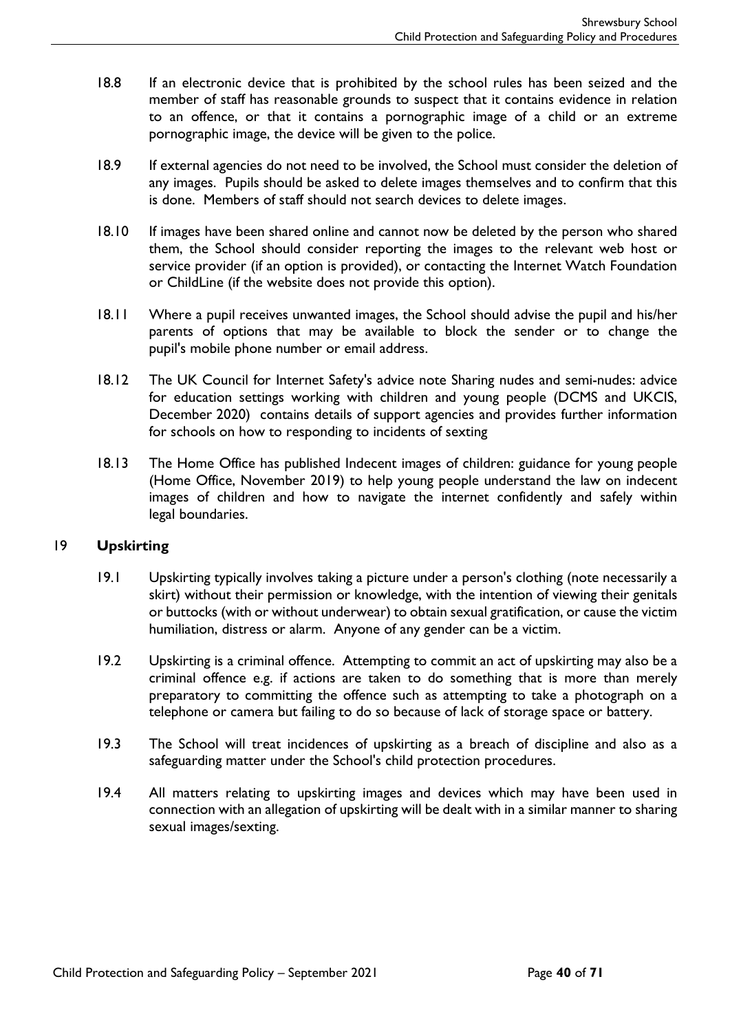18.8 If an electronic device that is prohibited by the school rules has been seized and the member of staff has reasonable grounds to suspect that it contains evidence in relation to an offence, or that it contains a pornographic image of a child or an extreme pornographic image, the device will be given to the police.

18.9 If external agencies do not need to be involved, the School must consider the deletion of any images. Pupils should be asked to delete images themselves and to confirm that this is done. Members of staff should not search devices to delete images.

18.10 If images have been shared online and cannot now be deleted by the person who shared them, the School should consider reporting the images to the relevant web host or service provider (if an option is provided), or contacting the Internet Watch Foundation or ChildLine (if the website does not provide this option).

18.11 Where a pupil receives unwanted images, the School should advise the pupil and his/her parents of options that may be available to block the sender or to change the pupil's mobile phone number or email address.

18.12 The UK Council for Internet Safety's advice note Sharing nudes and semi-nudes: advice for education settings working with children and young people (DCMS and UKCIS, December 2020) contains details of support agencies and provides further information for schools on how to responding to incidents of sexting

18.13 The Home Office has published Indecent images of children: guidance for young people (Home Office, November 2019) to help young people understand the law on indecent images of children and how to navigate the internet confidently and safely within legal boundaries.

## 19 Upskirting

19.1 Upskirting typically involves taking a picture under a person's clothing (note necessarily a skirt) without their permission or knowledge, with the intention of viewing their genitals or buttocks (with or without underwear) to obtain sexual gratification, or cause the victim humiliation, distress or alarm. Anyone of any gender can be a victim.

19.2 Upskirting is a criminal offence. Attempting to commit an act of upskirting may also be a criminal offence e.g. if actions are taken to do something that is more than merely preparatory to committing the offence such as attempting to take a photograph on a telephone or camera but failing to do so because of lack of storage space or battery.

19.3 The School will treat incidences of upskirting as a breach of discipline and also as a safeguarding matter under the School's child protection procedures.

19.4 All matters relating to upskirting images and devices which may have been used in connection with an allegation of upskirting will be dealt with in a similar manner to sharing sexual images/sexting.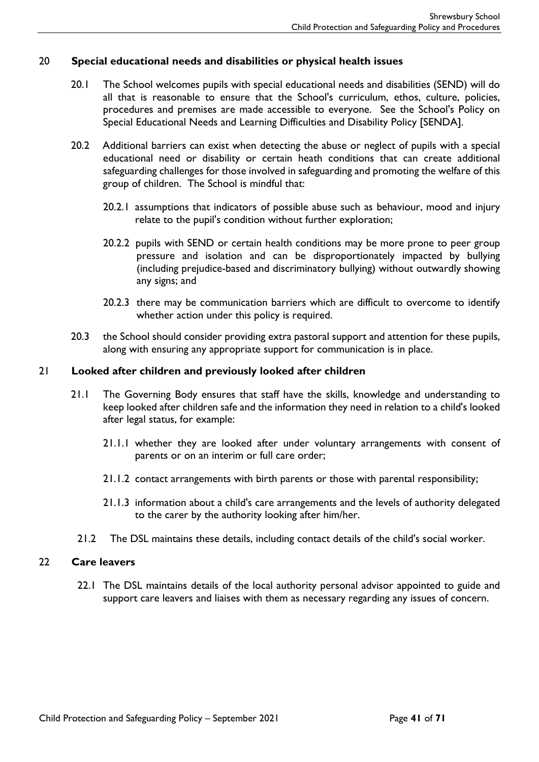## 20 Special educational needs and disabilities or physical health issues

20.1 The School welcomes pupils with special educational needs and disabilities (SEND) will do all that is reasonable to ensure that the School's curriculum, ethos, culture, policies, procedures and premises are made accessible to everyone. See the School's Policy on Special Educational Needs and Learning Difficulties and Disability Policy [SENDA].

20.2 Additional barriers can exist when detecting the abuse or neglect of pupils with a special educational need or disability or certain heath conditions that can create additional safeguarding challenges for those involved in safeguarding and promoting the welfare of this group of children. The School is mindful that:

20.2.1 assumptions that indicators of possible abuse such as behaviour, mood and injury relate to the pupil's condition without further exploration;

20.2.2 pupils with SEND or certain health conditions may be more prone to peer group pressure and isolation and can be disproportionately impacted by bullying (including prejudice-based and discriminatory bullying) without outwardly showing any signs; and

20.2.3 there may be communication barriers which are difficult to overcome to identify whether action under this policy is required.

20.3 the School should consider providing extra pastoral support and attention for these pupils, along with ensuring any appropriate support for communication is in place.

## 21 Looked after children and previously looked after children

21.1 The Governing Body ensures that staff have the skills, knowledge and understanding to keep looked after children safe and the information they need in relation to a child's looked after legal status, for example:

21.1.1 whether they are looked after under voluntary arrangements with consent of parents or on an interim or full care order;

21.1.2 contact arrangements with birth parents or those with parental responsibility;

21.1.3 information about a child's care arrangements and the levels of authority delegated to the carer by the authority looking after him/her.

21.2 The DSL maintains these details, including contact details of the child's social worker.

## 22 Care leavers

22.1 The DSL maintains details of the local authority personal advisor appointed to guide and support care leavers and liaises with them as necessary regarding any issues of concern.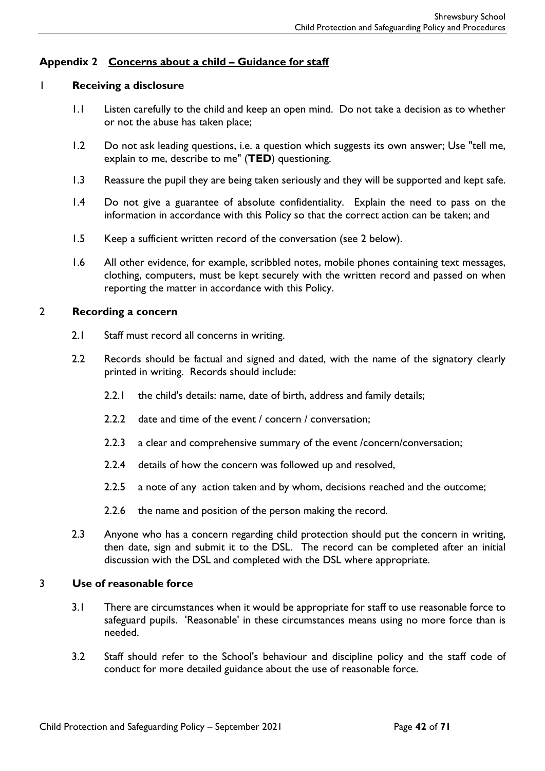## Appendix 2 Concerns about a child – Guidance for staff

### 1 Receiving a disclosure

1.1 Listen carefully to the child and keep an open mind. Do not take a decision as to whether or not the abuse has taken place;

1.2 Do not ask leading questions, i.e. a question which suggests its own answer; Use "tell me, explain to me, describe to me" (**TED**) questioning.

1.3 Reassure the pupil they are being taken seriously and they will be supported and kept safe.

1.4 Do not give a guarantee of absolute confidentiality. Explain the need to pass on the information in accordance with this Policy so that the correct action can be taken; and

1.5 Keep a sufficient written record of the conversation (see 2 below).

1.6 All other evidence, for example, scribbled notes, mobile phones containing text messages, clothing, computers, must be kept securely with the written record and passed on when reporting the matter in accordance with this Policy.

### 2 Recording a concern

2.1 Staff must record all concerns in writing.

2.2 Records should be factual and signed and dated, with the name of the signatory clearly printed in writing. Records should include:

2.2.1 the child's details: name, date of birth, address and family details;

2.2.2 date and time of the event / concern / conversation;

2.2.3 a clear and comprehensive summary of the event /concern/conversation;

2.2.4 details of how the concern was followed up and resolved,

2.2.5 a note of any action taken and by whom, decisions reached and the outcome;

2.2.6 the name and position of the person making the record.

2.3 Anyone who has a concern regarding child protection should put the concern in writing, then date, sign and submit it to the DSL. The record can be completed after an initial discussion with the DSL and completed with the DSL where appropriate.

### 3 Use of reasonable force

3.1 There are circumstances when it would be appropriate for staff to use reasonable force to safeguard pupils. 'Reasonable' in these circumstances means using no more force than is needed.

3.2 Staff should refer to the School's behaviour and discipline policy and the staff code of conduct for more detailed guidance about the use of reasonable force.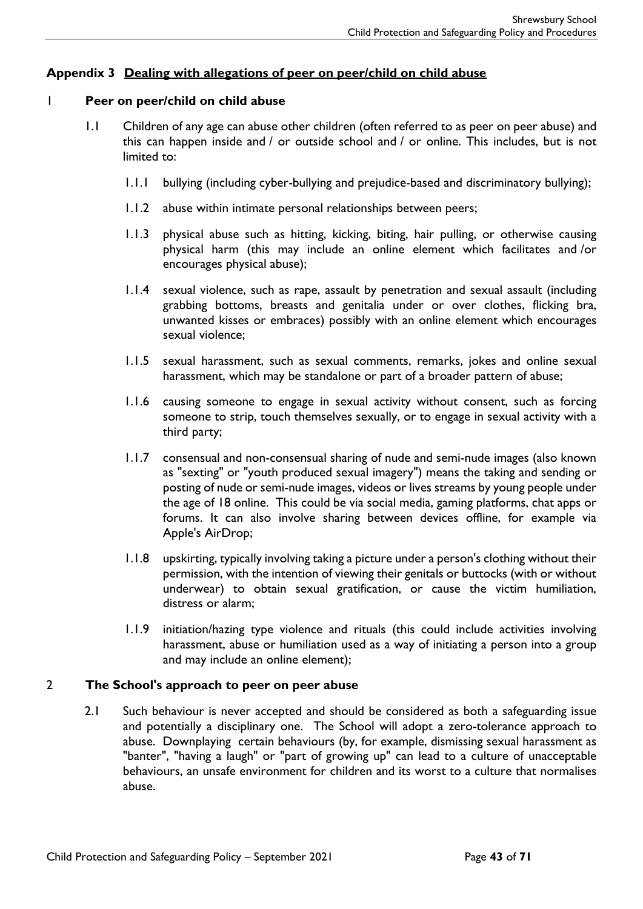## Appendix 3 Dealing with allegations of peer on peer/child on child abuse

### 1 Peer on peer/child on child abuse

1.1 Children of any age can abuse other children (often referred to as peer on peer abuse) and this can happen inside and / or outside school and / or online. This includes, but is not limited to:

1.1.1 bullying (including cyber-bullying and prejudice-based and discriminatory bullying);

1.1.2 abuse within intimate personal relationships between peers;

1.1.3 physical abuse such as hitting, kicking, biting, hair pulling, or otherwise causing physical harm (this may include an online element which facilitates and /or encourages physical abuse);

1.1.4 sexual violence, such as rape, assault by penetration and sexual assault (including grabbing bottoms, breasts and genitalia under or over clothes, flicking bra, unwanted kisses or embraces) possibly with an online element which encourages sexual violence;

1.1.5 sexual harassment, such as sexual comments, remarks, jokes and online sexual harassment, which may be standalone or part of a broader pattern of abuse;

1.1.6 causing someone to engage in sexual activity without consent, such as forcing someone to strip, touch themselves sexually, or to engage in sexual activity with a third party;

1.1.7 consensual and non-consensual sharing of nude and semi-nude images (also known as "sexting" or "youth produced sexual imagery") means the taking and sending or posting of nude or semi-nude images, videos or lives streams by young people under the age of 18 online. This could be via social media, gaming platforms, chat apps or forums. It can also involve sharing between devices offline, for example via Apple's AirDrop;

1.1.8 upskirting, typically involving taking a picture under a person's clothing without their permission, with the intention of viewing their genitals or buttocks (with or without underwear) to obtain sexual gratification, or cause the victim humiliation, distress or alarm;

1.1.9 initiation/hazing type violence and rituals (this could include activities involving harassment, abuse or humiliation used as a way of initiating a person into a group and may include an online element);

### 2 The School's approach to peer on peer abuse

2.1 Such behaviour is never accepted and should be considered as both a safeguarding issue and potentially a disciplinary one. The School will adopt a zero-tolerance approach to abuse. Downplaying certain behaviours (by, for example, dismissing sexual harassment as "banter", "having a laugh" or "part of growing up" can lead to a culture of unacceptable behaviours, an unsafe environment for children and its worst to a culture that normalises abuse.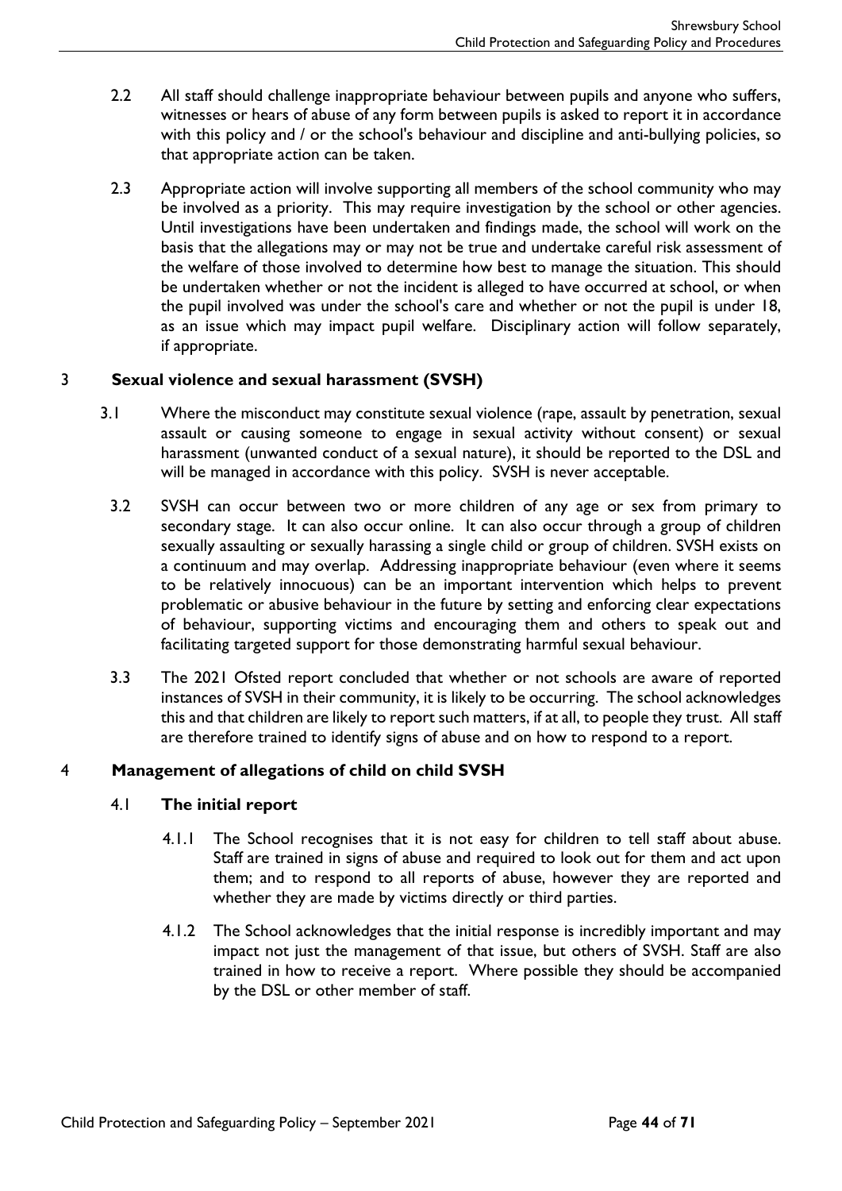2.2 All staff should challenge inappropriate behaviour between pupils and anyone who suffers, witnesses or hears of abuse of any form between pupils is asked to report it in accordance with this policy and / or the school's behaviour and discipline and anti-bullying policies, so that appropriate action can be taken.

2.3 Appropriate action will involve supporting all members of the school community who may be involved as a priority. This may require investigation by the school or other agencies. Until investigations have been undertaken and findings made, the school will work on the basis that the allegations may or may not be true and undertake careful risk assessment of the welfare of those involved to determine how best to manage the situation. This should be undertaken whether or not the incident is alleged to have occurred at school, or when the pupil involved was under the school's care and whether or not the pupil is under 18, as an issue which may impact pupil welfare. Disciplinary action will follow separately, if appropriate.

## 3 Sexual violence and sexual harassment (SVSH)

3.1 Where the misconduct may constitute sexual violence (rape, assault by penetration, sexual assault or causing someone to engage in sexual activity without consent) or sexual harassment (unwanted conduct of a sexual nature), it should be reported to the DSL and will be managed in accordance with this policy. SVSH is never acceptable.

3.2 SVSH can occur between two or more children of any age or sex from primary to secondary stage. It can also occur online. It can also occur through a group of children sexually assaulting or sexually harassing a single child or group of children. SVSH exists on a continuum and may overlap. Addressing inappropriate behaviour (even where it seems to be relatively innocuous) can be an important intervention which helps to prevent problematic or abusive behaviour in the future by setting and enforcing clear expectations of behaviour, supporting victims and encouraging them and others to speak out and facilitating targeted support for those demonstrating harmful sexual behaviour.

3.3 The 2021 Ofsted report concluded that whether or not schools are aware of reported instances of SVSH in their community, it is likely to be occurring. The school acknowledges this and that children are likely to report such matters, if at all, to people they trust. All staff are therefore trained to identify signs of abuse and on how to respond to a report.

## 4 Management of allegations of child on child SVSH

### 4.1 The initial report

4.1.1 The School recognises that it is not easy for children to tell staff about abuse. Staff are trained in signs of abuse and required to look out for them and act upon them; and to respond to all reports of abuse, however they are reported and whether they are made by victims directly or third parties.

4.1.2 The School acknowledges that the initial response is incredibly important and may impact not just the management of that issue, but others of SVSH. Staff are also trained in how to receive a report. Where possible they should be accompanied by the DSL or other member of staff.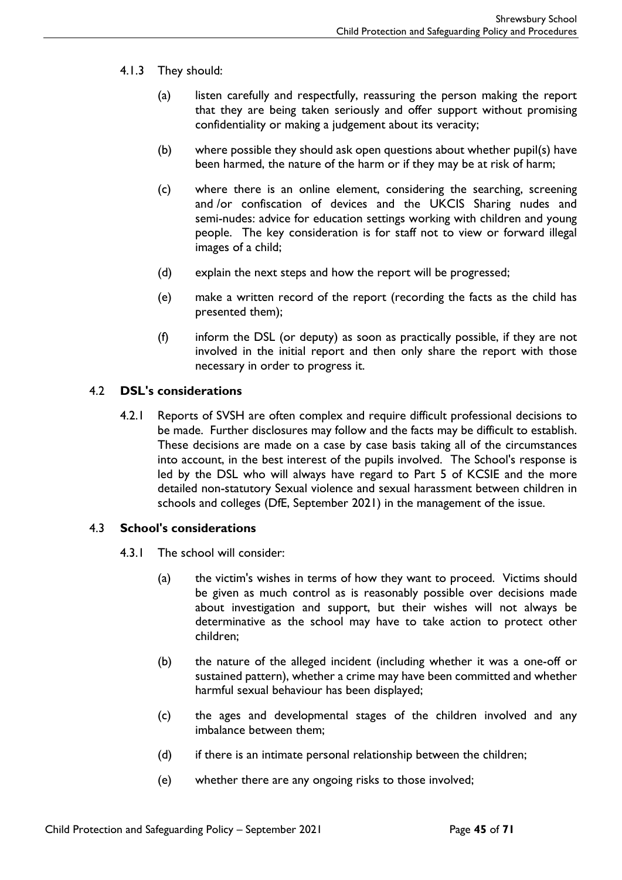4.1.3 They should:

(a) listen carefully and respectfully, reassuring the person making the report that they are being taken seriously and offer support without promising confidentiality or making a judgement about its veracity;

(b) where possible they should ask open questions about whether pupil(s) have been harmed, the nature of the harm or if they may be at risk of harm;

(c) where there is an online element, considering the searching, screening and /or confiscation of devices and the UKCIS Sharing nudes and semi-nudes: advice for education settings working with children and young people. The key consideration is for staff not to view or forward illegal images of a child;

(d) explain the next steps and how the report will be progressed;

(e) make a written record of the report (recording the facts as the child has presented them);

(f) inform the DSL (or deputy) as soon as practically possible, if they are not involved in the initial report and then only share the report with those necessary in order to progress it.

## 4.2 DSL's considerations

4.2.1 Reports of SVSH are often complex and require difficult professional decisions to be made. Further disclosures may follow and the facts may be difficult to establish. These decisions are made on a case by case basis taking all of the circumstances into account, in the best interest of the pupils involved. The School's response is led by the DSL who will always have regard to Part 5 of KCSIE and the more detailed non-statutory Sexual violence and sexual harassment between children in schools and colleges (DfE, September 2021) in the management of the issue.

## 4.3 School's considerations

4.3.1 The school will consider:

(a) the victim's wishes in terms of how they want to proceed. Victims should be given as much control as is reasonably possible over decisions made about investigation and support, but their wishes will not always be determinative as the school may have to take action to protect other children;

(b) the nature of the alleged incident (including whether it was a one-off or sustained pattern), whether a crime may have been committed and whether harmful sexual behaviour has been displayed;

(c) the ages and developmental stages of the children involved and any imbalance between them;

(d) if there is an intimate personal relationship between the children;

(e) whether there are any ongoing risks to those involved;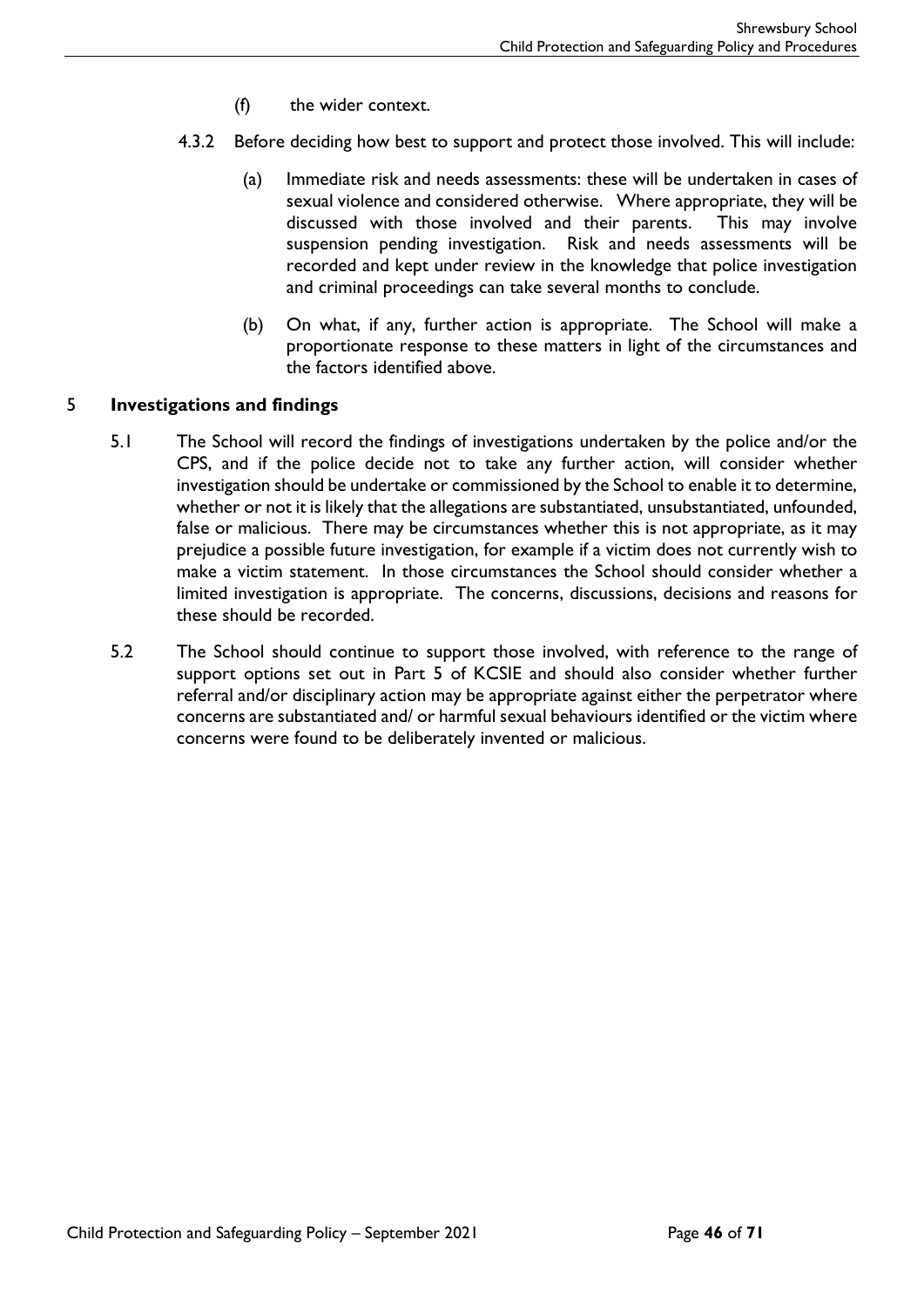(f) the wider context.

4.3.2 Before deciding how best to support and protect those involved. This will include:

(a) Immediate risk and needs assessments: these will be undertaken in cases of sexual violence and considered otherwise. Where appropriate, they will be discussed with those involved and their parents. This may involve suspension pending investigation. Risk and needs assessments will be recorded and kept under review in the knowledge that police investigation and criminal proceedings can take several months to conclude.

(b) On what, if any, further action is appropriate. The School will make a proportionate response to these matters in light of the circumstances and the factors identified above.

## 5 Investigations and findings

5.1 The School will record the findings of investigations undertaken by the police and/or the CPS, and if the police decide not to take any further action, will consider whether investigation should be undertake or commissioned by the School to enable it to determine, whether or not it is likely that the allegations are substantiated, unsubstantiated, unfounded, false or malicious. There may be circumstances whether this is not appropriate, as it may prejudice a possible future investigation, for example if a victim does not currently wish to make a victim statement. In those circumstances the School should consider whether a limited investigation is appropriate. The concerns, discussions, decisions and reasons for these should be recorded.

5.2 The School should continue to support those involved, with reference to the range of support options set out in Part 5 of KCSIE and should also consider whether further referral and/or disciplinary action may be appropriate against either the perpetrator where concerns are substantiated and/ or harmful sexual behaviours identified or the victim where concerns were found to be deliberately invented or malicious.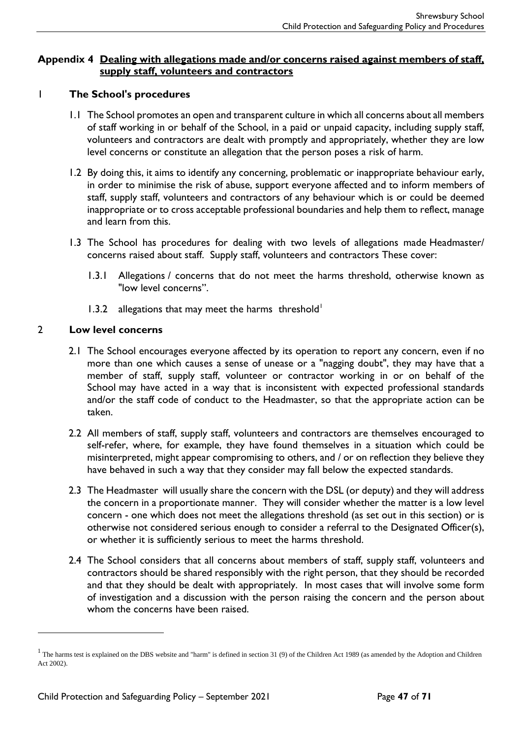## Appendix 4 Dealing with allegations made and/or concerns raised against members of staff, supply staff, volunteers and contractors

### 1 The School's procedures

1.1 The School promotes an open and transparent culture in which all concerns about all members of staff working in or behalf of the School, in a paid or unpaid capacity, including supply staff, volunteers and contractors are dealt with promptly and appropriately, whether they are low level concerns or constitute an allegation that the person poses a risk of harm.

1.2 By doing this, it aims to identify any concerning, problematic or inappropriate behaviour early, in order to minimise the risk of abuse, support everyone affected and to inform members of staff, supply staff, volunteers and contractors of any behaviour which is or could be deemed inappropriate or to cross acceptable professional boundaries and help them to reflect, manage and learn from this.

1.3 The School has procedures for dealing with two levels of allegations made Headmaster/ concerns raised about staff. Supply staff, volunteers and contractors These cover:

1.3.1 Allegations / concerns that do not meet the harms threshold, otherwise known as "low level concerns".

1.3.2 allegations that may meet the harms threshold[1]

### 2 Low level concerns

2.1 The School encourages everyone affected by its operation to report any concern, even if no more than one which causes a sense of unease or a "nagging doubt", they may have that a member of staff, supply staff, volunteer or contractor working in or on behalf of the School may have acted in a way that is inconsistent with expected professional standards and/or the staff code of conduct to the Headmaster, so that the appropriate action can be taken.

2.2 All members of staff, supply staff, volunteers and contractors are themselves encouraged to self-refer, where, for example, they have found themselves in a situation which could be misinterpreted, might appear compromising to others, and / or on reflection they believe they have behaved in such a way that they consider may fall below the expected standards.

2.3 The Headmaster will usually share the concern with the DSL (or deputy) and they will address the concern in a proportionate manner. They will consider whether the matter is a low level concern - one which does not meet the allegations threshold (as set out in this section) or is otherwise not considered serious enough to consider a referral to the Designated Officer(s), or whether it is sufficiently serious to meet the harms threshold.

2.4 The School considers that all concerns about members of staff, supply staff, volunteers and contractors should be shared responsibly with the right person, that they should be recorded and that they should be dealt with appropriately. In most cases that will involve some form of investigation and a discussion with the person raising the concern and the person about whom the concerns have been raised.

---

[1] The harms test is explained on the DBS website and "harm" is defined in section 31 (9) of the Children Act 1989 (as amended by the Adoption and Children Act 2002).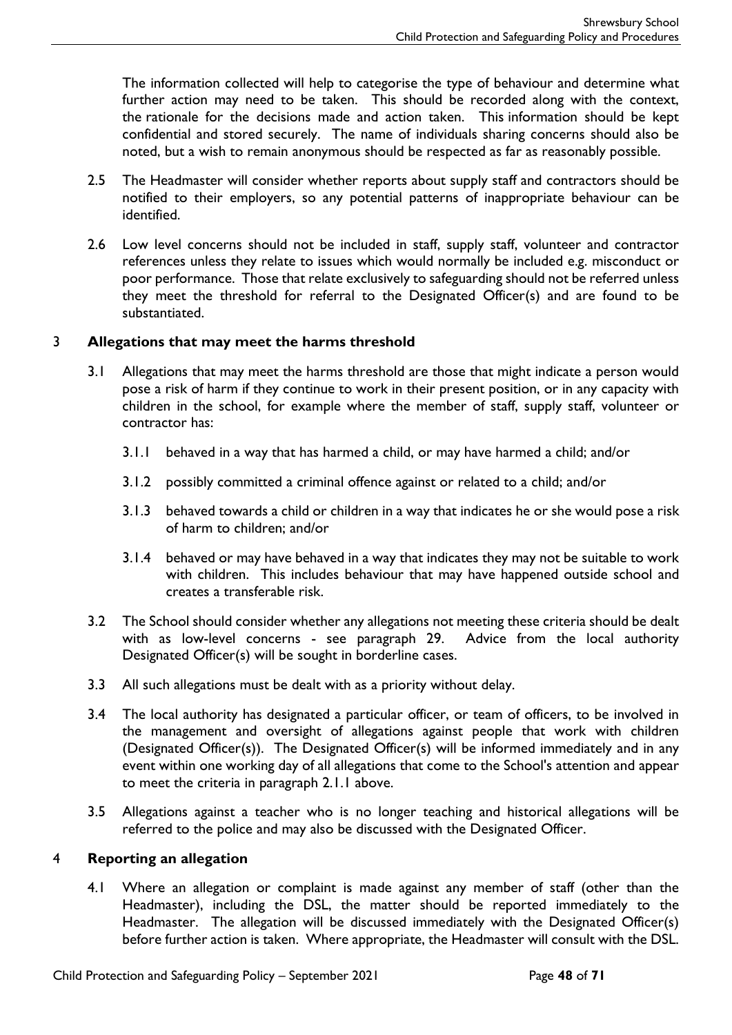The information collected will help to categorise the type of behaviour and determine what further action may need to be taken. This should be recorded along with the context, the rationale for the decisions made and action taken. This information should be kept confidential and stored securely. The name of individuals sharing concerns should also be noted, but a wish to remain anonymous should be respected as far as reasonably possible.

2.5 The Headmaster will consider whether reports about supply staff and contractors should be notified to their employers, so any potential patterns of inappropriate behaviour can be identified.

2.6 Low level concerns should not be included in staff, supply staff, volunteer and contractor references unless they relate to issues which would normally be included e.g. misconduct or poor performance. Those that relate exclusively to safeguarding should not be referred unless they meet the threshold for referral to the Designated Officer(s) and are found to be substantiated.

## 3 Allegations that may meet the harms threshold

3.1 Allegations that may meet the harms threshold are those that might indicate a person would pose a risk of harm if they continue to work in their present position, or in any capacity with children in the school, for example where the member of staff, supply staff, volunteer or contractor has:

3.1.1 behaved in a way that has harmed a child, or may have harmed a child; and/or

3.1.2 possibly committed a criminal offence against or related to a child; and/or

3.1.3 behaved towards a child or children in a way that indicates he or she would pose a risk of harm to children; and/or

3.1.4 behaved or may have behaved in a way that indicates they may not be suitable to work with children. This includes behaviour that may have happened outside school and creates a transferable risk.

3.2 The School should consider whether any allegations not meeting these criteria should be dealt with as low-level concerns - see paragraph 29. Advice from the local authority Designated Officer(s) will be sought in borderline cases.

3.3 All such allegations must be dealt with as a priority without delay.

3.4 The local authority has designated a particular officer, or team of officers, to be involved in the management and oversight of allegations against people that work with children (Designated Officer(s)). The Designated Officer(s) will be informed immediately and in any event within one working day of all allegations that come to the School's attention and appear to meet the criteria in paragraph 2.1.1 above.

3.5 Allegations against a teacher who is no longer teaching and historical allegations will be referred to the police and may also be discussed with the Designated Officer.

## 4 Reporting an allegation

4.1 Where an allegation or complaint is made against any member of staff (other than the Headmaster), including the DSL, the matter should be reported immediately to the Headmaster. The allegation will be discussed immediately with the Designated Officer(s) before further action is taken. Where appropriate, the Headmaster will consult with the DSL.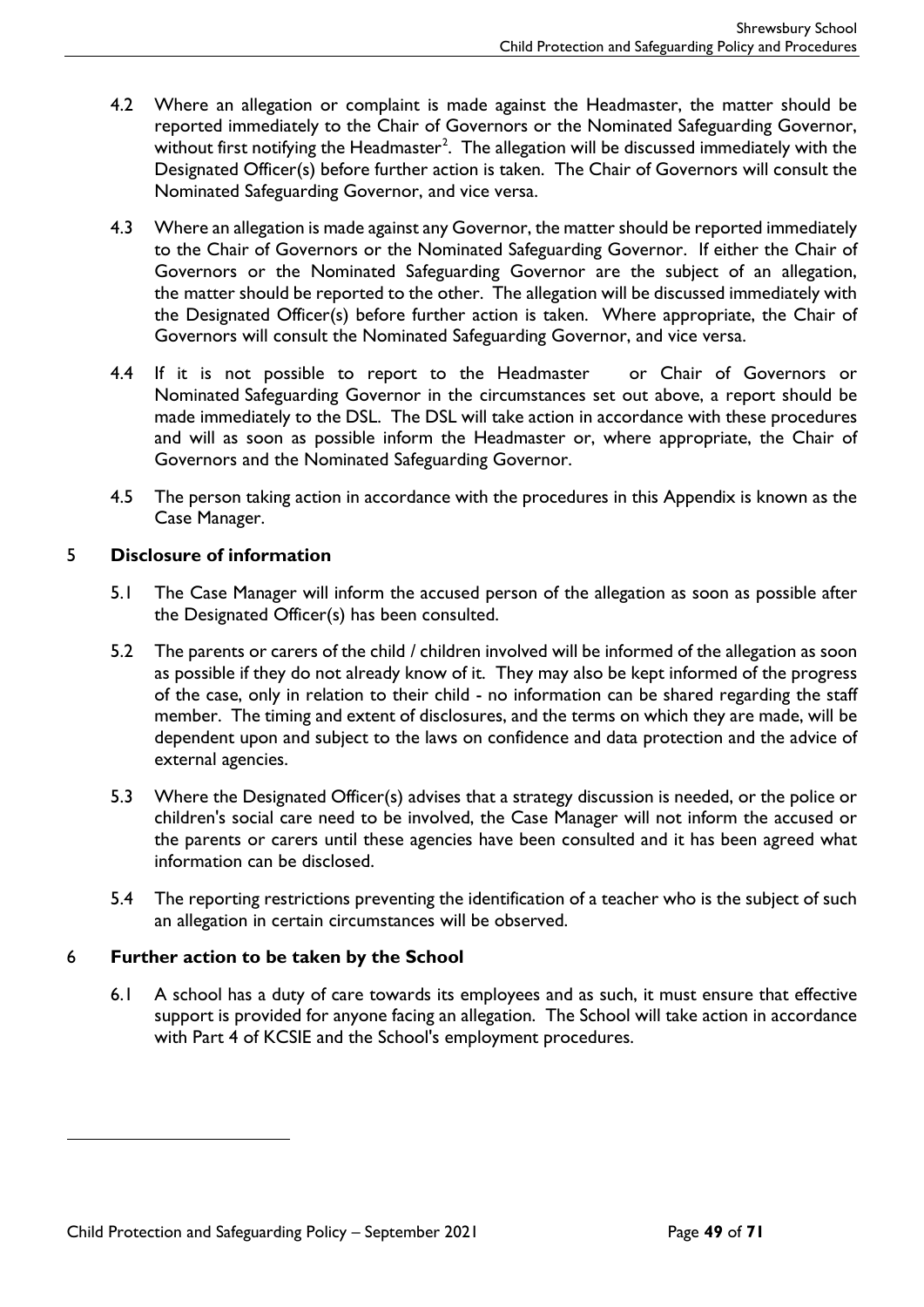4.2 Where an allegation or complaint is made against the Headmaster, the matter should be reported immediately to the Chair of Governors or the Nominated Safeguarding Governor, without first notifying the Headmaster[2]. The allegation will be discussed immediately with the Designated Officer(s) before further action is taken. The Chair of Governors will consult the Nominated Safeguarding Governor, and vice versa.

4.3 Where an allegation is made against any Governor, the matter should be reported immediately to the Chair of Governors or the Nominated Safeguarding Governor. If either the Chair of Governors or the Nominated Safeguarding Governor are the subject of an allegation, the matter should be reported to the other. The allegation will be discussed immediately with the Designated Officer(s) before further action is taken. Where appropriate, the Chair of Governors will consult the Nominated Safeguarding Governor, and vice versa.

4.4 If it is not possible to report to the Headmaster or Chair of Governors or Nominated Safeguarding Governor in the circumstances set out above, a report should be made immediately to the DSL. The DSL will take action in accordance with these procedures and will as soon as possible inform the Headmaster or, where appropriate, the Chair of Governors and the Nominated Safeguarding Governor.

4.5 The person taking action in accordance with the procedures in this Appendix is known as the Case Manager.

## 5 Disclosure of information

5.1 The Case Manager will inform the accused person of the allegation as soon as possible after the Designated Officer(s) has been consulted.

5.2 The parents or carers of the child / children involved will be informed of the allegation as soon as possible if they do not already know of it. They may also be kept informed of the progress of the case, only in relation to their child - no information can be shared regarding the staff member. The timing and extent of disclosures, and the terms on which they are made, will be dependent upon and subject to the laws on confidence and data protection and the advice of external agencies.

5.3 Where the Designated Officer(s) advises that a strategy discussion is needed, or the police or children's social care need to be involved, the Case Manager will not inform the accused or the parents or carers until these agencies have been consulted and it has been agreed what information can be disclosed.

5.4 The reporting restrictions preventing the identification of a teacher who is the subject of such an allegation in certain circumstances will be observed.

## 6 Further action to be taken by the School

6.1 A school has a duty of care towards its employees and as such, it must ensure that effective support is provided for anyone facing an allegation. The School will take action in accordance with Part 4 of KCSIE and the School's employment procedures.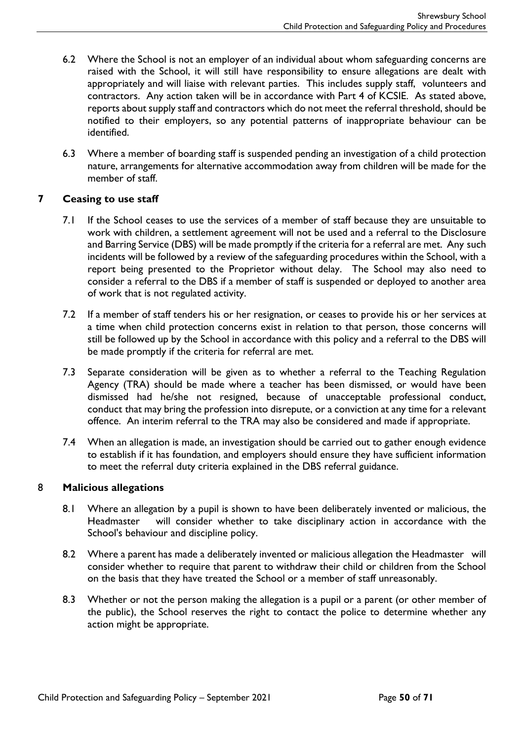6.2 Where the School is not an employer of an individual about whom safeguarding concerns are raised with the School, it will still have responsibility to ensure allegations are dealt with appropriately and will liaise with relevant parties. This includes supply staff, volunteers and contractors. Any action taken will be in accordance with Part 4 of KCSIE. As stated above, reports about supply staff and contractors which do not meet the referral threshold, should be notified to their employers, so any potential patterns of inappropriate behaviour can be identified.

6.3 Where a member of boarding staff is suspended pending an investigation of a child protection nature, arrangements for alternative accommodation away from children will be made for the member of staff.

## 7 Ceasing to use staff

7.1 If the School ceases to use the services of a member of staff because they are unsuitable to work with children, a settlement agreement will not be used and a referral to the Disclosure and Barring Service (DBS) will be made promptly if the criteria for a referral are met. Any such incidents will be followed by a review of the safeguarding procedures within the School, with a report being presented to the Proprietor without delay. The School may also need to consider a referral to the DBS if a member of staff is suspended or deployed to another area of work that is not regulated activity.

7.2 If a member of staff tenders his or her resignation, or ceases to provide his or her services at a time when child protection concerns exist in relation to that person, those concerns will still be followed up by the School in accordance with this policy and a referral to the DBS will be made promptly if the criteria for referral are met.

7.3 Separate consideration will be given as to whether a referral to the Teaching Regulation Agency (TRA) should be made where a teacher has been dismissed, or would have been dismissed had he/she not resigned, because of unacceptable professional conduct, conduct that may bring the profession into disrepute, or a conviction at any time for a relevant offence. An interim referral to the TRA may also be considered and made if appropriate.

7.4 When an allegation is made, an investigation should be carried out to gather enough evidence to establish if it has foundation, and employers should ensure they have sufficient information to meet the referral duty criteria explained in the DBS referral guidance.

## 8 Malicious allegations

8.1 Where an allegation by a pupil is shown to have been deliberately invented or malicious, the Headmaster will consider whether to take disciplinary action in accordance with the School's behaviour and discipline policy.

8.2 Where a parent has made a deliberately invented or malicious allegation the Headmaster will consider whether to require that parent to withdraw their child or children from the School on the basis that they have treated the School or a member of staff unreasonably.

8.3 Whether or not the person making the allegation is a pupil or a parent (or other member of the public), the School reserves the right to contact the police to determine whether any action might be appropriate.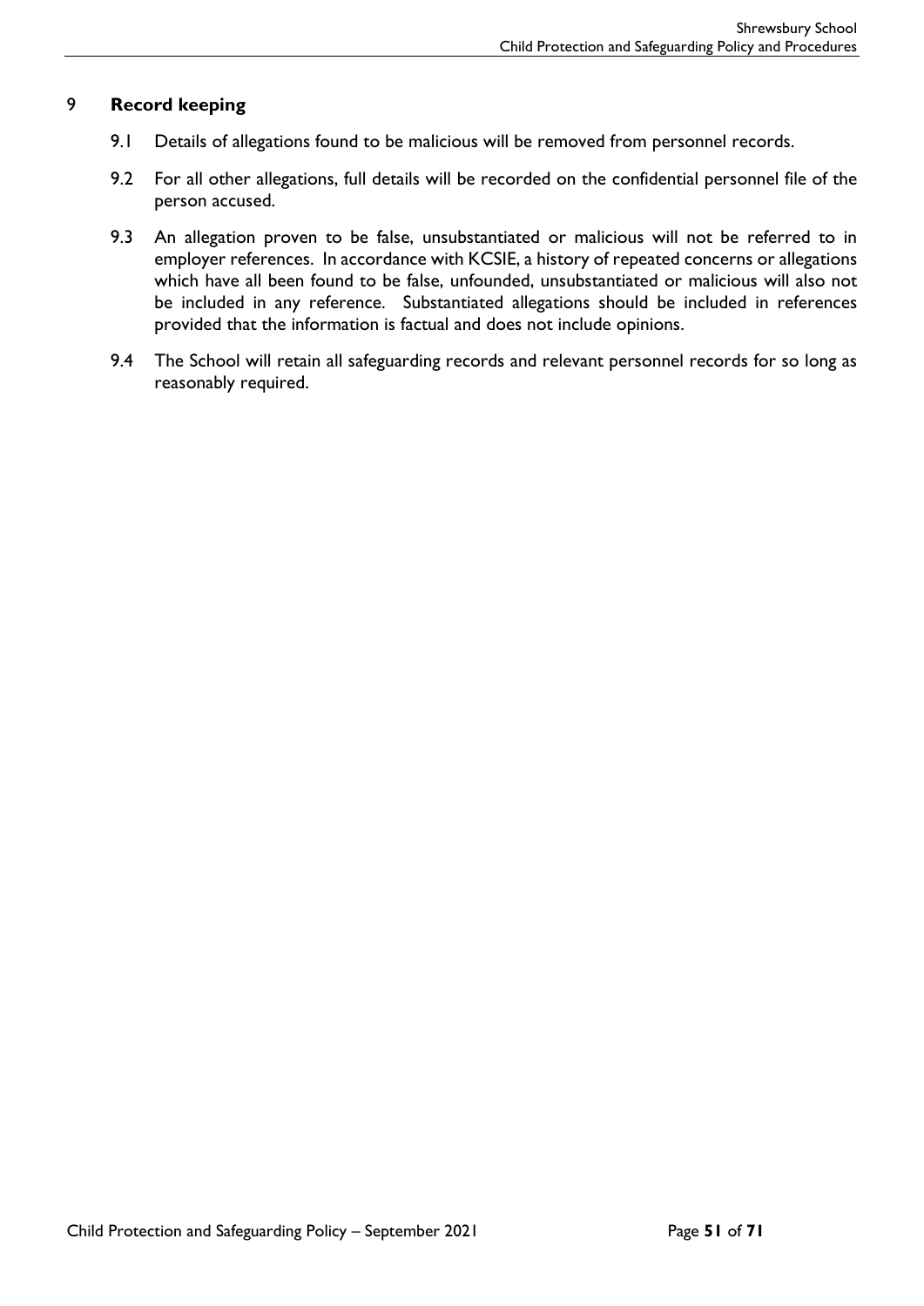## 9 Record keeping

9.1 Details of allegations found to be malicious will be removed from personnel records.

9.2 For all other allegations, full details will be recorded on the confidential personnel file of the person accused.

9.3 An allegation proven to be false, unsubstantiated or malicious will not be referred to in employer references. In accordance with KCSIE, a history of repeated concerns or allegations which have all been found to be false, unfounded, unsubstantiated or malicious will also not be included in any reference. Substantiated allegations should be included in references provided that the information is factual and does not include opinions.

9.4 The School will retain all safeguarding records and relevant personnel records for so long as reasonably required.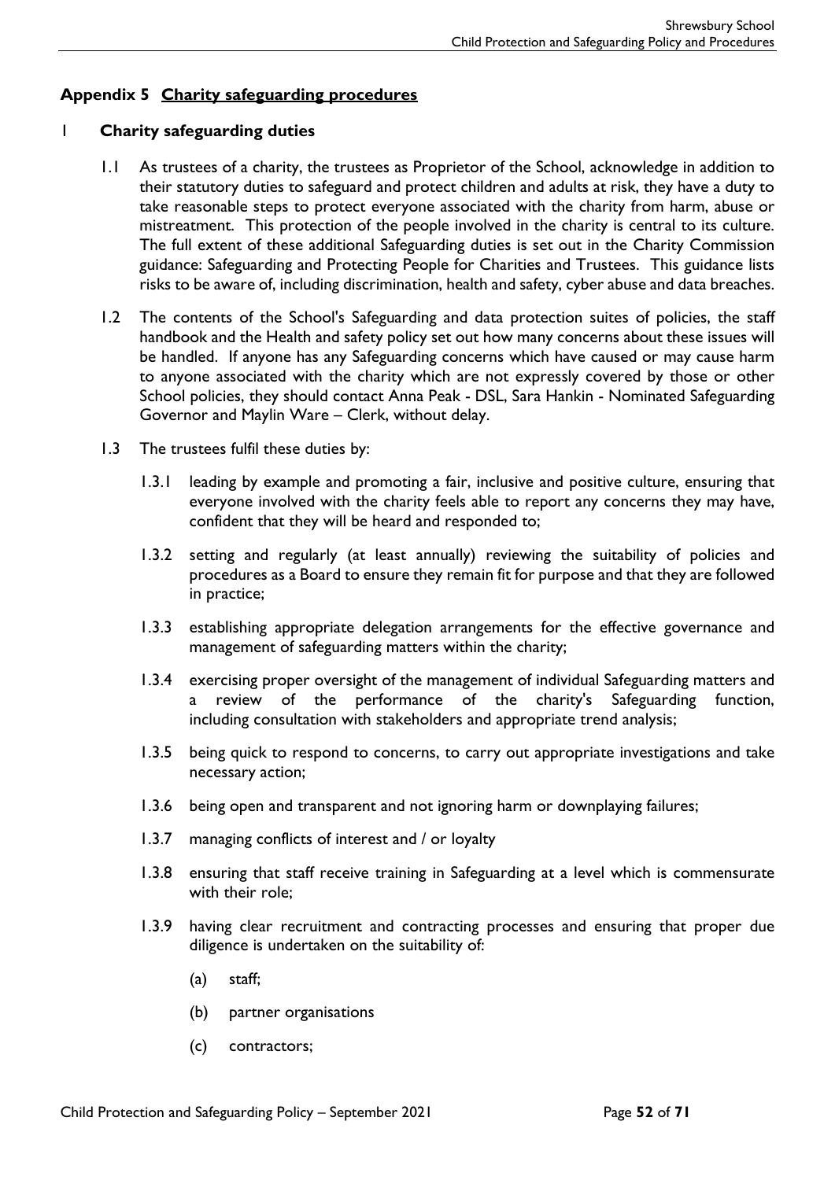## Appendix 5 Charity safeguarding procedures

### 1 Charity safeguarding duties

1.1 As trustees of a charity, the trustees as Proprietor of the School, acknowledge in addition to their statutory duties to safeguard and protect children and adults at risk, they have a duty to take reasonable steps to protect everyone associated with the charity from harm, abuse or mistreatment. This protection of the people involved in the charity is central to its culture. The full extent of these additional Safeguarding duties is set out in the Charity Commission guidance: Safeguarding and Protecting People for Charities and Trustees. This guidance lists risks to be aware of, including discrimination, health and safety, cyber abuse and data breaches.

1.2 The contents of the School's Safeguarding and data protection suites of policies, the staff handbook and the Health and safety policy set out how many concerns about these issues will be handled. If anyone has any Safeguarding concerns which have caused or may cause harm to anyone associated with the charity which are not expressly covered by those or other School policies, they should contact Anna Peak - DSL, Sara Hankin - Nominated Safeguarding Governor and Maylin Ware – Clerk, without delay.

1.3 The trustees fulfil these duties by:

1.3.1 leading by example and promoting a fair, inclusive and positive culture, ensuring that everyone involved with the charity feels able to report any concerns they may have, confident that they will be heard and responded to;

1.3.2 setting and regularly (at least annually) reviewing the suitability of policies and procedures as a Board to ensure they remain fit for purpose and that they are followed in practice;

1.3.3 establishing appropriate delegation arrangements for the effective governance and management of safeguarding matters within the charity;

1.3.4 exercising proper oversight of the management of individual Safeguarding matters and a review of the performance of the charity's Safeguarding function, including consultation with stakeholders and appropriate trend analysis;

1.3.5 being quick to respond to concerns, to carry out appropriate investigations and take necessary action;

1.3.6 being open and transparent and not ignoring harm or downplaying failures;

1.3.7 managing conflicts of interest and / or loyalty

1.3.8 ensuring that staff receive training in Safeguarding at a level which is commensurate with their role;

1.3.9 having clear recruitment and contracting processes and ensuring that proper due diligence is undertaken on the suitability of:

(a) staff;

(b) partner organisations

(c) contractors;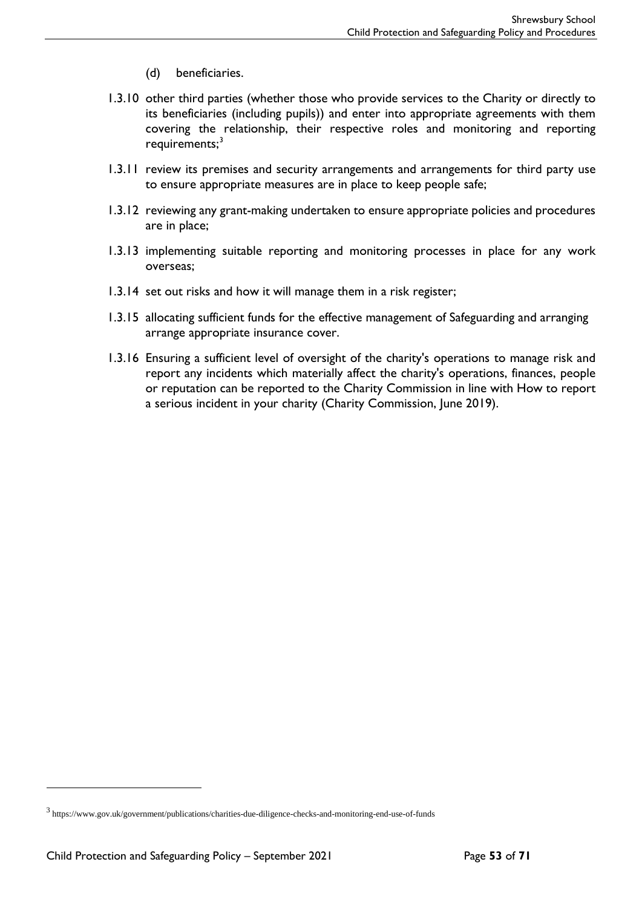(d) beneficiaries.

1.3.10 other third parties (whether those who provide services to the Charity or directly to its beneficiaries (including pupils)) and enter into appropriate agreements with them covering the relationship, their respective roles and monitoring and reporting requirements;[3]

1.3.11 review its premises and security arrangements and arrangements for third party use to ensure appropriate measures are in place to keep people safe;

1.3.12 reviewing any grant-making undertaken to ensure appropriate policies and procedures are in place;

1.3.13 implementing suitable reporting and monitoring processes in place for any work overseas;

1.3.14 set out risks and how it will manage them in a risk register;

1.3.15 allocating sufficient funds for the effective management of Safeguarding and arranging arrange appropriate insurance cover.

1.3.16 Ensuring a sufficient level of oversight of the charity's operations to manage risk and report any incidents which materially affect the charity's operations, finances, people or reputation can be reported to the Charity Commission in line with How to report a serious incident in your charity (Charity Commission, June 2019).

---

[3] https://www.gov.uk/government/publications/charities-due-diligence-checks-and-monitoring-end-use-of-funds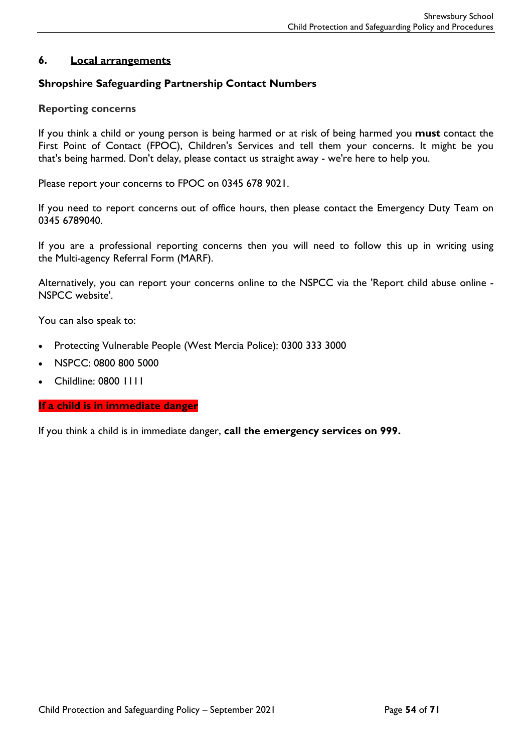## 6. Local arrangements

### Shropshire Safeguarding Partnership Contact Numbers

#### Reporting concerns

If you think a child or young person is being harmed or at risk of being harmed you **must** contact the First Point of Contact (FPOC), Children's Services and tell them your concerns. It might be you that's being harmed. Don't delay, please contact us straight away - we're here to help you.

Please report your concerns to FPOC on 0345 678 9021.

If you need to report concerns out of office hours, then please contact the Emergency Duty Team on 0345 6789040.

If you are a professional reporting concerns then you will need to follow this up in writing using the Multi-agency Referral Form (MARF).

Alternatively, you can report your concerns online to the NSPCC via the 'Report child abuse online - NSPCC website'.

You can also speak to:

- Protecting Vulnerable People (West Mercia Police): 0300 333 3000
- NSPCC: 0800 800 5000
- Childline: 0800 1111

**If a child is in immediate danger**

If you think a child is in immediate danger, **call the emergency services on 999.**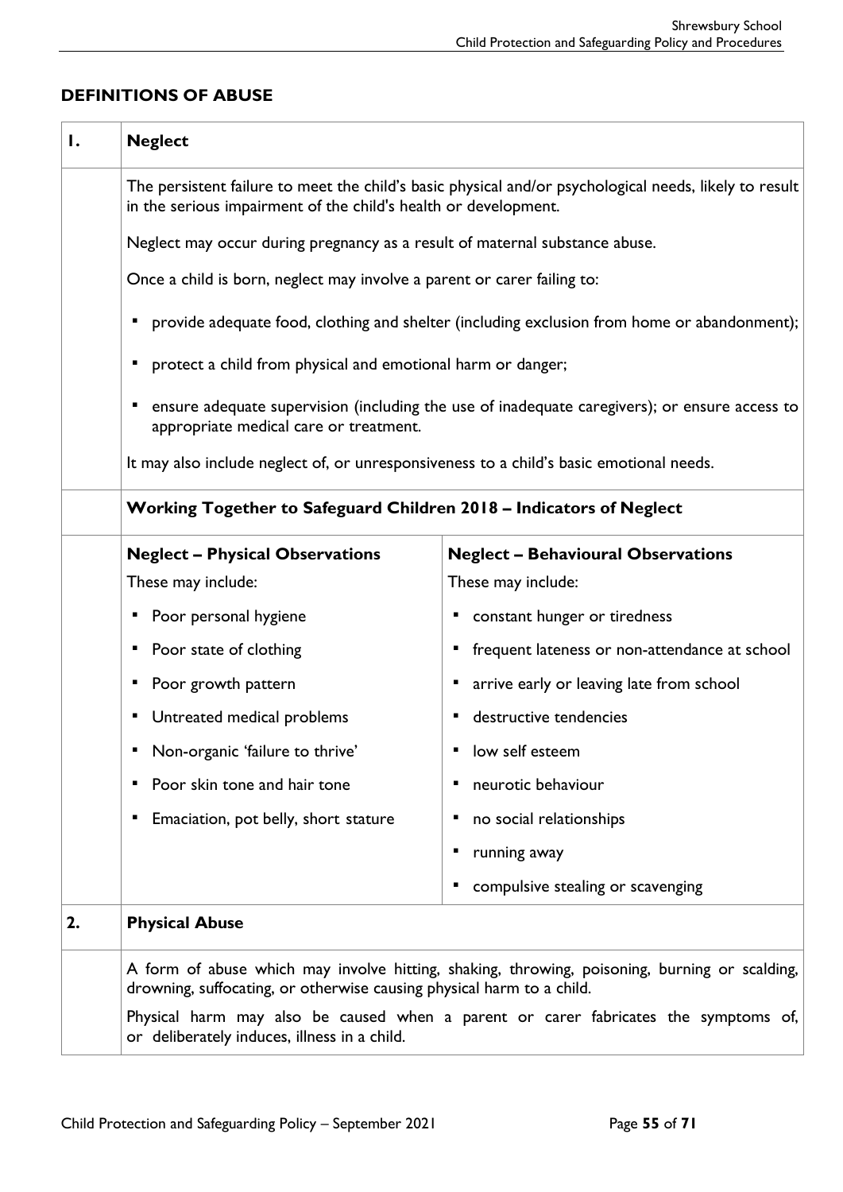## DEFINITIONS OF ABUSE

### 1. Neglect

The persistent failure to meet the child's basic physical and/or psychological needs, likely to result in the serious impairment of the child's health or development.

Neglect may occur during pregnancy as a result of maternal substance abuse.

Once a child is born, neglect may involve a parent or carer failing to:

- provide adequate food, clothing and shelter (including exclusion from home or abandonment);
- protect a child from physical and emotional harm or danger;
- ensure adequate supervision (including the use of inadequate caregivers); or ensure access to appropriate medical care or treatment.

It may also include neglect of, or unresponsiveness to a child's basic emotional needs.

**Working Together to Safeguard Children 2018 – Indicators of Neglect**

| **Neglect – Physical Observations** | **Neglect – Behavioural Observations** |
| --- | --- |
| These may include: | These may include: |
| Poor personal hygiene | constant hunger or tiredness |
| Poor state of clothing | frequent lateness or non-attendance at school |
| Poor growth pattern | arrive early or leaving late from school |
| Untreated medical problems | destructive tendencies |
| Non-organic 'failure to thrive' | low self esteem |
| Poor skin tone and hair tone | neurotic behaviour |
| Emaciation, pot belly, short stature | no social relationships |
| | running away |
| | compulsive stealing or scavenging |

### 2. Physical Abuse

A form of abuse which may involve hitting, shaking, throwing, poisoning, burning or scalding, drowning, suffocating, or otherwise causing physical harm to a child.

Physical harm may also be caused when a parent or carer fabricates the symptoms of, or deliberately induces, illness in a child.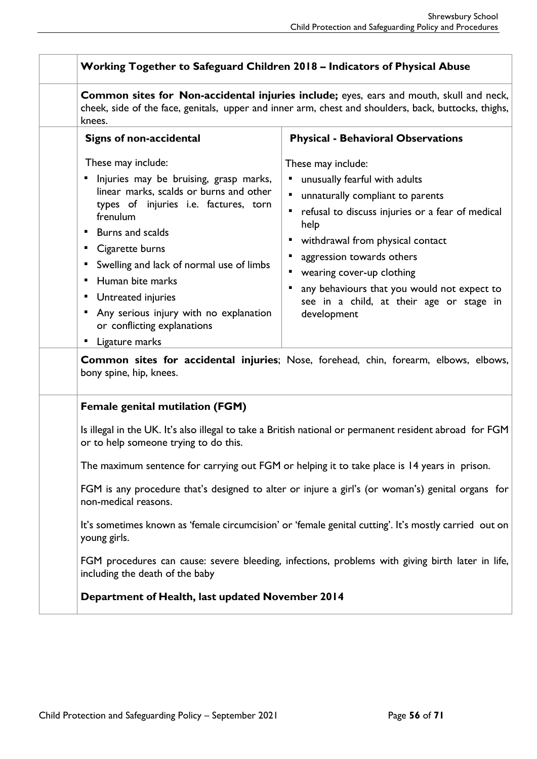**Working Together to Safeguard Children 2018 – Indicators of Physical Abuse**

**Common sites for Non-accidental injuries include;** eyes, ears and mouth, skull and neck, cheek, side of the face, genitals, upper and inner arm, chest and shoulders, back, buttocks, thighs, knees.

| Signs of non-accidental | Physical - Behavioral Observations |
|---|---|
| These may include:<br>▪ Injuries may be bruising, grasp marks, linear marks, scalds or burns and other types of injuries i.e. factures, torn frenulum<br>▪ Burns and scalds<br>▪ Cigarette burns<br>▪ Swelling and lack of normal use of limbs<br>▪ Human bite marks<br>▪ Untreated injuries<br>▪ Any serious injury with no explanation or conflicting explanations<br>▪ Ligature marks | These may include:<br>▪ unusually fearful with adults<br>▪ unnaturally compliant to parents<br>▪ refusal to discuss injuries or a fear of medical help<br>▪ withdrawal from physical contact<br>▪ aggression towards others<br>▪ wearing cover-up clothing<br>▪ any behaviours that you would not expect to see in a child, at their age or stage in development |

**Common sites for accidental injuries**; Nose, forehead, chin, forearm, elbows, elbows, bony spine, hip, knees.

**Female genital mutilation (FGM)**

Is illegal in the UK. It's also illegal to take a British national or permanent resident abroad for FGM or to help someone trying to do this.

The maximum sentence for carrying out FGM or helping it to take place is 14 years in prison.

FGM is any procedure that's designed to alter or injure a girl's (or woman's) genital organs for non-medical reasons.

It's sometimes known as 'female circumcision' or 'female genital cutting'. It's mostly carried out on young girls.

FGM procedures can cause: severe bleeding, infections, problems with giving birth later in life, including the death of the baby

**Department of Health, last updated November 2014**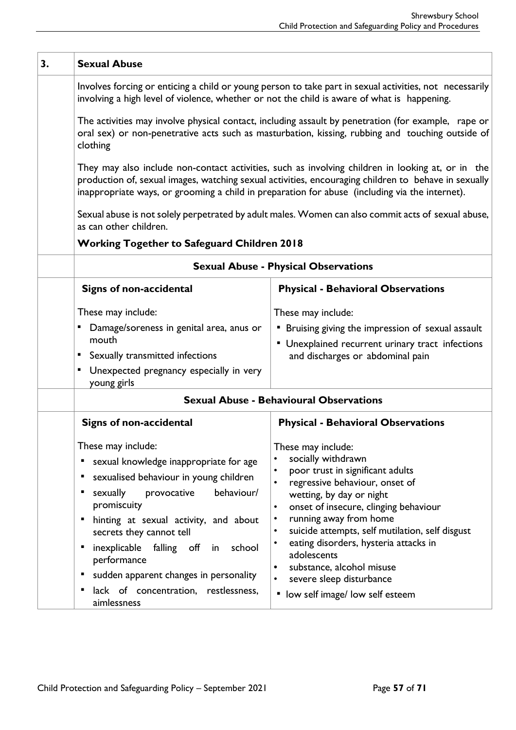| 3. | **Sexual Abuse** | |
|---|---|---|
| | Involves forcing or enticing a child or young person to take part in sexual activities, not necessarily involving a high level of violence, whether or not the child is aware of what is happening.<br><br>The activities may involve physical contact, including assault by penetration (for example, rape or oral sex) or non-penetrative acts such as masturbation, kissing, rubbing and touching outside of clothing<br><br>They may also include non-contact activities, such as involving children in looking at, or in the production of, sexual images, watching sexual activities, encouraging children to behave in sexually inappropriate ways, or grooming a child in preparation for abuse (including via the internet).<br><br>Sexual abuse is not solely perpetrated by adult males. Women can also commit acts of sexual abuse, as can other children.<br><br>**Working Together to Safeguard Children 2018** | |
| | **Sexual Abuse - Physical Observations** | |
| | **Signs of non-accidental** | **Physical - Behavioral Observations** |
| | These may include:<br>▪ Damage/soreness in genital area, anus or mouth<br>▪ Sexually transmitted infections<br>▪ Unexpected pregnancy especially in very young girls | These may include:<br>▪ Bruising giving the impression of sexual assault<br>▪ Unexplained recurrent urinary tract infections and discharges or abdominal pain |
| | **Sexual Abuse - Behavioural Observations** | |
| | **Signs of non-accidental** | **Physical - Behavioral Observations** |
| | These may include:<br>▪ sexual knowledge inappropriate for age<br>▪ sexualised behaviour in young children<br>▪ sexually provocative behaviour/ promiscuity<br>▪ hinting at sexual activity, and about secrets they cannot tell<br>▪ inexplicable falling off in school performance<br>▪ sudden apparent changes in personality<br>▪ lack of concentration, restlessness, aimlessness | These may include:<br>• socially withdrawn<br>• poor trust in significant adults<br>• regressive behaviour, onset of wetting, by day or night<br>• onset of insecure, clinging behaviour<br>• running away from home<br>• suicide attempts, self mutilation, self disgust<br>• eating disorders, hysteria attacks in adolescents<br>• substance, alcohol misuse<br>• severe sleep disturbance<br>▪ low self image/ low self esteem |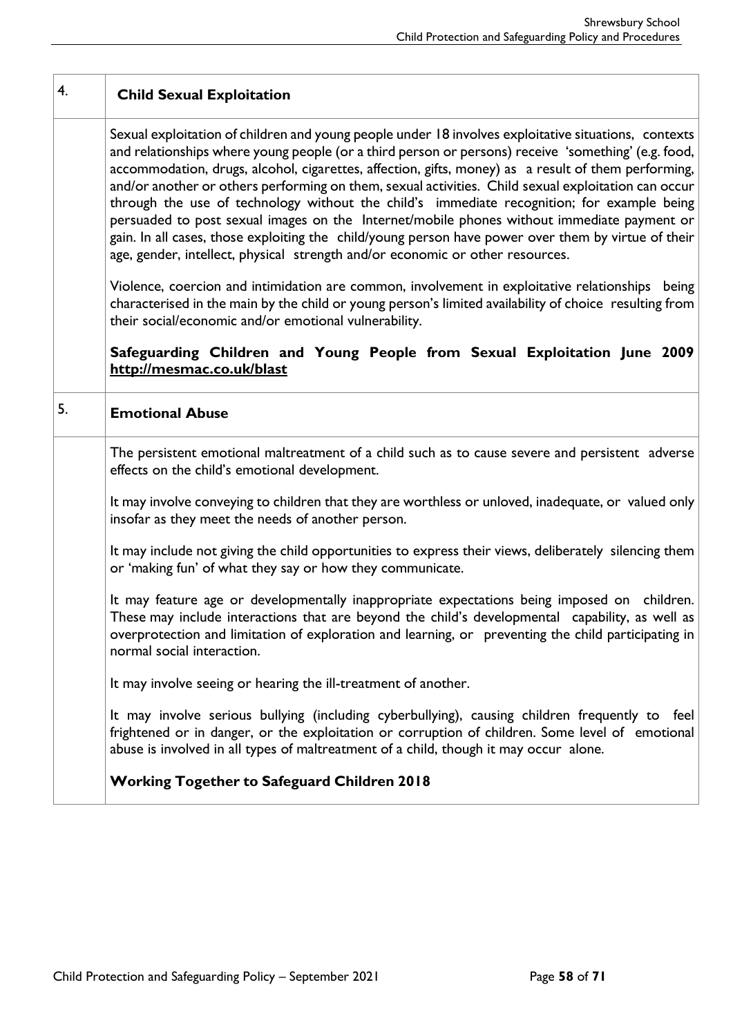| 4. | **Child Sexual Exploitation** |
|---|---|
| | Sexual exploitation of children and young people under 18 involves exploitative situations, contexts and relationships where young people (or a third person or persons) receive 'something' (e.g. food, accommodation, drugs, alcohol, cigarettes, affection, gifts, money) as a result of them performing, and/or another or others performing on them, sexual activities. Child sexual exploitation can occur through the use of technology without the child's immediate recognition; for example being persuaded to post sexual images on the Internet/mobile phones without immediate payment or gain. In all cases, those exploiting the child/young person have power over them by virtue of their age, gender, intellect, physical strength and/or economic or other resources.<br><br>Violence, coercion and intimidation are common, involvement in exploitative relationships being characterised in the main by the child or young person's limited availability of choice resulting from their social/economic and/or emotional vulnerability.<br><br>**Safeguarding Children and Young People from Sexual Exploitation June 2009 [http://mesmac.co.uk/blast](http://mesmac.co.uk/blast)** |
| 5. | **Emotional Abuse** |
| | The persistent emotional maltreatment of a child such as to cause severe and persistent adverse effects on the child's emotional development.<br><br>It may involve conveying to children that they are worthless or unloved, inadequate, or valued only insofar as they meet the needs of another person.<br><br>It may include not giving the child opportunities to express their views, deliberately silencing them or 'making fun' of what they say or how they communicate.<br><br>It may feature age or developmentally inappropriate expectations being imposed on children. These may include interactions that are beyond the child's developmental capability, as well as overprotection and limitation of exploration and learning, or preventing the child participating in normal social interaction.<br><br>It may involve seeing or hearing the ill-treatment of another.<br><br>It may involve serious bullying (including cyberbullying), causing children frequently to feel frightened or in danger, or the exploitation or corruption of children. Some level of emotional abuse is involved in all types of maltreatment of a child, though it may occur alone.<br><br>**Working Together to Safeguard Children 2018** |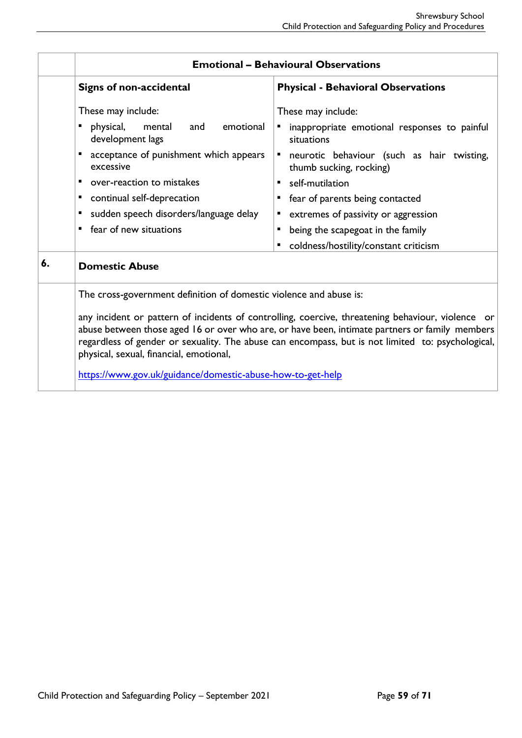| | Emotional – Behavioural Observations | |
|---|---|---|
| | **Signs of non-accidental** | **Physical - Behavioral Observations** |
| | These may include:<br>▪ physical, mental and emotional development lags<br>▪ acceptance of punishment which appears excessive<br>▪ over-reaction to mistakes<br>▪ continual self-deprecation<br>▪ sudden speech disorders/language delay<br>▪ fear of new situations | These may include:<br>▪ inappropriate emotional responses to painful situations<br>▪ neurotic behaviour (such as hair twisting, thumb sucking, rocking)<br>▪ self-mutilation<br>▪ fear of parents being contacted<br>▪ extremes of passivity or aggression<br>▪ being the scapegoat in the family<br>▪ coldness/hostility/constant criticism |
| **6.** | **Domestic Abuse** | |
| | The cross-government definition of domestic violence and abuse is:<br><br>any incident or pattern of incidents of controlling, coercive, threatening behaviour, violence or abuse between those aged 16 or over who are, or have been, intimate partners or family members regardless of gender or sexuality. The abuse can encompass, but is not limited to: psychological, physical, sexual, financial, emotional,<br><br>https://www.gov.uk/guidance/domestic-abuse-how-to-get-help | |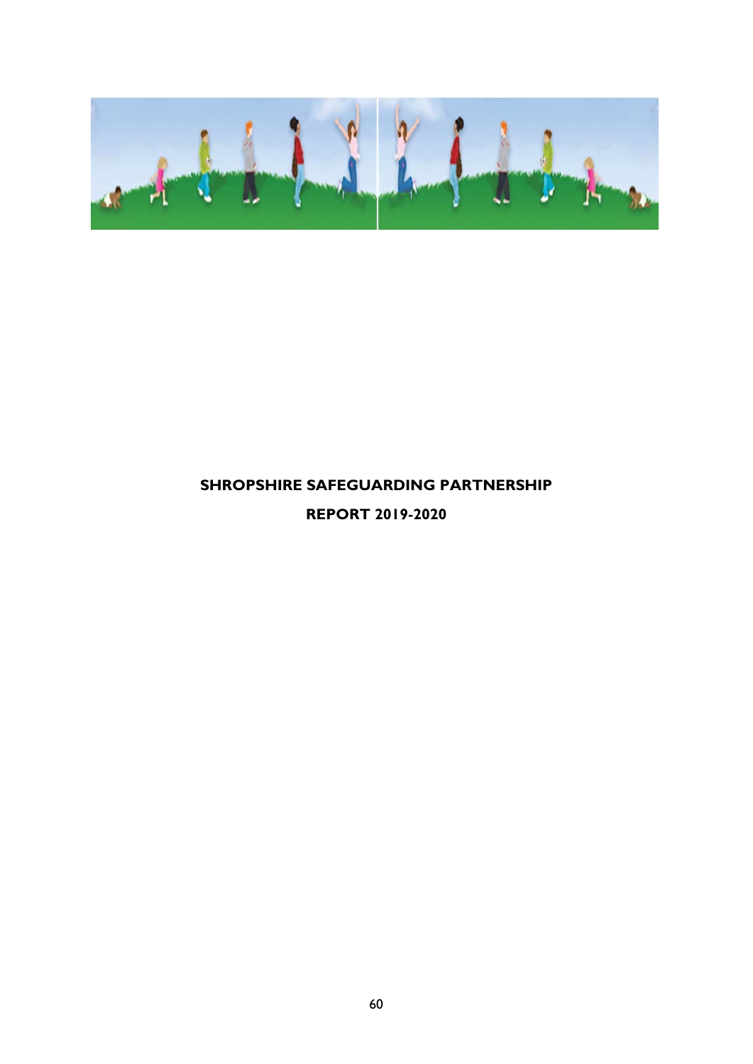**SHROPSHIRE SAFEGUARDING PARTNERSHIP**

**REPORT 2019-2020**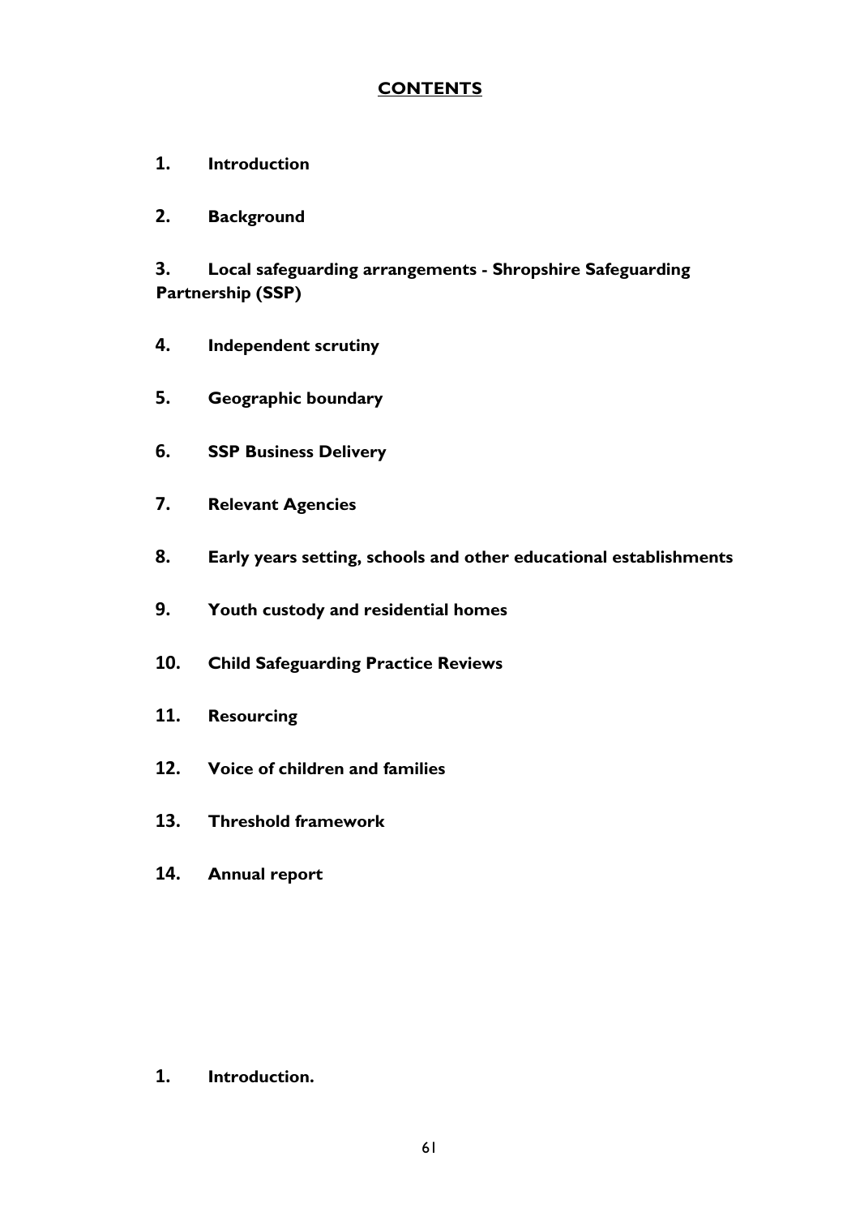## CONTENTS

1. **Introduction**

2. **Background**

3. **Local safeguarding arrangements - Shropshire Safeguarding Partnership (SSP)**

4. **Independent scrutiny**

5. **Geographic boundary**

6. **SSP Business Delivery**

7. **Relevant Agencies**

8. **Early years setting, schools and other educational establishments**

9. **Youth custody and residential homes**

10. **Child Safeguarding Practice Reviews**

11. **Resourcing**

12. **Voice of children and families**

13. **Threshold framework**

14. **Annual report**

## 1. Introduction.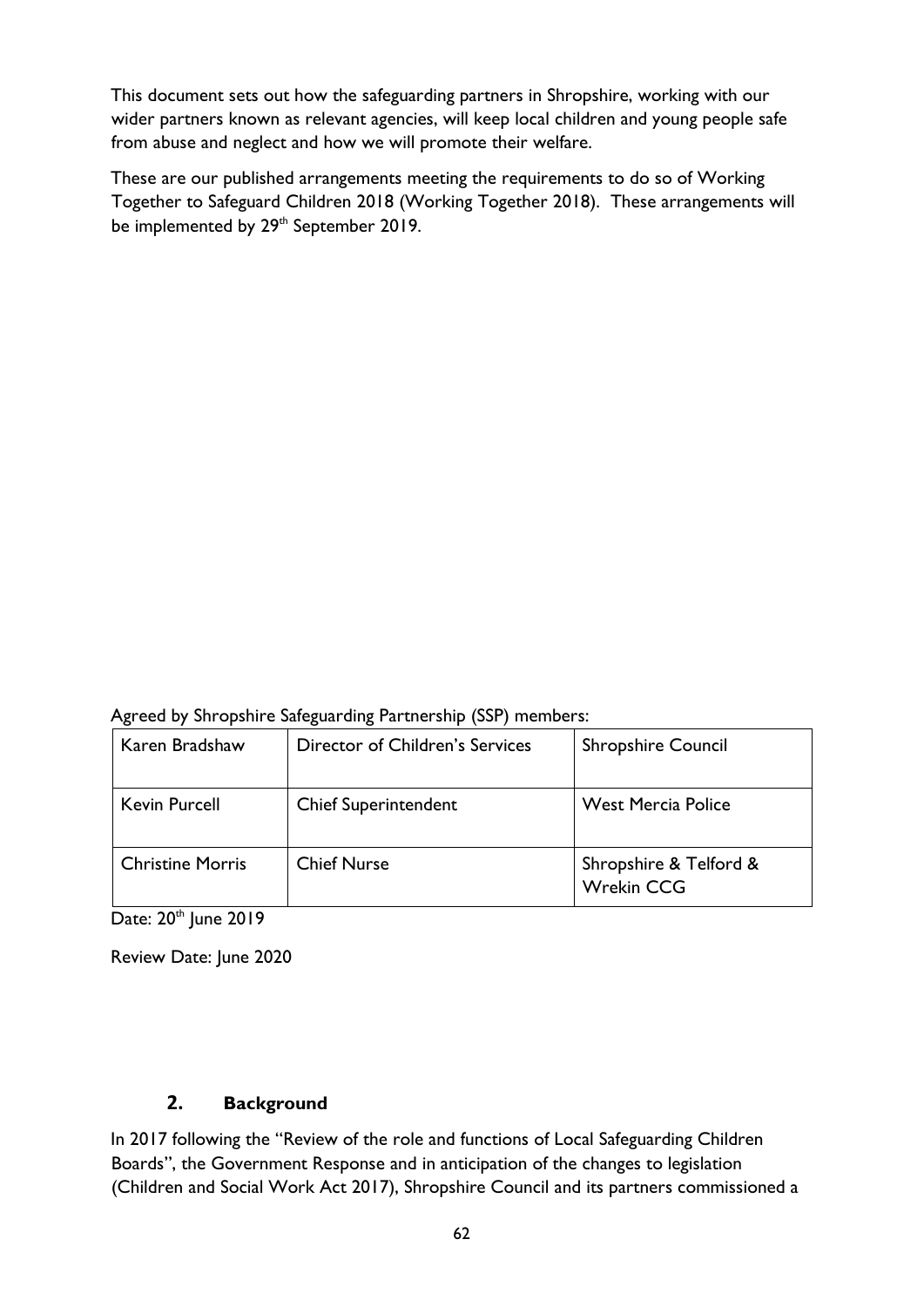This document sets out how the safeguarding partners in Shropshire, working with our wider partners known as relevant agencies, will keep local children and young people safe from abuse and neglect and how we will promote their welfare.

These are our published arrangements meeting the requirements to do so of Working Together to Safeguard Children 2018 (Working Together 2018). These arrangements will be implemented by 29th September 2019.

Agreed by Shropshire Safeguarding Partnership (SSP) members:

| Karen Bradshaw | Director of Children's Services | Shropshire Council |
|---|---|---|
| Kevin Purcell | Chief Superintendent | West Mercia Police |
| Christine Morris | Chief Nurse | Shropshire & Telford & Wrekin CCG |

Date: 20th June 2019

Review Date: June 2020

## 2. Background

In 2017 following the "Review of the role and functions of Local Safeguarding Children Boards", the Government Response and in anticipation of the changes to legislation (Children and Social Work Act 2017), Shropshire Council and its partners commissioned a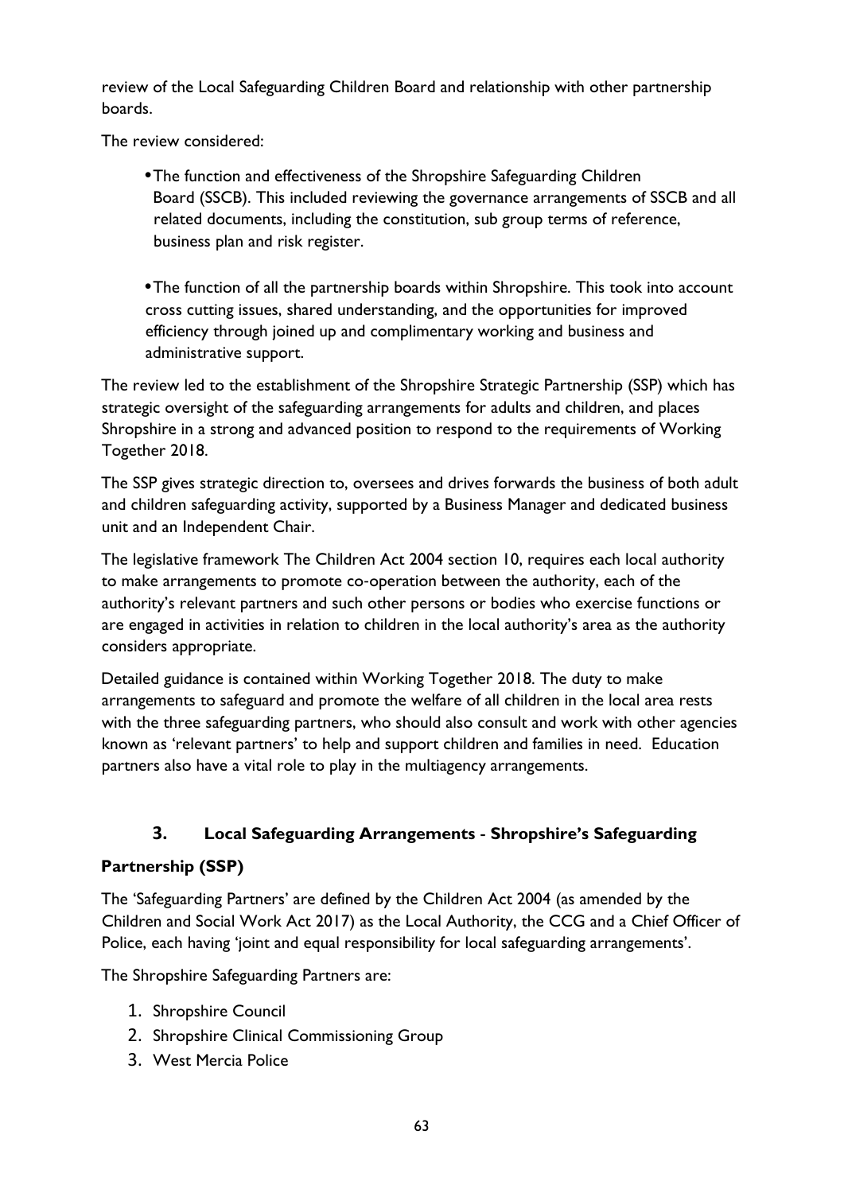review of the Local Safeguarding Children Board and relationship with other partnership boards.

The review considered:

- The function and effectiveness of the Shropshire Safeguarding Children Board (SSCB). This included reviewing the governance arrangements of SSCB and all related documents, including the constitution, sub group terms of reference, business plan and risk register.

- The function of all the partnership boards within Shropshire. This took into account cross cutting issues, shared understanding, and the opportunities for improved efficiency through joined up and complimentary working and business and administrative support.

The review led to the establishment of the Shropshire Strategic Partnership (SSP) which has strategic oversight of the safeguarding arrangements for adults and children, and places Shropshire in a strong and advanced position to respond to the requirements of Working Together 2018.

The SSP gives strategic direction to, oversees and drives forwards the business of both adult and children safeguarding activity, supported by a Business Manager and dedicated business unit and an Independent Chair.

The legislative framework The Children Act 2004 section 10, requires each local authority to make arrangements to promote co-operation between the authority, each of the authority's relevant partners and such other persons or bodies who exercise functions or are engaged in activities in relation to children in the local authority's area as the authority considers appropriate.

Detailed guidance is contained within Working Together 2018. The duty to make arrangements to safeguard and promote the welfare of all children in the local area rests with the three safeguarding partners, who should also consult and work with other agencies known as 'relevant partners' to help and support children and families in need. Education partners also have a vital role to play in the multiagency arrangements.

## 3. Local Safeguarding Arrangements - Shropshire's Safeguarding Partnership (SSP)

The 'Safeguarding Partners' are defined by the Children Act 2004 (as amended by the Children and Social Work Act 2017) as the Local Authority, the CCG and a Chief Officer of Police, each having 'joint and equal responsibility for local safeguarding arrangements'.

The Shropshire Safeguarding Partners are:

1. Shropshire Council
2. Shropshire Clinical Commissioning Group
3. West Mercia Police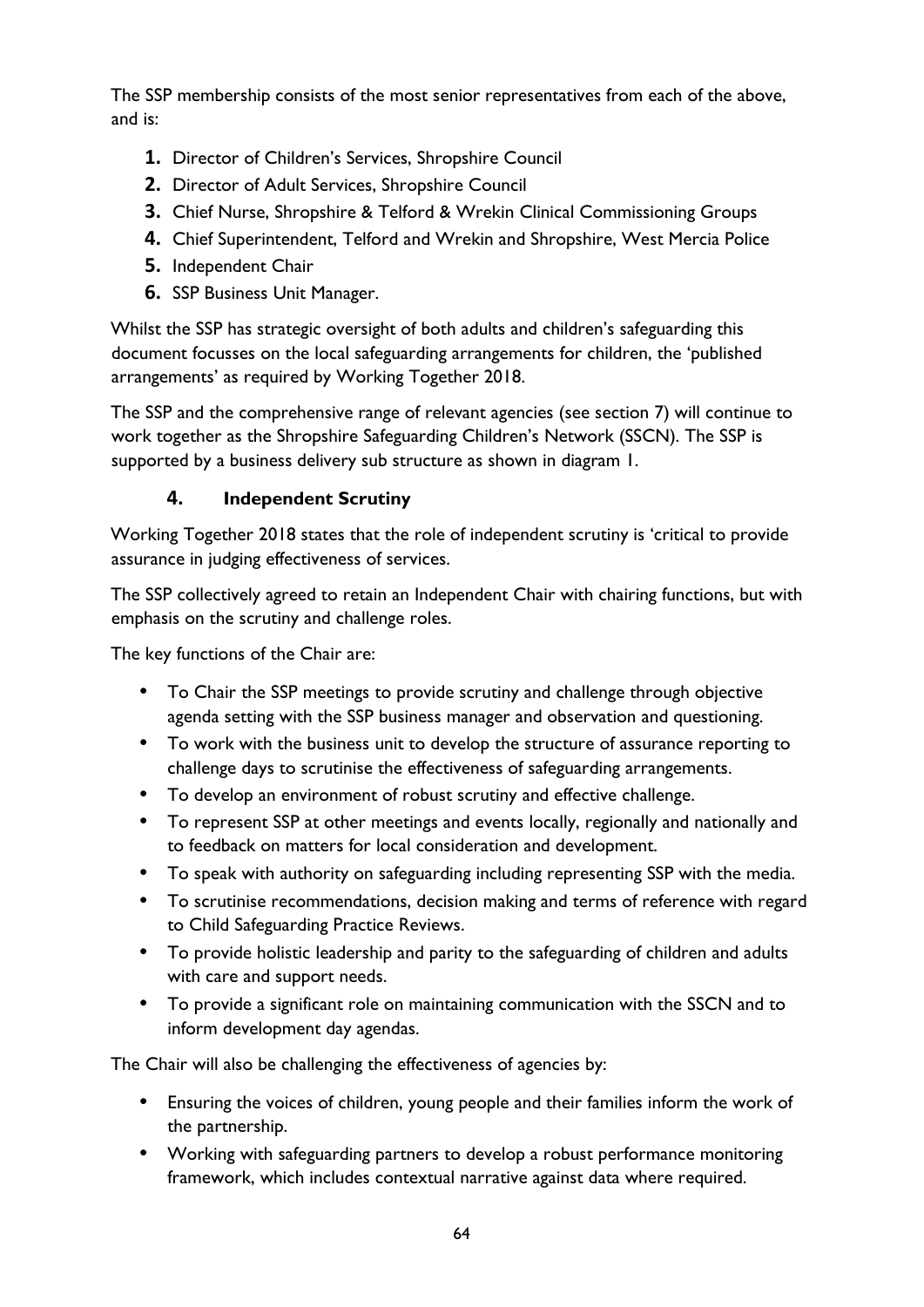The SSP membership consists of the most senior representatives from each of the above, and is:

1. Director of Children's Services, Shropshire Council
2. Director of Adult Services, Shropshire Council
3. Chief Nurse, Shropshire & Telford & Wrekin Clinical Commissioning Groups
4. Chief Superintendent, Telford and Wrekin and Shropshire, West Mercia Police
5. Independent Chair
6. SSP Business Unit Manager.

Whilst the SSP has strategic oversight of both adults and children's safeguarding this document focusses on the local safeguarding arrangements for children, the 'published arrangements' as required by Working Together 2018.

The SSP and the comprehensive range of relevant agencies (see section 7) will continue to work together as the Shropshire Safeguarding Children's Network (SSCN). The SSP is supported by a business delivery sub structure as shown in diagram 1.

## 4. Independent Scrutiny

Working Together 2018 states that the role of independent scrutiny is 'critical to provide assurance in judging effectiveness of services.

The SSP collectively agreed to retain an Independent Chair with chairing functions, but with emphasis on the scrutiny and challenge roles.

The key functions of the Chair are:

- To Chair the SSP meetings to provide scrutiny and challenge through objective agenda setting with the SSP business manager and observation and questioning.
- To work with the business unit to develop the structure of assurance reporting to challenge days to scrutinise the effectiveness of safeguarding arrangements.
- To develop an environment of robust scrutiny and effective challenge.
- To represent SSP at other meetings and events locally, regionally and nationally and to feedback on matters for local consideration and development.
- To speak with authority on safeguarding including representing SSP with the media.
- To scrutinise recommendations, decision making and terms of reference with regard to Child Safeguarding Practice Reviews.
- To provide holistic leadership and parity to the safeguarding of children and adults with care and support needs.
- To provide a significant role on maintaining communication with the SSCN and to inform development day agendas.

The Chair will also be challenging the effectiveness of agencies by:

- Ensuring the voices of children, young people and their families inform the work of the partnership.
- Working with safeguarding partners to develop a robust performance monitoring framework, which includes contextual narrative against data where required.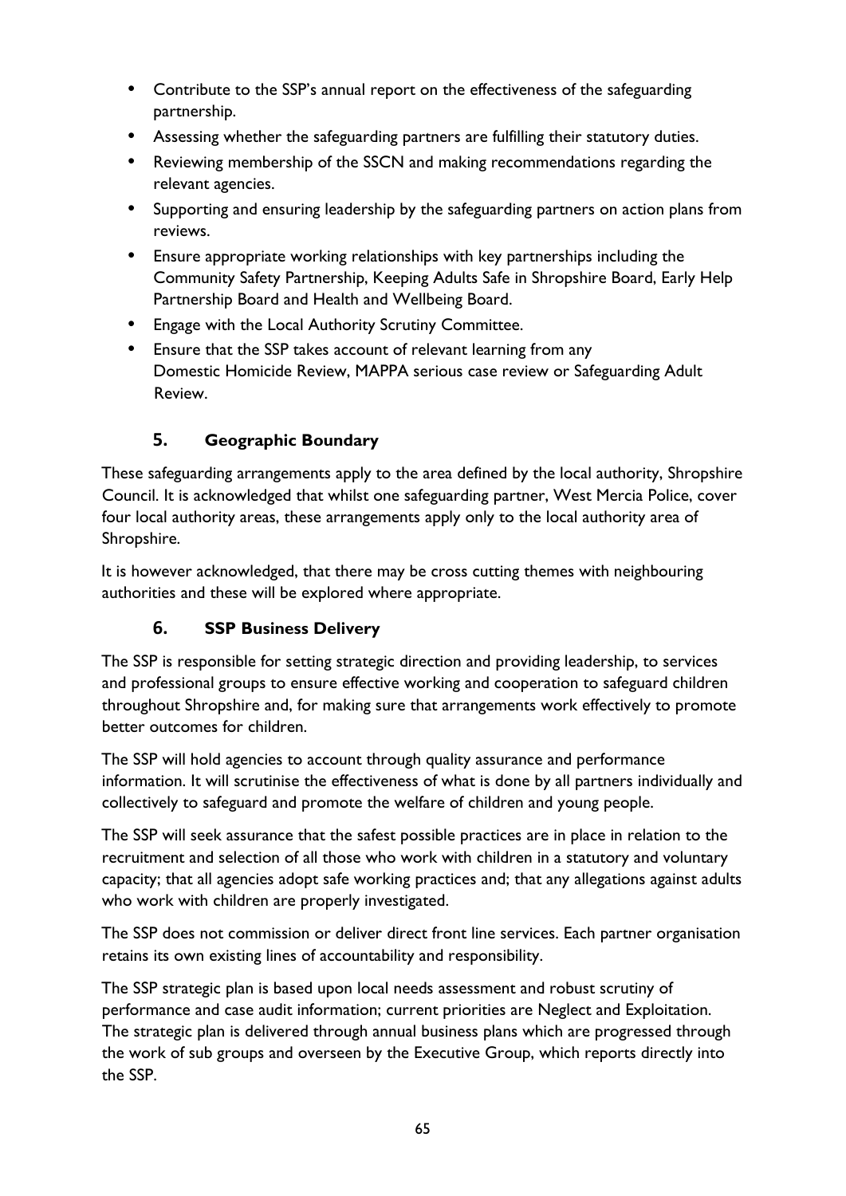- Contribute to the SSP's annual report on the effectiveness of the safeguarding partnership.
- Assessing whether the safeguarding partners are fulfilling their statutory duties.
- Reviewing membership of the SSCN and making recommendations regarding the relevant agencies.
- Supporting and ensuring leadership by the safeguarding partners on action plans from reviews.
- Ensure appropriate working relationships with key partnerships including the Community Safety Partnership, Keeping Adults Safe in Shropshire Board, Early Help Partnership Board and Health and Wellbeing Board.
- Engage with the Local Authority Scrutiny Committee.
- Ensure that the SSP takes account of relevant learning from any Domestic Homicide Review, MAPPA serious case review or Safeguarding Adult Review.

### 5. Geographic Boundary

These safeguarding arrangements apply to the area defined by the local authority, Shropshire Council. It is acknowledged that whilst one safeguarding partner, West Mercia Police, cover four local authority areas, these arrangements apply only to the local authority area of Shropshire.

It is however acknowledged, that there may be cross cutting themes with neighbouring authorities and these will be explored where appropriate.

### 6. SSP Business Delivery

The SSP is responsible for setting strategic direction and providing leadership, to services and professional groups to ensure effective working and cooperation to safeguard children throughout Shropshire and, for making sure that arrangements work effectively to promote better outcomes for children.

The SSP will hold agencies to account through quality assurance and performance information. It will scrutinise the effectiveness of what is done by all partners individually and collectively to safeguard and promote the welfare of children and young people.

The SSP will seek assurance that the safest possible practices are in place in relation to the recruitment and selection of all those who work with children in a statutory and voluntary capacity; that all agencies adopt safe working practices and; that any allegations against adults who work with children are properly investigated.

The SSP does not commission or deliver direct front line services. Each partner organisation retains its own existing lines of accountability and responsibility.

The SSP strategic plan is based upon local needs assessment and robust scrutiny of performance and case audit information; current priorities are Neglect and Exploitation. The strategic plan is delivered through annual business plans which are progressed through the work of sub groups and overseen by the Executive Group, which reports directly into the SSP.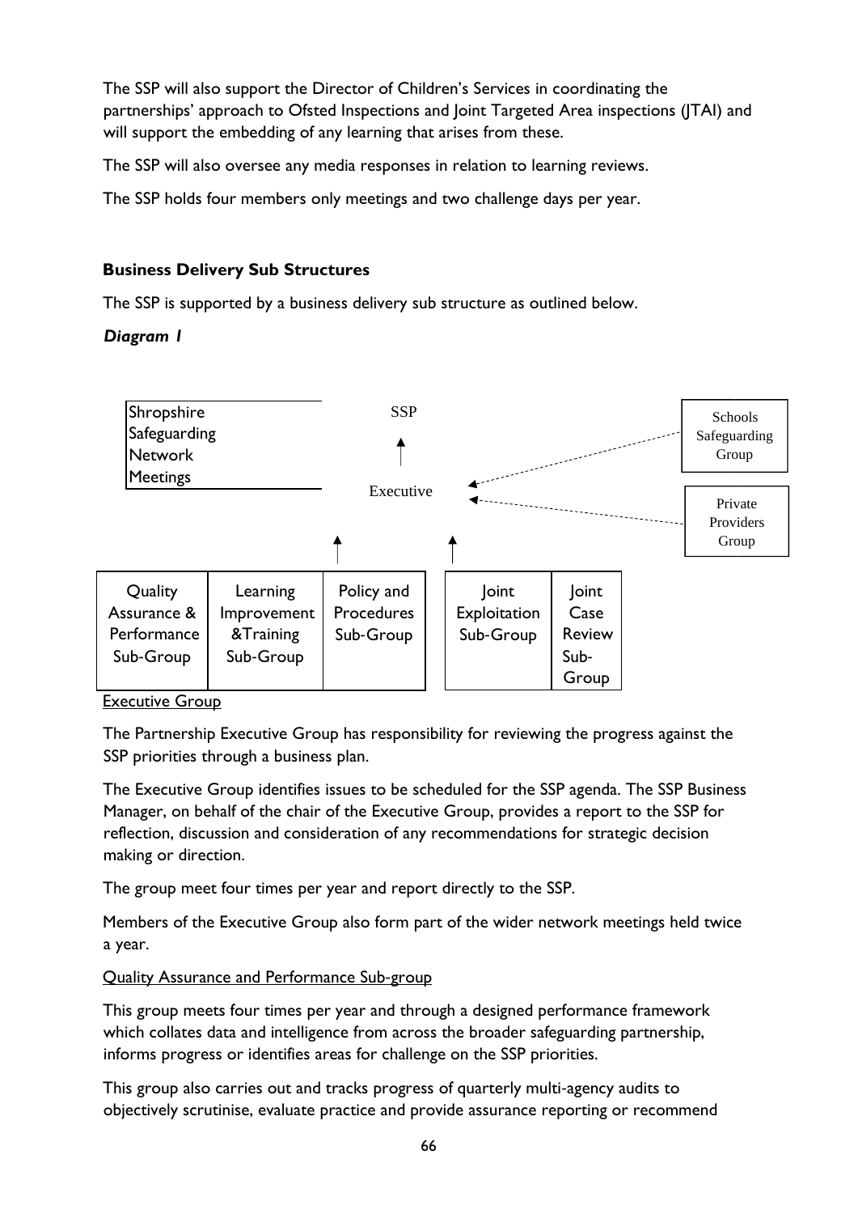The SSP will also support the Director of Children's Services in coordinating the partnerships' approach to Ofsted Inspections and Joint Targeted Area inspections (JTAI) and will support the embedding of any learning that arises from these.

The SSP will also oversee any media responses in relation to learning reviews.

The SSP holds four members only meetings and two challenge days per year.

**Business Delivery Sub Structures**

The SSP is supported by a business delivery sub structure as outlined below.

***Diagram 1***

Shropshire Safeguarding Network Meetings

SSP

Executive

Schools Safeguarding Group

Private Providers Group

| Quality Assurance & Performance Sub-Group | Learning Improvement &Training Sub-Group | Policy and Procedures Sub-Group | Joint Exploitation Sub-Group | Joint Case Review Sub-Group |
|---|---|---|---|---|

Executive Group

The Partnership Executive Group has responsibility for reviewing the progress against the SSP priorities through a business plan.

The Executive Group identifies issues to be scheduled for the SSP agenda. The SSP Business Manager, on behalf of the chair of the Executive Group, provides a report to the SSP for reflection, discussion and consideration of any recommendations for strategic decision making or direction.

The group meet four times per year and report directly to the SSP.

Members of the Executive Group also form part of the wider network meetings held twice a year.

Quality Assurance and Performance Sub-group

This group meets four times per year and through a designed performance framework which collates data and intelligence from across the broader safeguarding partnership, informs progress or identifies areas for challenge on the SSP priorities.

This group also carries out and tracks progress of quarterly multi-agency audits to objectively scrutinise, evaluate practice and provide assurance reporting or recommend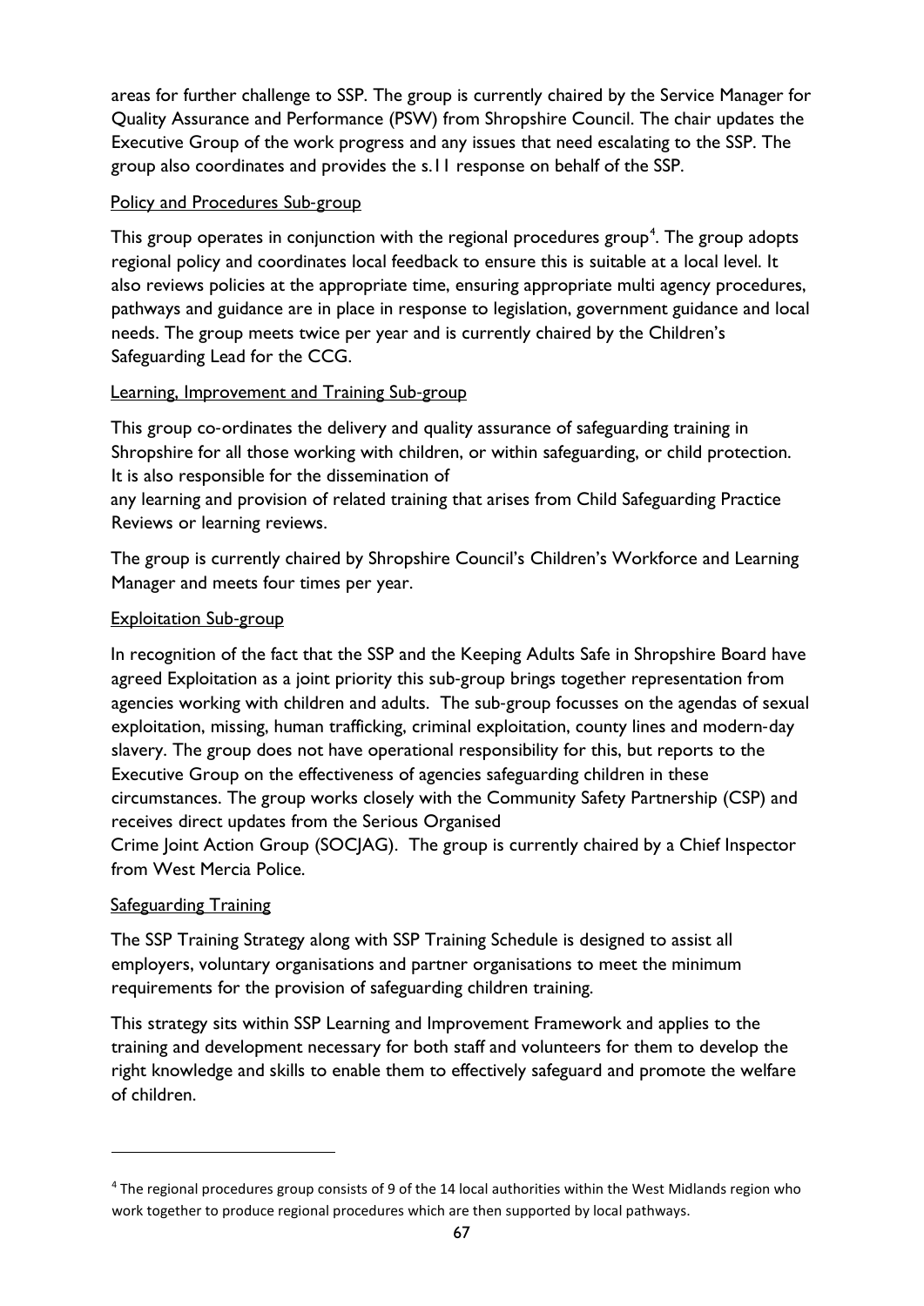areas for further challenge to SSP. The group is currently chaired by the Service Manager for Quality Assurance and Performance (PSW) from Shropshire Council. The chair updates the Executive Group of the work progress and any issues that need escalating to the SSP. The group also coordinates and provides the s.11 response on behalf of the SSP.

### Policy and Procedures Sub-group

This group operates in conjunction with the regional procedures group[4]. The group adopts regional policy and coordinates local feedback to ensure this is suitable at a local level. It also reviews policies at the appropriate time, ensuring appropriate multi agency procedures, pathways and guidance are in place in response to legislation, government guidance and local needs. The group meets twice per year and is currently chaired by the Children's Safeguarding Lead for the CCG.

### Learning, Improvement and Training Sub-group

This group co-ordinates the delivery and quality assurance of safeguarding training in Shropshire for all those working with children, or within safeguarding, or child protection. It is also responsible for the dissemination of any learning and provision of related training that arises from Child Safeguarding Practice Reviews or learning reviews.

The group is currently chaired by Shropshire Council's Children's Workforce and Learning Manager and meets four times per year.

### Exploitation Sub-group

In recognition of the fact that the SSP and the Keeping Adults Safe in Shropshire Board have agreed Exploitation as a joint priority this sub-group brings together representation from agencies working with children and adults. The sub-group focusses on the agendas of sexual exploitation, missing, human trafficking, criminal exploitation, county lines and modern-day slavery. The group does not have operational responsibility for this, but reports to the Executive Group on the effectiveness of agencies safeguarding children in these circumstances. The group works closely with the Community Safety Partnership (CSP) and receives direct updates from the Serious Organised Crime Joint Action Group (SOCJAG). The group is currently chaired by a Chief Inspector from West Mercia Police.

### Safeguarding Training

The SSP Training Strategy along with SSP Training Schedule is designed to assist all employers, voluntary organisations and partner organisations to meet the minimum requirements for the provision of safeguarding children training.

This strategy sits within SSP Learning and Improvement Framework and applies to the training and development necessary for both staff and volunteers for them to develop the right knowledge and skills to enable them to effectively safeguard and promote the welfare of children.

---

[4] The regional procedures group consists of 9 of the 14 local authorities within the West Midlands region who work together to produce regional procedures which are then supported by local pathways.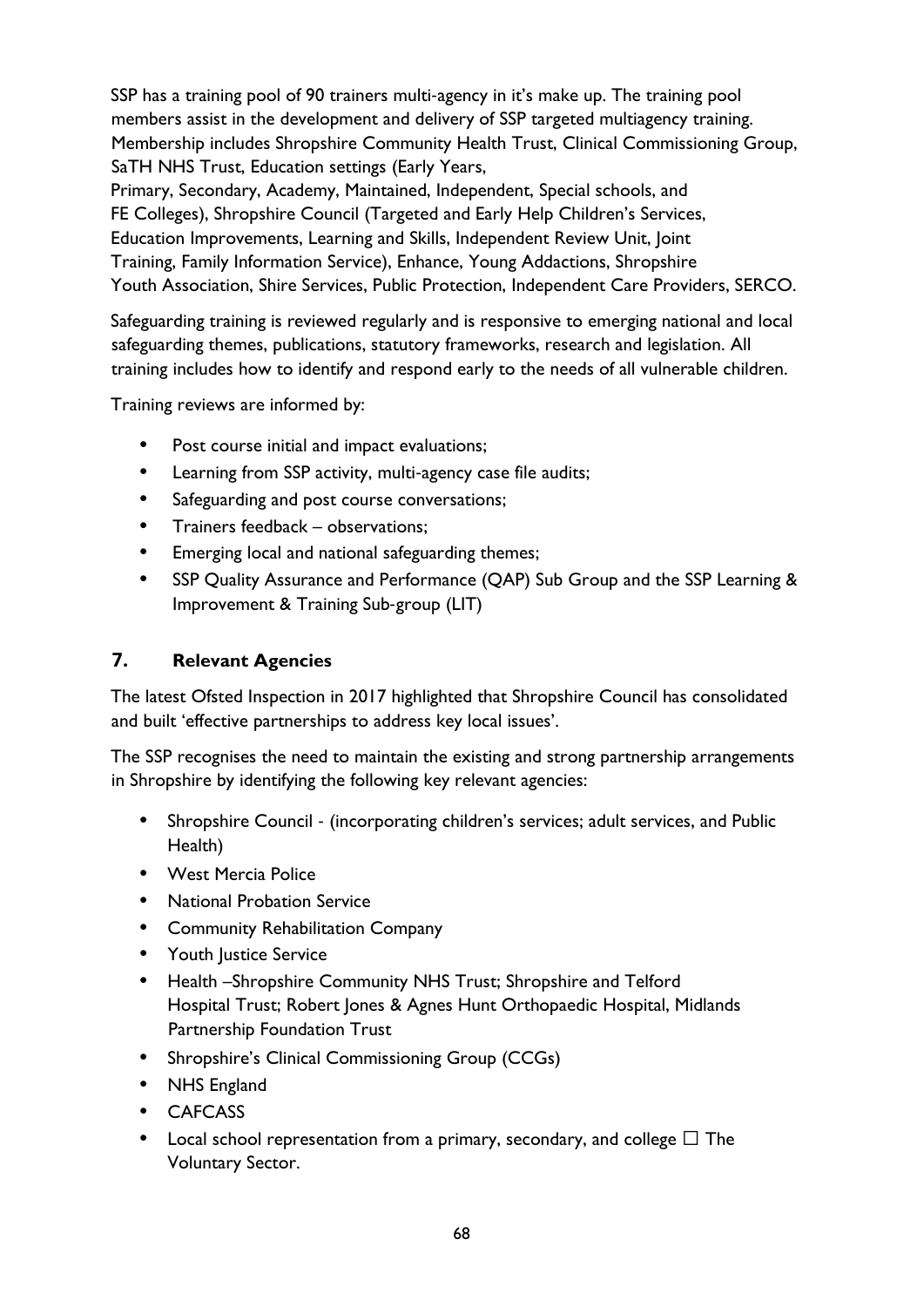SSP has a training pool of 90 trainers multi-agency in it's make up. The training pool members assist in the development and delivery of SSP targeted multiagency training. Membership includes Shropshire Community Health Trust, Clinical Commissioning Group, SaTH NHS Trust, Education settings (Early Years, Primary, Secondary, Academy, Maintained, Independent, Special schools, and FE Colleges), Shropshire Council (Targeted and Early Help Children's Services, Education Improvements, Learning and Skills, Independent Review Unit, Joint Training, Family Information Service), Enhance, Young Addactions, Shropshire Youth Association, Shire Services, Public Protection, Independent Care Providers, SERCO.

Safeguarding training is reviewed regularly and is responsive to emerging national and local safeguarding themes, publications, statutory frameworks, research and legislation. All training includes how to identify and respond early to the needs of all vulnerable children.

Training reviews are informed by:

- Post course initial and impact evaluations;
- Learning from SSP activity, multi-agency case file audits;
- Safeguarding and post course conversations;
- Trainers feedback – observations;
- Emerging local and national safeguarding themes;
- SSP Quality Assurance and Performance (QAP) Sub Group and the SSP Learning & Improvement & Training Sub-group (LIT)

## 7. Relevant Agencies

The latest Ofsted Inspection in 2017 highlighted that Shropshire Council has consolidated and built 'effective partnerships to address key local issues'.

The SSP recognises the need to maintain the existing and strong partnership arrangements in Shropshire by identifying the following key relevant agencies:

- Shropshire Council - (incorporating children's services; adult services, and Public Health)
- West Mercia Police
- National Probation Service
- Community Rehabilitation Company
- Youth Justice Service
- Health –Shropshire Community NHS Trust; Shropshire and Telford Hospital Trust; Robert Jones & Agnes Hunt Orthopaedic Hospital, Midlands Partnership Foundation Trust
- Shropshire's Clinical Commissioning Group (CCGs)
- NHS England
- CAFCASS
- Local school representation from a primary, secondary, and college □ The Voluntary Sector.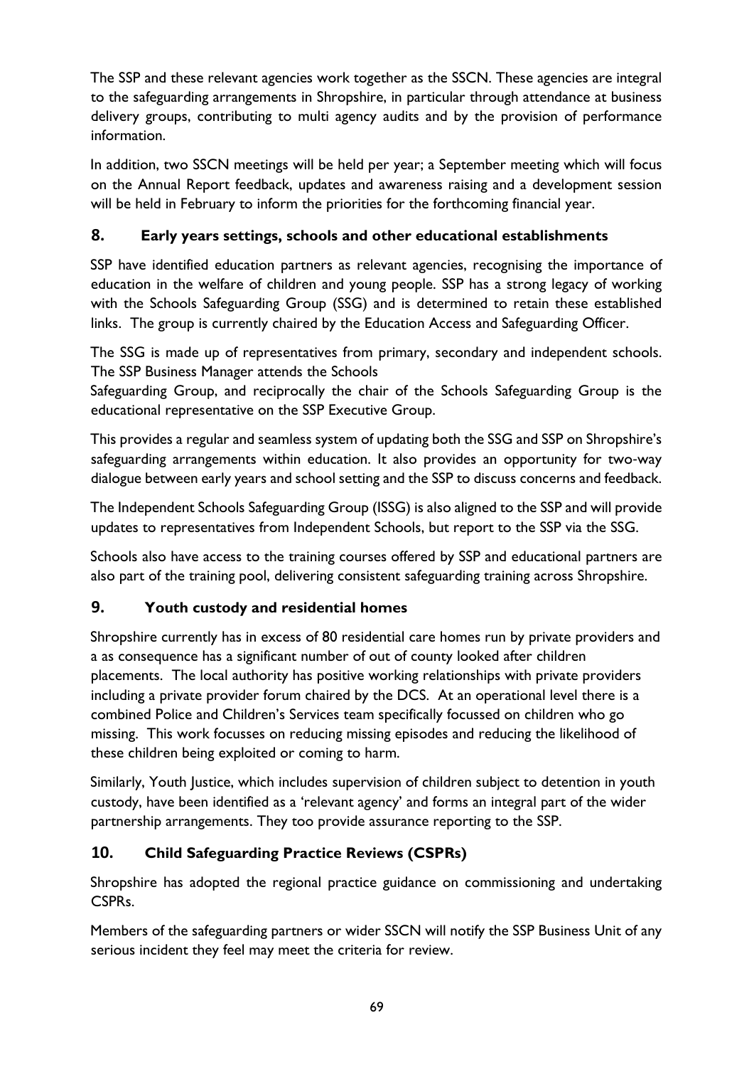The SSP and these relevant agencies work together as the SSCN. These agencies are integral to the safeguarding arrangements in Shropshire, in particular through attendance at business delivery groups, contributing to multi agency audits and by the provision of performance information.

In addition, two SSCN meetings will be held per year; a September meeting which will focus on the Annual Report feedback, updates and awareness raising and a development session will be held in February to inform the priorities for the forthcoming financial year.

## 8. Early years settings, schools and other educational establishments

SSP have identified education partners as relevant agencies, recognising the importance of education in the welfare of children and young people. SSP has a strong legacy of working with the Schools Safeguarding Group (SSG) and is determined to retain these established links. The group is currently chaired by the Education Access and Safeguarding Officer.

The SSG is made up of representatives from primary, secondary and independent schools. The SSP Business Manager attends the Schools Safeguarding Group, and reciprocally the chair of the Schools Safeguarding Group is the educational representative on the SSP Executive Group.

This provides a regular and seamless system of updating both the SSG and SSP on Shropshire's safeguarding arrangements within education. It also provides an opportunity for two-way dialogue between early years and school setting and the SSP to discuss concerns and feedback.

The Independent Schools Safeguarding Group (ISSG) is also aligned to the SSP and will provide updates to representatives from Independent Schools, but report to the SSP via the SSG.

Schools also have access to the training courses offered by SSP and educational partners are also part of the training pool, delivering consistent safeguarding training across Shropshire.

## 9. Youth custody and residential homes

Shropshire currently has in excess of 80 residential care homes run by private providers and a as consequence has a significant number of out of county looked after children placements. The local authority has positive working relationships with private providers including a private provider forum chaired by the DCS. At an operational level there is a combined Police and Children's Services team specifically focussed on children who go missing. This work focusses on reducing missing episodes and reducing the likelihood of these children being exploited or coming to harm.

Similarly, Youth Justice, which includes supervision of children subject to detention in youth custody, have been identified as a 'relevant agency' and forms an integral part of the wider partnership arrangements. They too provide assurance reporting to the SSP.

## 10. Child Safeguarding Practice Reviews (CSPRs)

Shropshire has adopted the regional practice guidance on commissioning and undertaking CSPRs.

Members of the safeguarding partners or wider SSCN will notify the SSP Business Unit of any serious incident they feel may meet the criteria for review.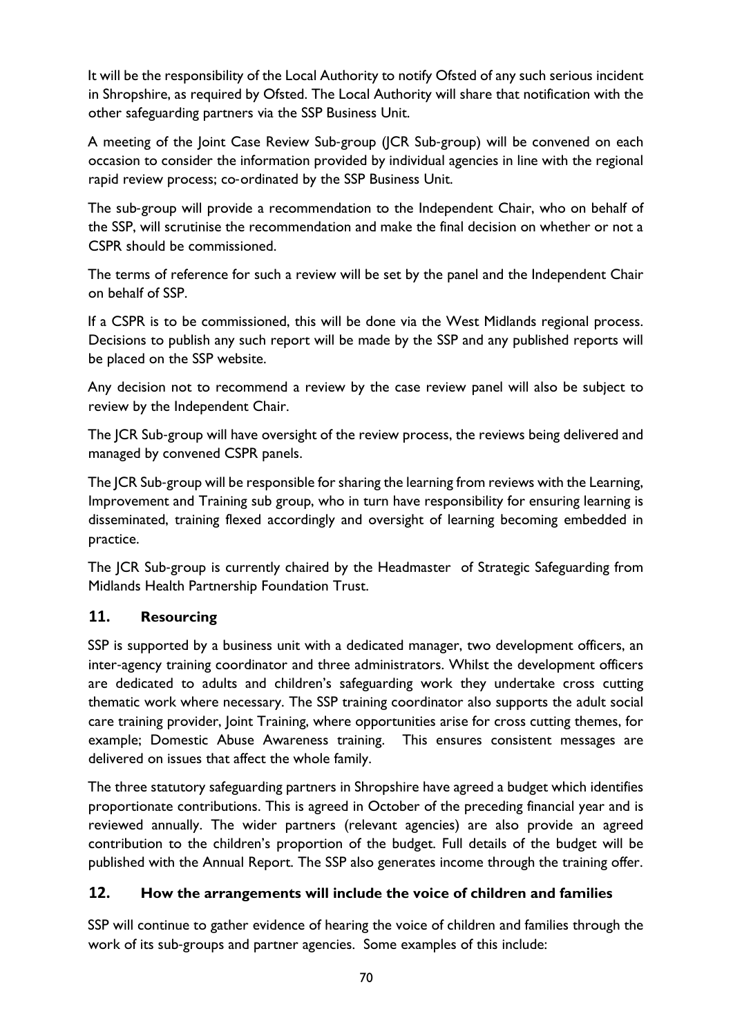It will be the responsibility of the Local Authority to notify Ofsted of any such serious incident in Shropshire, as required by Ofsted. The Local Authority will share that notification with the other safeguarding partners via the SSP Business Unit.

A meeting of the Joint Case Review Sub-group (JCR Sub-group) will be convened on each occasion to consider the information provided by individual agencies in line with the regional rapid review process; co-ordinated by the SSP Business Unit.

The sub-group will provide a recommendation to the Independent Chair, who on behalf of the SSP, will scrutinise the recommendation and make the final decision on whether or not a CSPR should be commissioned.

The terms of reference for such a review will be set by the panel and the Independent Chair on behalf of SSP.

If a CSPR is to be commissioned, this will be done via the West Midlands regional process. Decisions to publish any such report will be made by the SSP and any published reports will be placed on the SSP website.

Any decision not to recommend a review by the case review panel will also be subject to review by the Independent Chair.

The JCR Sub-group will have oversight of the review process, the reviews being delivered and managed by convened CSPR panels.

The JCR Sub-group will be responsible for sharing the learning from reviews with the Learning, Improvement and Training sub group, who in turn have responsibility for ensuring learning is disseminated, training flexed accordingly and oversight of learning becoming embedded in practice.

The JCR Sub-group is currently chaired by the Headmaster of Strategic Safeguarding from Midlands Health Partnership Foundation Trust.

## 11. Resourcing

SSP is supported by a business unit with a dedicated manager, two development officers, an inter-agency training coordinator and three administrators. Whilst the development officers are dedicated to adults and children's safeguarding work they undertake cross cutting thematic work where necessary. The SSP training coordinator also supports the adult social care training provider, Joint Training, where opportunities arise for cross cutting themes, for example; Domestic Abuse Awareness training. This ensures consistent messages are delivered on issues that affect the whole family.

The three statutory safeguarding partners in Shropshire have agreed a budget which identifies proportionate contributions. This is agreed in October of the preceding financial year and is reviewed annually. The wider partners (relevant agencies) are also provide an agreed contribution to the children's proportion of the budget. Full details of the budget will be published with the Annual Report. The SSP also generates income through the training offer.

## 12. How the arrangements will include the voice of children and families

SSP will continue to gather evidence of hearing the voice of children and families through the work of its sub-groups and partner agencies. Some examples of this include: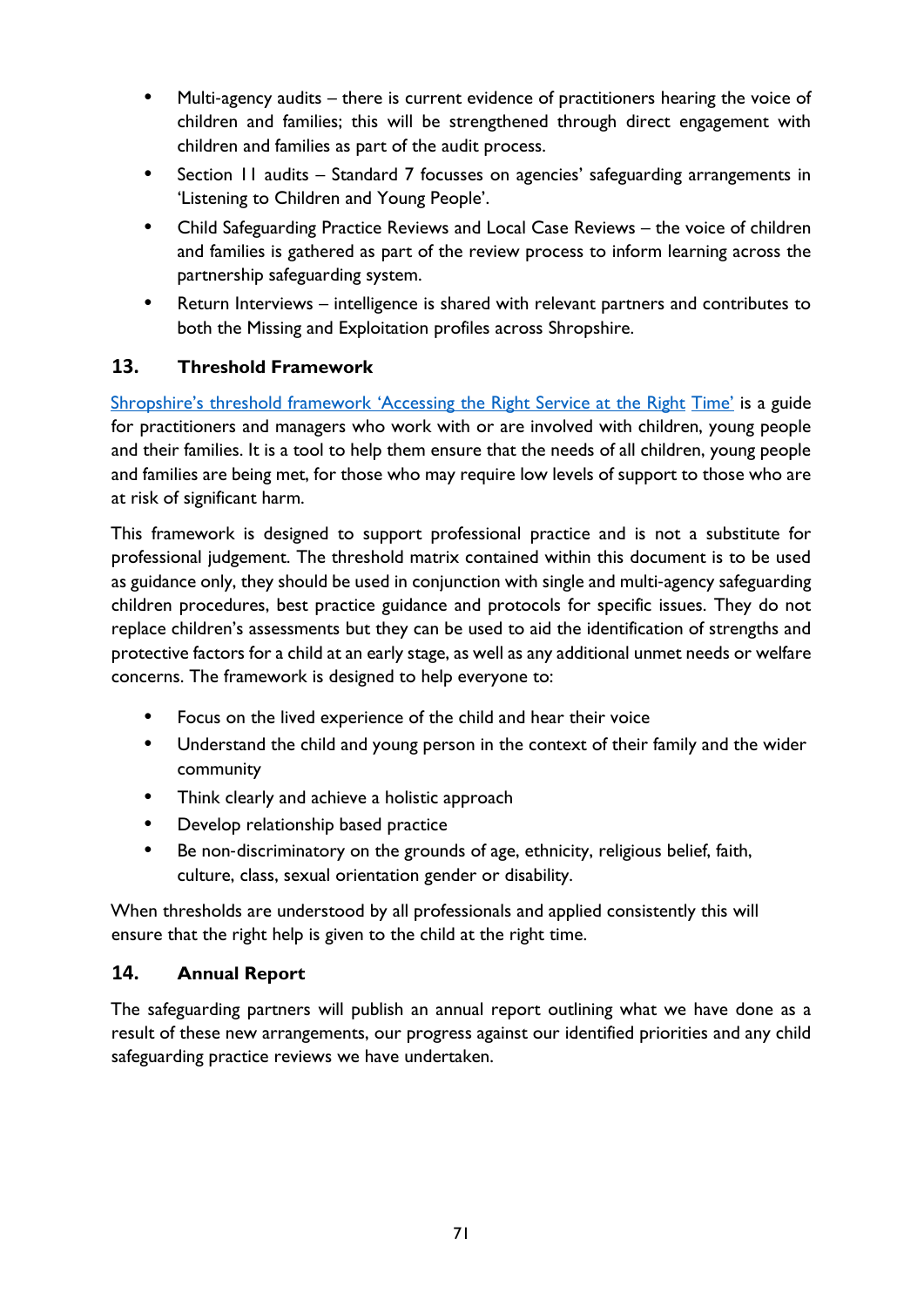- Multi-agency audits – there is current evidence of practitioners hearing the voice of children and families; this will be strengthened through direct engagement with children and families as part of the audit process.
- Section 11 audits – Standard 7 focusses on agencies' safeguarding arrangements in 'Listening to Children and Young People'.
- Child Safeguarding Practice Reviews and Local Case Reviews – the voice of children and families is gathered as part of the review process to inform learning across the partnership safeguarding system.
- Return Interviews – intelligence is shared with relevant partners and contributes to both the Missing and Exploitation profiles across Shropshire.

## 13. Threshold Framework

Shropshire's threshold framework 'Accessing the Right Service at the Right Time' is a guide for practitioners and managers who work with or are involved with children, young people and their families. It is a tool to help them ensure that the needs of all children, young people and families are being met, for those who may require low levels of support to those who are at risk of significant harm.

This framework is designed to support professional practice and is not a substitute for professional judgement. The threshold matrix contained within this document is to be used as guidance only, they should be used in conjunction with single and multi-agency safeguarding children procedures, best practice guidance and protocols for specific issues. They do not replace children's assessments but they can be used to aid the identification of strengths and protective factors for a child at an early stage, as well as any additional unmet needs or welfare concerns. The framework is designed to help everyone to:

- Focus on the lived experience of the child and hear their voice
- Understand the child and young person in the context of their family and the wider community
- Think clearly and achieve a holistic approach
- Develop relationship based practice
- Be non-discriminatory on the grounds of age, ethnicity, religious belief, faith, culture, class, sexual orientation gender or disability.

When thresholds are understood by all professionals and applied consistently this will ensure that the right help is given to the child at the right time.

## 14. Annual Report

The safeguarding partners will publish an annual report outlining what we have done as a result of these new arrangements, our progress against our identified priorities and any child safeguarding practice reviews we have undertaken.